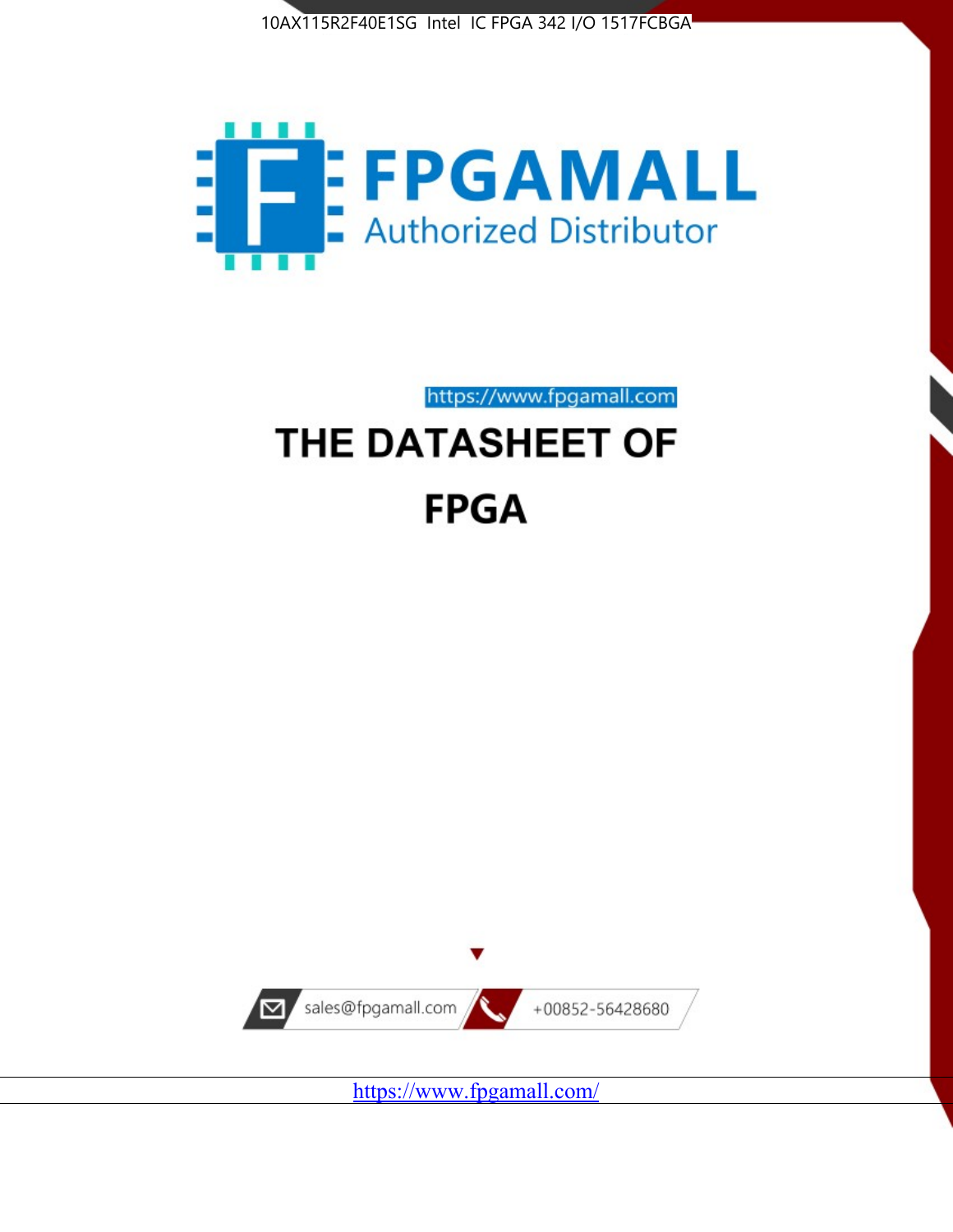10AX115R2F40E1SG Intel IC FPGA 342 I/O 1517FCBGA

FPGAMALL

Authorized Distributor

https://www.fpgamall.com

# THE DATASHEET OF

# FPGA

sales@fpgamall.com

+00852-56428680

https://www.fpgamall.com/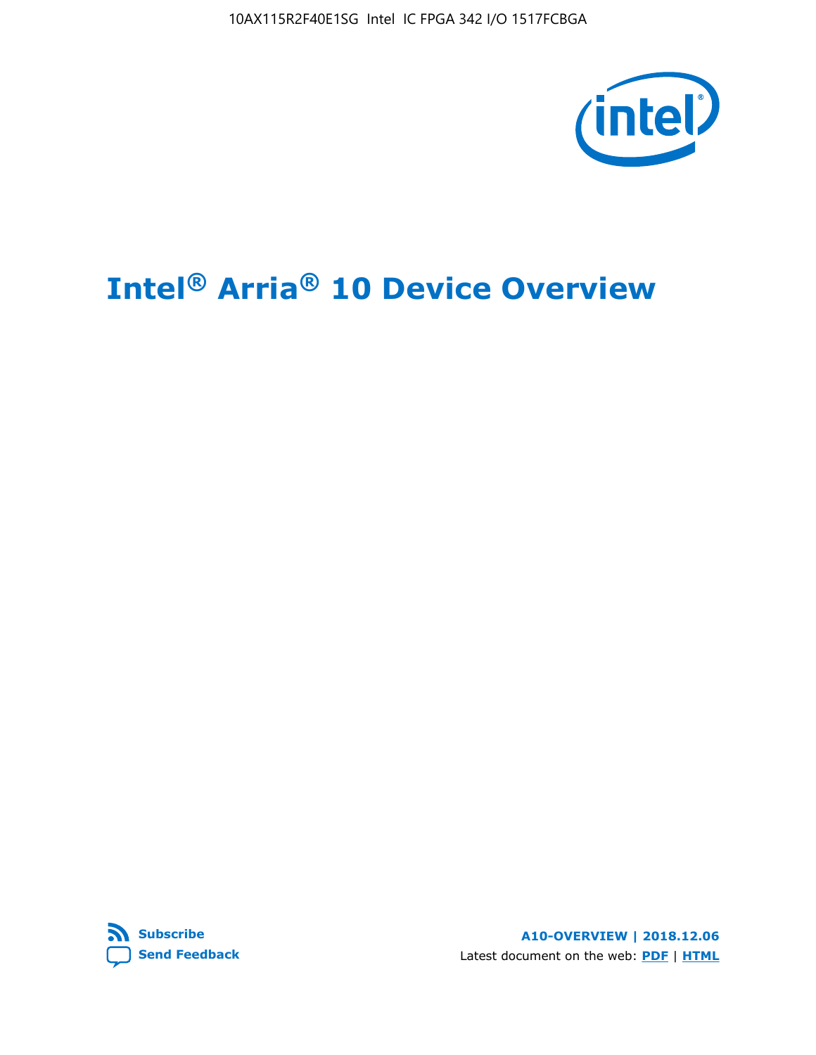# Intel® Arria® 10 Device Overview

**Subscribe**

**Send Feedback**

**A10-OVERVIEW | 2018.12.06**

Latest document on the web: **PDF** | **HTML**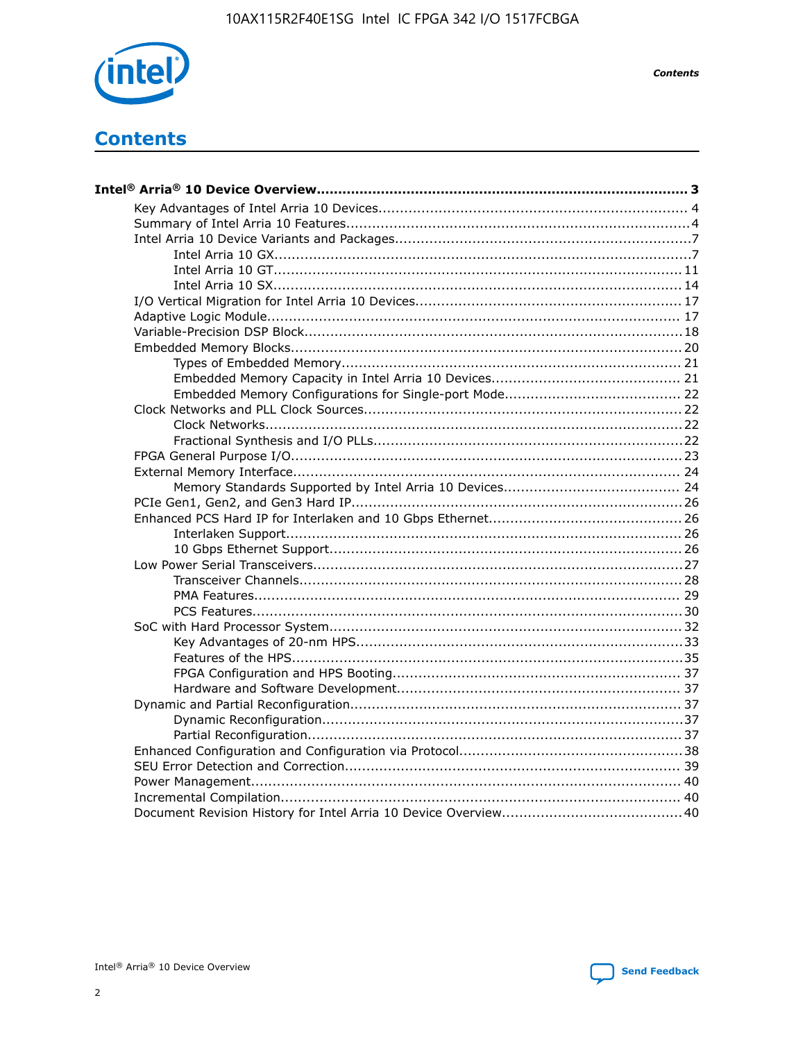# Contents

**Intel® Arria® 10 Device Overview...................................................................................... 3**

- Key Advantages of Intel Arria 10 Devices....................................................................... 4
- Summary of Intel Arria 10 Features................................................................................4
- Intel Arria 10 Device Variants and Packages....................................................................7
  - Intel Arria 10 GX................................................................................................7
  - Intel Arria 10 GT.............................................................................................. 11
  - Intel Arria 10 SX.............................................................................................. 14
- I/O Vertical Migration for Intel Arria 10 Devices............................................................. 17
- Adaptive Logic Module................................................................................................ 17
- Variable-Precision DSP Block.......................................................................................18
- Embedded Memory Blocks.......................................................................................... 20
  - Types of Embedded Memory.............................................................................. 21
  - Embedded Memory Capacity in Intel Arria 10 Devices............................................ 21
  - Embedded Memory Configurations for Single-port Mode......................................... 22
- Clock Networks and PLL Clock Sources......................................................................... 22
  - Clock Networks................................................................................................22
  - Fractional Synthesis and I/O PLLs.......................................................................22
- FPGA General Purpose I/O.......................................................................................... 23
- External Memory Interface.......................................................................................... 24
  - Memory Standards Supported by Intel Arria 10 Devices......................................... 24
- PCIe Gen1, Gen2, and Gen3 Hard IP............................................................................ 26
- Enhanced PCS Hard IP for Interlaken and 10 Gbps Ethernet............................................ 26
  - Interlaken Support........................................................................................... 26
  - 10 Gbps Ethernet Support................................................................................. 26
- Low Power Serial Transceivers..................................................................................... 27
  - Transceiver Channels........................................................................................ 28
  - PMA Features.................................................................................................. 29
  - PCS Features...................................................................................................30
- SoC with Hard Processor System.................................................................................. 32
  - Key Advantages of 20-nm HPS...........................................................................33
  - Features of the HPS..........................................................................................35
  - FPGA Configuration and HPS Booting.................................................................. 37
  - Hardware and Software Development................................................................. 37
- Dynamic and Partial Reconfiguration............................................................................ 37
  - Dynamic Reconfiguration...................................................................................37
  - Partial Reconfiguration......................................................................................37
- Enhanced Configuration and Configuration via Protocol...................................................38
- SEU Error Detection and Correction............................................................................. 39
- Power Management................................................................................................... 40
- Incremental Compilation............................................................................................ 40
- Document Revision History for Intel Arria 10 Device Overview.........................................40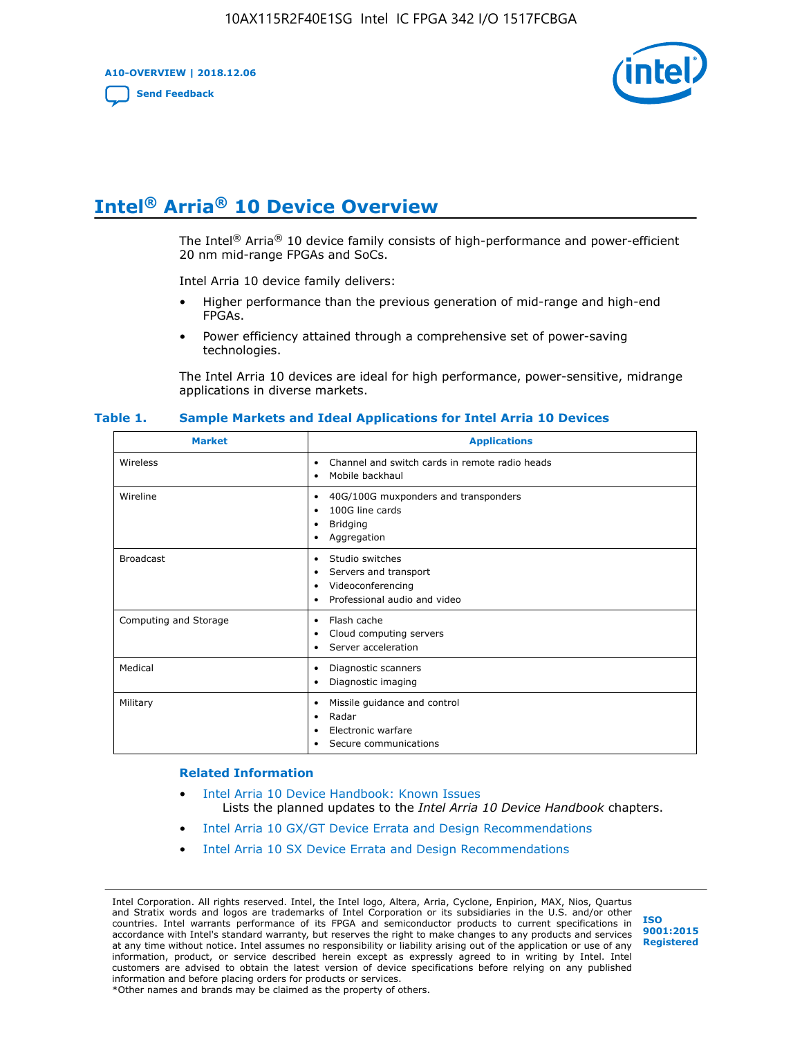# Intel® Arria® 10 Device Overview

The Intel® Arria® 10 device family consists of high-performance and power-efficient 20 nm mid-range FPGAs and SoCs.

Intel Arria 10 device family delivers:

- Higher performance than the previous generation of mid-range and high-end FPGAs.
- Power efficiency attained through a comprehensive set of power-saving technologies.

The Intel Arria 10 devices are ideal for high performance, power-sensitive, midrange applications in diverse markets.

**Table 1. Sample Markets and Ideal Applications for Intel Arria 10 Devices**

| Market | Applications |
|---|---|
| Wireless | • Channel and switch cards in remote radio heads<br>• Mobile backhaul |
| Wireline | • 40G/100G muxponders and transponders<br>• 100G line cards<br>• Bridging<br>• Aggregation |
| Broadcast | • Studio switches<br>• Servers and transport<br>• Videoconferencing<br>• Professional audio and video |
| Computing and Storage | • Flash cache<br>• Cloud computing servers<br>• Server acceleration |
| Medical | • Diagnostic scanners<br>• Diagnostic imaging |
| Military | • Missile guidance and control<br>• Radar<br>• Electronic warfare<br>• Secure communications |

### Related Information

- Intel Arria 10 Device Handbook: Known Issues
  Lists the planned updates to the *Intel Arria 10 Device Handbook* chapters.
- Intel Arria 10 GX/GT Device Errata and Design Recommendations
- Intel Arria 10 SX Device Errata and Design Recommendations

Intel Corporation. All rights reserved. Intel, the Intel logo, Altera, Arria, Cyclone, Enpirion, MAX, Nios, Quartus and Stratix words and logos are trademarks of Intel Corporation or its subsidiaries in the U.S. and/or other countries. Intel warrants performance of its FPGA and semiconductor products to current specifications in accordance with Intel's standard warranty, but reserves the right to make changes to any products and services at any time without notice. Intel assumes no responsibility or liability arising out of the application or use of any information, product, or service described herein except as expressly agreed to in writing by Intel. Intel customers are advised to obtain the latest version of device specifications before relying on any published information and before placing orders for products or services.
*Other names and brands may be claimed as the property of others.

ISO 9001:2015 Registered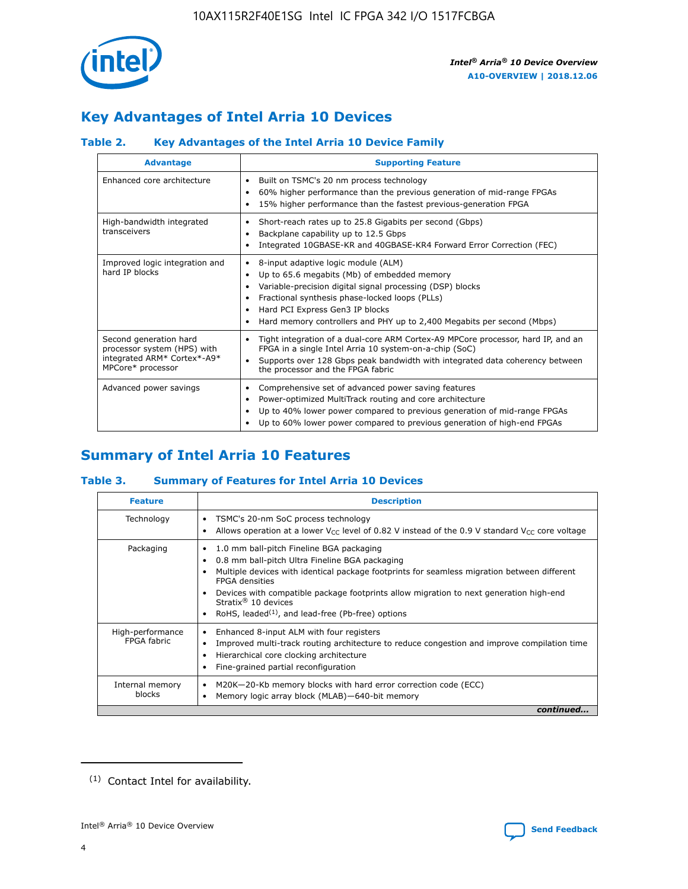# Key Advantages of Intel Arria 10 Devices

### Table 2. Key Advantages of the Intel Arria 10 Device Family

| Advantage | Supporting Feature |
|---|---|
| Enhanced core architecture | • Built on TSMC's 20 nm process technology<br>• 60% higher performance than the previous generation of mid-range FPGAs<br>• 15% higher performance than the fastest previous-generation FPGA |
| High-bandwidth integrated transceivers | • Short-reach rates up to 25.8 Gigabits per second (Gbps)<br>• Backplane capability up to 12.5 Gbps<br>• Integrated 10GBASE-KR and 40GBASE-KR4 Forward Error Correction (FEC) |
| Improved logic integration and hard IP blocks | • 8-input adaptive logic module (ALM)<br>• Up to 65.6 megabits (Mb) of embedded memory<br>• Variable-precision digital signal processing (DSP) blocks<br>• Fractional synthesis phase-locked loops (PLLs)<br>• Hard PCI Express Gen3 IP blocks<br>• Hard memory controllers and PHY up to 2,400 Megabits per second (Mbps) |
| Second generation hard processor system (HPS) with integrated ARM* Cortex*-A9* MPCore* processor | • Tight integration of a dual-core ARM Cortex-A9 MPCore processor, hard IP, and an FPGA in a single Intel Arria 10 system-on-a-chip (SoC)<br>• Supports over 128 Gbps peak bandwidth with integrated data coherency between the processor and the FPGA fabric |
| Advanced power savings | • Comprehensive set of advanced power saving features<br>• Power-optimized MultiTrack routing and core architecture<br>• Up to 40% lower power compared to previous generation of mid-range FPGAs<br>• Up to 60% lower power compared to previous generation of high-end FPGAs |

# Summary of Intel Arria 10 Features

### Table 3. Summary of Features for Intel Arria 10 Devices

| Feature | Description |
|---|---|
| Technology | • TSMC's 20-nm SoC process technology<br>• Allows operation at a lower $V_{CC}$ level of 0.82 V instead of the 0.9 V standard $V_{CC}$ core voltage |
| Packaging | • 1.0 mm ball-pitch Fineline BGA packaging<br>• 0.8 mm ball-pitch Ultra Fineline BGA packaging<br>• Multiple devices with identical package footprints for seamless migration between different FPGA densities<br>• Devices with compatible package footprints allow migration to next generation high-end Stratix® 10 devices<br>• RoHS, leaded[(1)], and lead-free (Pb-free) options |
| High-performance FPGA fabric | • Enhanced 8-input ALM with four registers<br>• Improved multi-track routing architecture to reduce congestion and improve compilation time<br>• Hierarchical core clocking architecture<br>• Fine-grained partial reconfiguration |
| Internal memory blocks | • M20K—20-Kb memory blocks with hard error correction code (ECC)<br>• Memory logic array block (MLAB)—640-bit memory |

*continued...*

(1) Contact Intel for availability.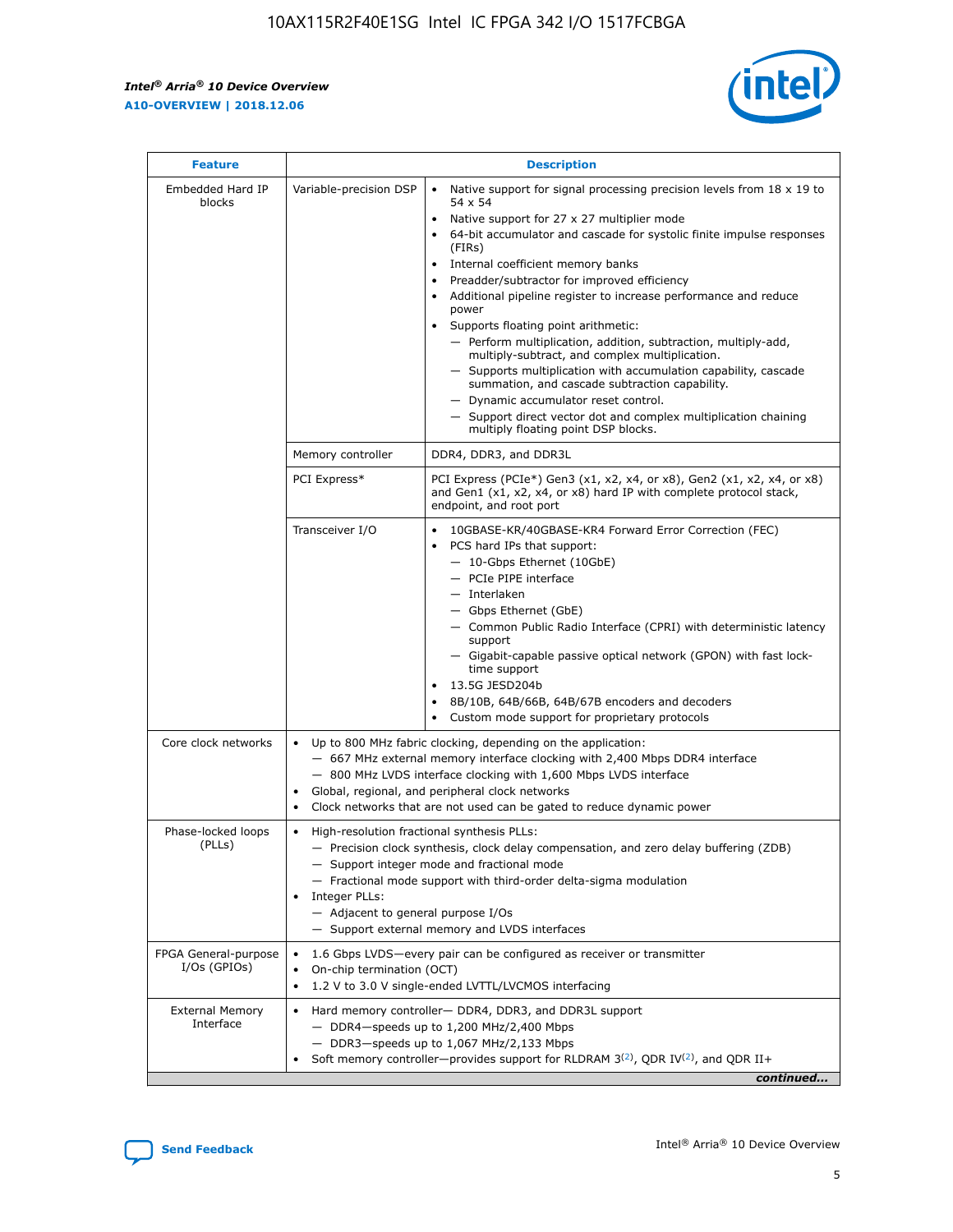| Feature | Description | |
|---|---|---|
| Embedded Hard IP blocks | Variable-precision DSP | • Native support for signal processing precision levels from 18 x 19 to 54 x 54<br>• Native support for 27 x 27 multiplier mode<br>• 64-bit accumulator and cascade for systolic finite impulse responses (FIRs)<br>• Internal coefficient memory banks<br>• Preadder/subtractor for improved efficiency<br>• Additional pipeline register to increase performance and reduce power<br>• Supports floating point arithmetic:<br>— Perform multiplication, addition, subtraction, multiply-add, multiply-subtract, and complex multiplication.<br>— Supports multiplication with accumulation capability, cascade summation, and cascade subtraction capability.<br>— Dynamic accumulator reset control.<br>— Support direct vector dot and complex multiplication chaining multiply floating point DSP blocks. |
| | Memory controller | DDR4, DDR3, and DDR3L |
| | PCI Express* | PCI Express (PCIe*) Gen3 (x1, x2, x4, or x8), Gen2 (x1, x2, x4, or x8) and Gen1 (x1, x2, x4, or x8) hard IP with complete protocol stack, endpoint, and root port |
| | Transceiver I/O | • 10GBASE-KR/40GBASE-KR4 Forward Error Correction (FEC)<br>• PCS hard IPs that support:<br>— 10-Gbps Ethernet (10GbE)<br>— PCIe PIPE interface<br>— Interlaken<br>— Gbps Ethernet (GbE)<br>— Common Public Radio Interface (CPRI) with deterministic latency support<br>— Gigabit-capable passive optical network (GPON) with fast lock-time support<br>• 13.5G JESD204b<br>• 8B/10B, 64B/66B, 64B/67B encoders and decoders<br>• Custom mode support for proprietary protocols |
| Core clock networks | • Up to 800 MHz fabric clocking, depending on the application:<br>— 667 MHz external memory interface clocking with 2,400 Mbps DDR4 interface<br>— 800 MHz LVDS interface clocking with 1,600 Mbps LVDS interface<br>• Global, regional, and peripheral clock networks<br>• Clock networks that are not used can be gated to reduce dynamic power | |
| Phase-locked loops (PLLs) | • High-resolution fractional synthesis PLLs:<br>— Precision clock synthesis, clock delay compensation, and zero delay buffering (ZDB)<br>— Support integer mode and fractional mode<br>— Fractional mode support with third-order delta-sigma modulation<br>• Integer PLLs:<br>— Adjacent to general purpose I/Os<br>— Support external memory and LVDS interfaces | |
| FPGA General-purpose I/Os (GPIOs) | • 1.6 Gbps LVDS—every pair can be configured as receiver or transmitter<br>• On-chip termination (OCT)<br>• 1.2 V to 3.0 V single-ended LVTTL/LVCMOS interfacing | |
| External Memory Interface | • Hard memory controller— DDR4, DDR3, and DDR3L support<br>— DDR4—speeds up to 1,200 MHz/2,400 Mbps<br>— DDR3—speeds up to 1,067 MHz/2,133 Mbps<br>• Soft memory controller—provides support for RLDRAM 3[(2)], QDR IV[(2)], and QDR II+ | |

*continued...*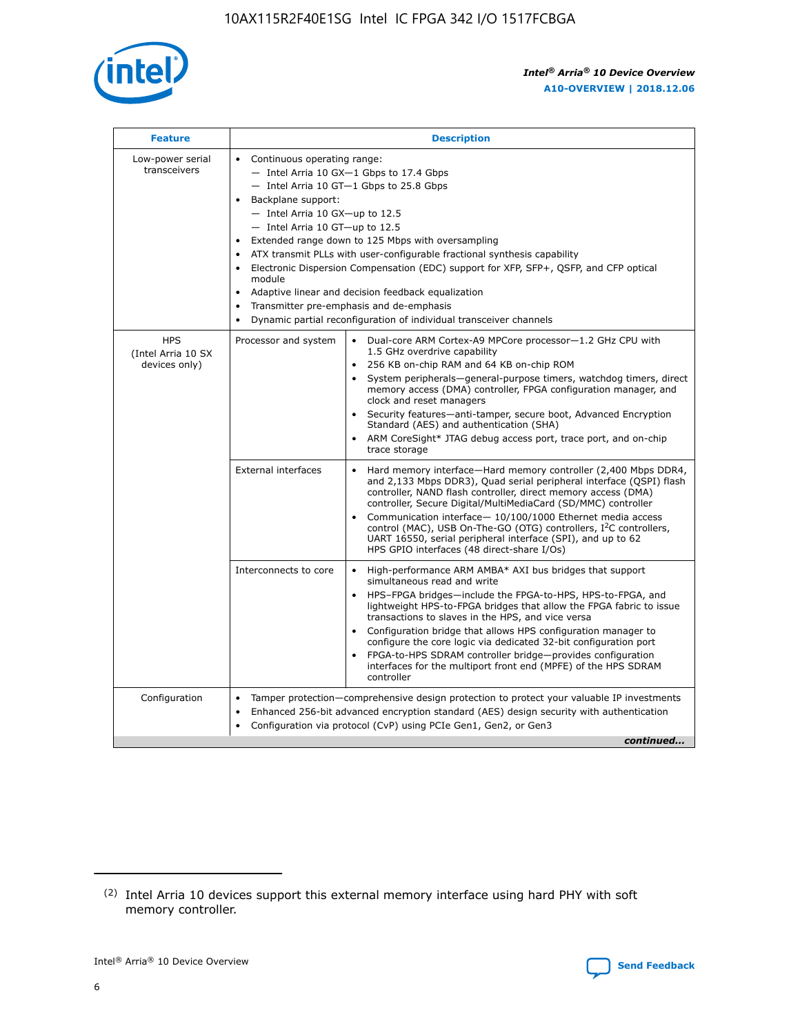| Feature | Description | |
|---|---|---|
| Low-power serial transceivers | • Continuous operating range:<br>— Intel Arria 10 GX—1 Gbps to 17.4 Gbps<br>— Intel Arria 10 GT—1 Gbps to 25.8 Gbps<br>• Backplane support:<br>— Intel Arria 10 GX—up to 12.5<br>— Intel Arria 10 GT—up to 12.5<br>• Extended range down to 125 Mbps with oversampling<br>• ATX transmit PLLs with user-configurable fractional synthesis capability<br>• Electronic Dispersion Compensation (EDC) support for XFP, SFP+, QSFP, and CFP optical module<br>• Adaptive linear and decision feedback equalization<br>• Transmitter pre-emphasis and de-emphasis<br>• Dynamic partial reconfiguration of individual transceiver channels | |
| HPS (Intel Arria 10 SX devices only) | Processor and system | • Dual-core ARM Cortex-A9 MPCore processor—1.2 GHz CPU with 1.5 GHz overdrive capability<br>• 256 KB on-chip RAM and 64 KB on-chip ROM<br>• System peripherals—general-purpose timers, watchdog timers, direct memory access (DMA) controller, FPGA configuration manager, and clock and reset managers<br>• Security features—anti-tamper, secure boot, Advanced Encryption Standard (AES) and authentication (SHA)<br>• ARM CoreSight* JTAG debug access port, trace port, and on-chip trace storage |
| | External interfaces | • Hard memory interface—Hard memory controller (2,400 Mbps DDR4, and 2,133 Mbps DDR3), Quad serial peripheral interface (QSPI) flash controller, NAND flash controller, direct memory access (DMA) controller, Secure Digital/MultiMediaCard (SD/MMC) controller<br>• Communication interface— 10/100/1000 Ethernet media access control (MAC), USB On-The-GO (OTG) controllers, I$^2$C controllers, UART 16550, serial peripheral interface (SPI), and up to 62 HPS GPIO interfaces (48 direct-share I/Os) |
| | Interconnects to core | • High-performance ARM AMBA* AXI bus bridges that support simultaneous read and write<br>• HPS–FPGA bridges—include the FPGA-to-HPS, HPS-to-FPGA, and lightweight HPS-to-FPGA bridges that allow the FPGA fabric to issue transactions to slaves in the HPS, and vice versa<br>• Configuration bridge that allows HPS configuration manager to configure the core logic via dedicated 32-bit configuration port<br>• FPGA-to-HPS SDRAM controller bridge—provides configuration interfaces for the multiport front end (MPFE) of the HPS SDRAM controller |
| Configuration | • Tamper protection—comprehensive design protection to protect your valuable IP investments<br>• Enhanced 256-bit advanced encryption standard (AES) design security with authentication<br>• Configuration via protocol (CvP) using PCIe Gen1, Gen2, or Gen3 | |

*continued...*

(2) Intel Arria 10 devices support this external memory interface using hard PHY with soft memory controller.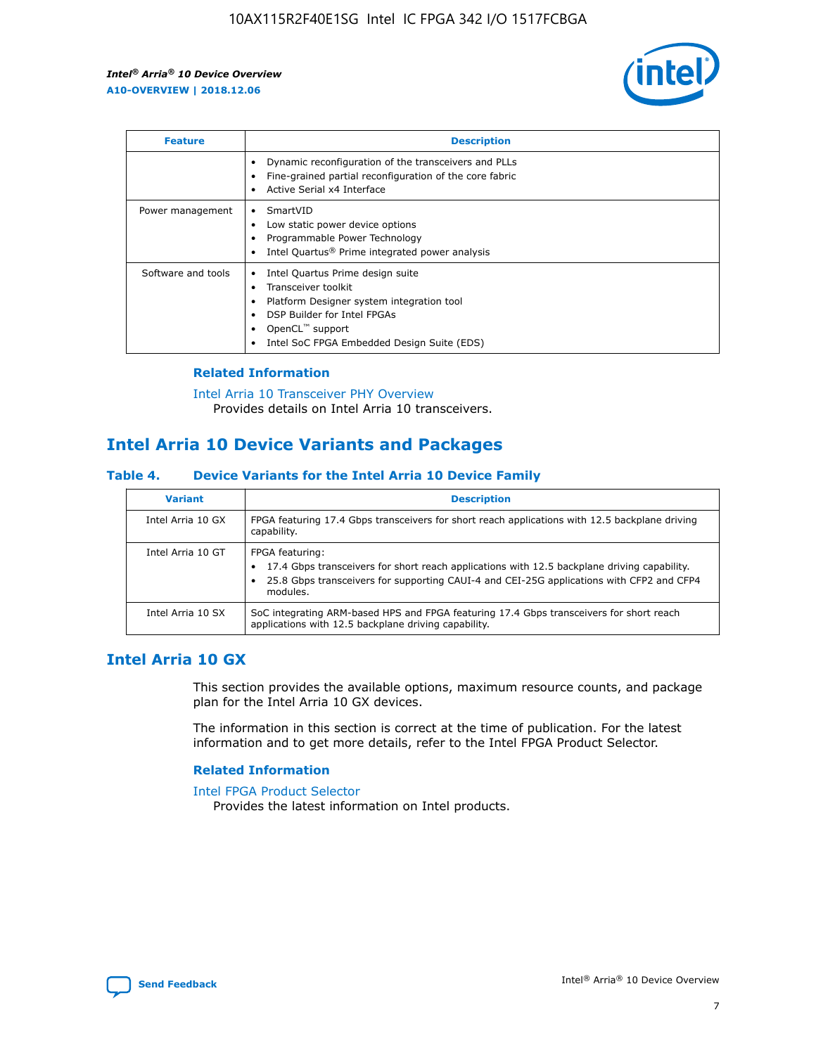| Feature | Description |
| --- | --- |
| | • Dynamic reconfiguration of the transceivers and PLLs<br>• Fine-grained partial reconfiguration of the core fabric<br>• Active Serial x4 Interface |
| Power management | • SmartVID<br>• Low static power device options<br>• Programmable Power Technology<br>• Intel Quartus® Prime integrated power analysis |
| Software and tools | • Intel Quartus Prime design suite<br>• Transceiver toolkit<br>• Platform Designer system integration tool<br>• DSP Builder for Intel FPGAs<br>• OpenCL™ support<br>• Intel SoC FPGA Embedded Design Suite (EDS) |

### Related Information

Intel Arria 10 Transceiver PHY Overview
Provides details on Intel Arria 10 transceivers.

## Intel Arria 10 Device Variants and Packages

### Table 4. Device Variants for the Intel Arria 10 Device Family

| Variant | Description |
| --- | --- |
| Intel Arria 10 GX | FPGA featuring 17.4 Gbps transceivers for short reach applications with 12.5 backplane driving capability. |
| Intel Arria 10 GT | FPGA featuring:<br>• 17.4 Gbps transceivers for short reach applications with 12.5 backplane driving capability.<br>• 25.8 Gbps transceivers for supporting CAUI-4 and CEI-25G applications with CFP2 and CFP4 modules. |
| Intel Arria 10 SX | SoC integrating ARM-based HPS and FPGA featuring 17.4 Gbps transceivers for short reach applications with 12.5 backplane driving capability. |

## Intel Arria 10 GX

This section provides the available options, maximum resource counts, and package plan for the Intel Arria 10 GX devices.

The information in this section is correct at the time of publication. For the latest information and to get more details, refer to the Intel FPGA Product Selector.

### Related Information

Intel FPGA Product Selector
Provides the latest information on Intel products.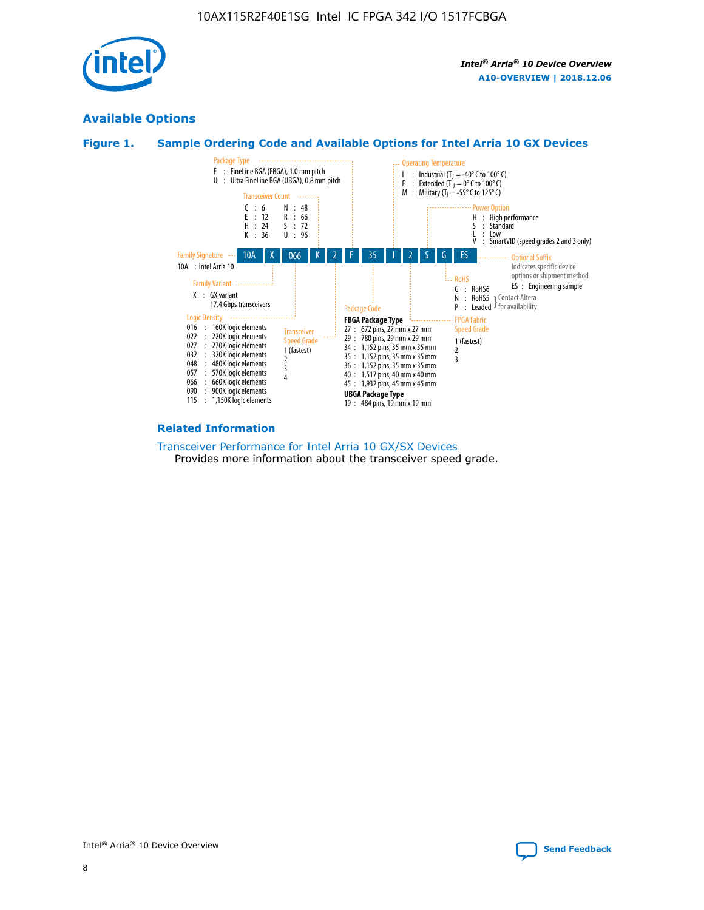## Available Options

### Figure 1. Sample Ordering Code and Available Options for Intel Arria 10 GX Devices

| 10A | X | 066 | K | 2 | F | 35 | I | 2 | S | G | ES |
|---|---|---|---|---|---|---|---|---|---|---|---|

**Family Signature**
- 10A : Intel Arria 10

**Family Variant**
- X : GX variant 17.4 Gbps transceivers

**Logic Density**
- 016 : 160K logic elements
- 022 : 220K logic elements
- 027 : 270K logic elements
- 032 : 320K logic elements
- 048 : 480K logic elements
- 057 : 570K logic elements
- 066 : 660K logic elements
- 090 : 900K logic elements
- 115 : 1,150K logic elements

**Transceiver Count**
- C : 6
- E : 12
- H : 24
- K : 36
- N : 48
- R : 66
- S : 72
- U : 96

**Transceiver Speed Grade**
- 1 (fastest)
- 2
- 3
- 4

**Package Type**
- F : FineLine BGA (FBGA), 1.0 mm pitch
- U : Ultra FineLine BGA (UBGA), 0.8 mm pitch

**Package Code**

**FBGA Package Type**
- 27 : 672 pins, 27 mm x 27 mm
- 29 : 780 pins, 29 mm x 29 mm
- 34 : 1,152 pins, 35 mm x 35 mm
- 35 : 1,152 pins, 35 mm x 35 mm
- 36 : 1,152 pins, 35 mm x 35 mm
- 40 : 1,517 pins, 40 mm x 40 mm
- 45 : 1,932 pins, 45 mm x 45 mm

**UBGA Package Type**
- 19 : 484 pins, 19 mm x 19 mm

**Operating Temperature**
- I : Industrial ($T_J$ = -40° C to 100° C)
- E : Extended ($T_J$ = 0° C to 100° C)
- M : Military ($T_J$ = -55° C to 125° C)

**FPGA Fabric Speed Grade**
- 1 (fastest)
- 2
- 3

**Power Option**
- H : High performance
- S : Standard
- L : Low
- V : SmartVID (speed grades 2 and 3 only)

**RoHS**
- G : RoHS6
- N : RoHS5 (Contact Altera for availability)
- P : Leaded (Contact Altera for availability)

**Optional Suffix**

Indicates specific device options or shipment method
- ES : Engineering sample

### Related Information

Transceiver Performance for Intel Arria 10 GX/SX Devices

Provides more information about the transceiver speed grade.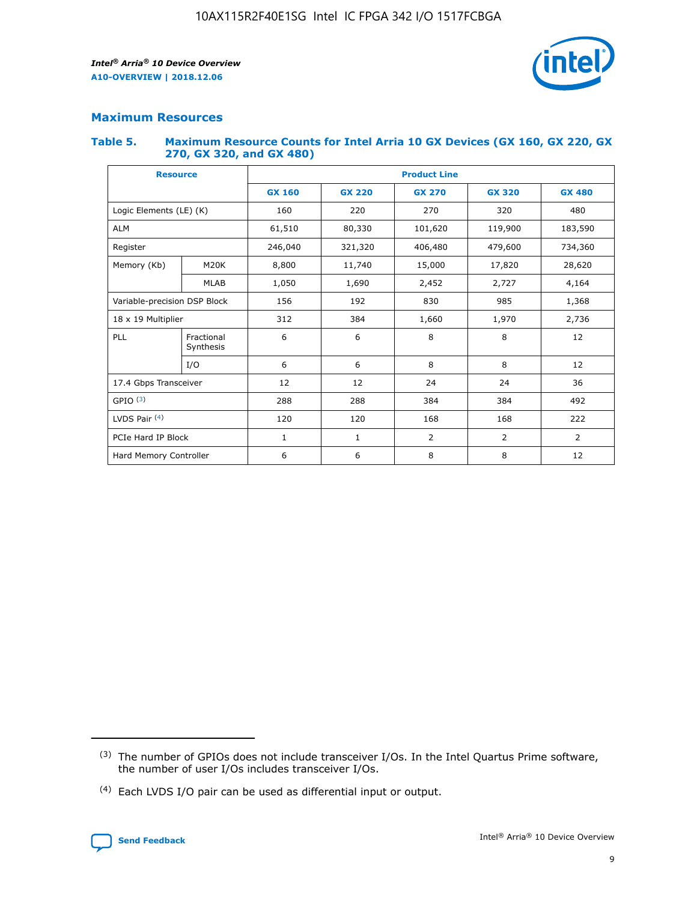## Maximum Resources

### Table 5. Maximum Resource Counts for Intel Arria 10 GX Devices (GX 160, GX 220, GX 270, GX 320, and GX 480)

| Resource | | Product Line | | | | |
|---|---|---|---|---|---|---|
| | | GX 160 | GX 220 | GX 270 | GX 320 | GX 480 |
| Logic Elements (LE) (K) | | 160 | 220 | 270 | 320 | 480 |
| ALM | | 61,510 | 80,330 | 101,620 | 119,900 | 183,590 |
| Register | | 246,040 | 321,320 | 406,480 | 479,600 | 734,360 |
| Memory (Kb) | M20K | 8,800 | 11,740 | 15,000 | 17,820 | 28,620 |
| | MLAB | 1,050 | 1,690 | 2,452 | 2,727 | 4,164 |
| Variable-precision DSP Block | | 156 | 192 | 830 | 985 | 1,368 |
| 18 x 19 Multiplier | | 312 | 384 | 1,660 | 1,970 | 2,736 |
| PLL | Fractional Synthesis | 6 | 6 | 8 | 8 | 12 |
| | I/O | 6 | 6 | 8 | 8 | 12 |
| 17.4 Gbps Transceiver | | 12 | 12 | 24 | 24 | 36 |
| GPIO [(3)] | | 288 | 288 | 384 | 384 | 492 |
| LVDS Pair [(4)] | | 120 | 120 | 168 | 168 | 222 |
| PCIe Hard IP Block | | 1 | 1 | 2 | 2 | 2 |
| Hard Memory Controller | | 6 | 6 | 8 | 8 | 12 |

(3) The number of GPIOs does not include transceiver I/Os. In the Intel Quartus Prime software, the number of user I/Os includes transceiver I/Os.

(4) Each LVDS I/O pair can be used as differential input or output.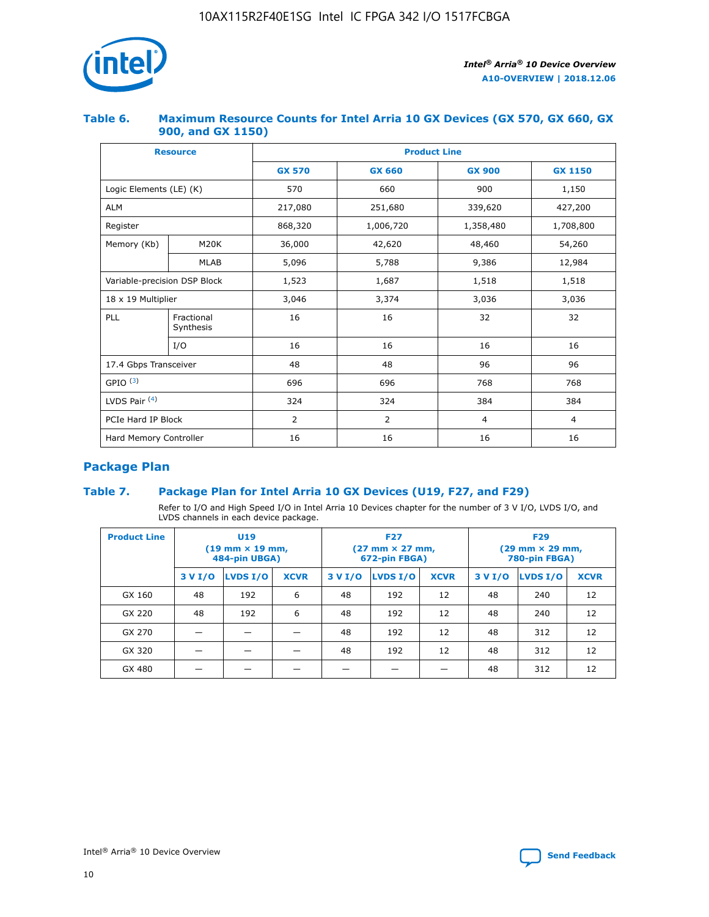### Table 6. Maximum Resource Counts for Intel Arria 10 GX Devices (GX 570, GX 660, GX 900, and GX 1150)

| Resource | | Product Line | | | |
|---|---|---|---|---|---|
| | | GX 570 | GX 660 | GX 900 | GX 1150 |
| Logic Elements (LE) (K) | | 570 | 660 | 900 | 1,150 |
| ALM | | 217,080 | 251,680 | 339,620 | 427,200 |
| Register | | 868,320 | 1,006,720 | 1,358,480 | 1,708,800 |
| Memory (Kb) | M20K | 36,000 | 42,620 | 48,460 | 54,260 |
| | MLAB | 5,096 | 5,788 | 9,386 | 12,984 |
| Variable-precision DSP Block | | 1,523 | 1,687 | 1,518 | 1,518 |
| 18 x 19 Multiplier | | 3,046 | 3,374 | 3,036 | 3,036 |
| PLL | Fractional Synthesis | 16 | 16 | 32 | 32 |
| | I/O | 16 | 16 | 16 | 16 |
| 17.4 Gbps Transceiver | | 48 | 48 | 96 | 96 |
| GPIO [(3)] | | 696 | 696 | 768 | 768 |
| LVDS Pair [(4)] | | 324 | 324 | 384 | 384 |
| PCIe Hard IP Block | | 2 | 2 | 4 | 4 |
| Hard Memory Controller | | 16 | 16 | 16 | 16 |

## Package Plan

### Table 7. Package Plan for Intel Arria 10 GX Devices (U19, F27, and F29)

Refer to I/O and High Speed I/O in Intel Arria 10 Devices chapter for the number of 3 V I/O, LVDS I/O, and LVDS channels in each device package.

| Product Line | U19 (19 mm × 19 mm, 484-pin UBGA) | | | F27 (27 mm × 27 mm, 672-pin FBGA) | | | F29 (29 mm × 29 mm, 780-pin FBGA) | | |
|---|---|---|---|---|---|---|---|---|---|
| | 3 V I/O | LVDS I/O | XCVR | 3 V I/O | LVDS I/O | XCVR | 3 V I/O | LVDS I/O | XCVR |
| GX 160 | 48 | 192 | 6 | 48 | 192 | 12 | 48 | 240 | 12 |
| GX 220 | 48 | 192 | 6 | 48 | 192 | 12 | 48 | 240 | 12 |
| GX 270 | — | — | — | 48 | 192 | 12 | 48 | 312 | 12 |
| GX 320 | — | — | — | 48 | 192 | 12 | 48 | 312 | 12 |
| GX 480 | — | — | — | — | — | — | 48 | 312 | 12 |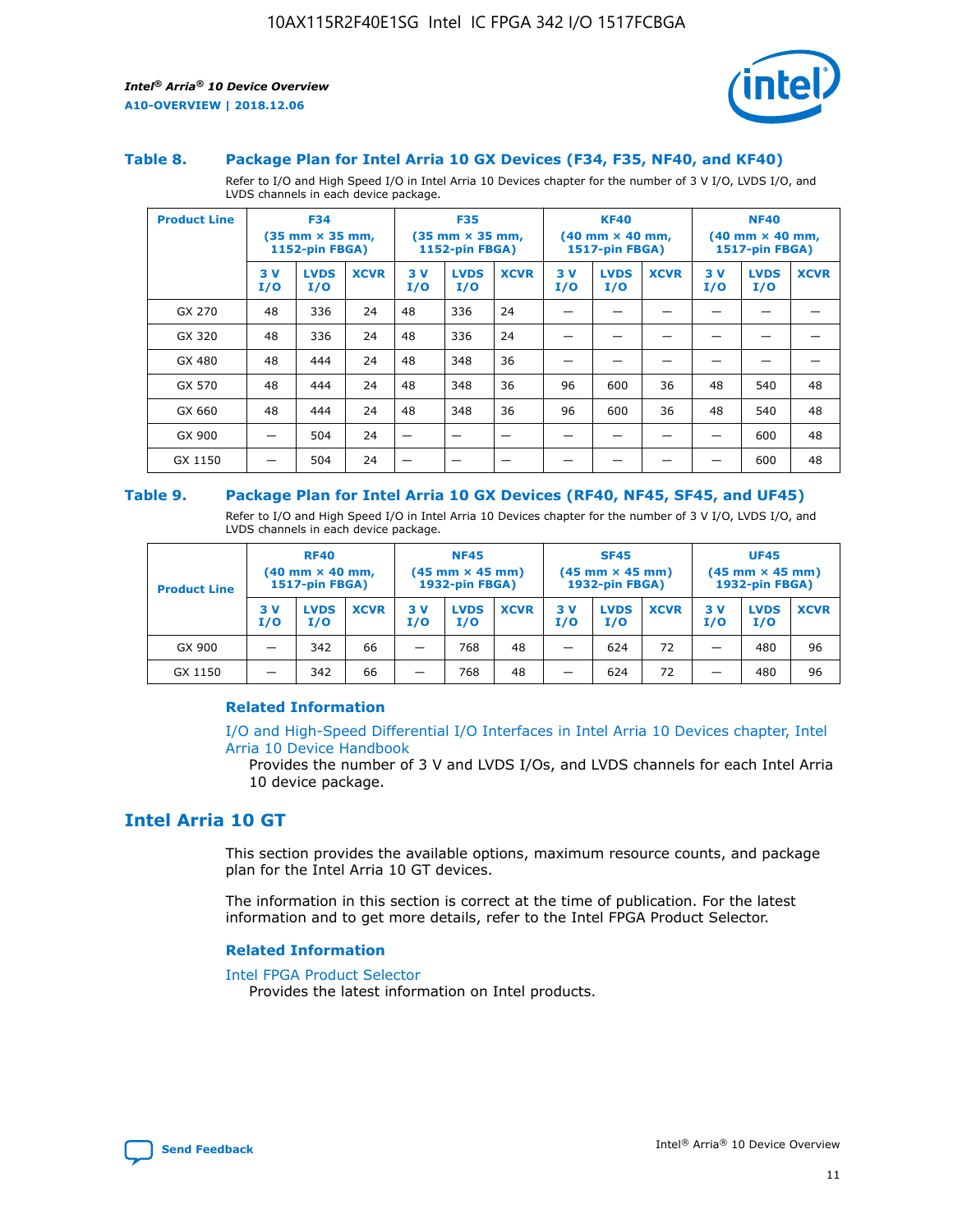### Table 8. Package Plan for Intel Arria 10 GX Devices (F34, F35, NF40, and KF40)

Refer to I/O and High Speed I/O in Intel Arria 10 Devices chapter for the number of 3 V I/O, LVDS I/O, and LVDS channels in each device package.

| Product Line | F34 (35 mm × 35 mm, 1152-pin FBGA) | | | F35 (35 mm × 35 mm, 1152-pin FBGA) | | | KF40 (40 mm × 40 mm, 1517-pin FBGA) | | | NF40 (40 mm × 40 mm, 1517-pin FBGA) | | |
|---|---|---|---|---|---|---|---|---|---|---|---|---|
| | 3 V I/O | LVDS I/O | XCVR | 3 V I/O | LVDS I/O | XCVR | 3 V I/O | LVDS I/O | XCVR | 3 V I/O | LVDS I/O | XCVR |
| GX 270 | 48 | 336 | 24 | 48 | 336 | 24 | — | — | — | — | — | — |
| GX 320 | 48 | 336 | 24 | 48 | 336 | 24 | — | — | — | — | — | — |
| GX 480 | 48 | 444 | 24 | 48 | 348 | 36 | — | — | — | — | — | — |
| GX 570 | 48 | 444 | 24 | 48 | 348 | 36 | 96 | 600 | 36 | 48 | 540 | 48 |
| GX 660 | 48 | 444 | 24 | 48 | 348 | 36 | 96 | 600 | 36 | 48 | 540 | 48 |
| GX 900 | — | 504 | 24 | — | — | — | — | — | — | — | 600 | 48 |
| GX 1150 | — | 504 | 24 | — | — | — | — | — | — | — | 600 | 48 |

### Table 9. Package Plan for Intel Arria 10 GX Devices (RF40, NF45, SF45, and UF45)

Refer to I/O and High Speed I/O in Intel Arria 10 Devices chapter for the number of 3 V I/O, LVDS I/O, and LVDS channels in each device package.

| Product Line | RF40 (40 mm × 40 mm, 1517-pin FBGA) | | | NF45 (45 mm × 45 mm) 1932-pin FBGA) | | | SF45 (45 mm × 45 mm) 1932-pin FBGA) | | | UF45 (45 mm × 45 mm) 1932-pin FBGA) | | |
|---|---|---|---|---|---|---|---|---|---|---|---|---|
| | 3 V I/O | LVDS I/O | XCVR | 3 V I/O | LVDS I/O | XCVR | 3 V I/O | LVDS I/O | XCVR | 3 V I/O | LVDS I/O | XCVR |
| GX 900 | — | 342 | 66 | — | 768 | 48 | — | 624 | 72 | — | 480 | 96 |
| GX 1150 | — | 342 | 66 | — | 768 | 48 | — | 624 | 72 | — | 480 | 96 |

#### Related Information

I/O and High-Speed Differential I/O Interfaces in Intel Arria 10 Devices chapter, Intel Arria 10 Device Handbook

Provides the number of 3 V and LVDS I/Os, and LVDS channels for each Intel Arria 10 device package.

## Intel Arria 10 GT

This section provides the available options, maximum resource counts, and package plan for the Intel Arria 10 GT devices.

The information in this section is correct at the time of publication. For the latest information and to get more details, refer to the Intel FPGA Product Selector.

#### Related Information

Intel FPGA Product Selector

Provides the latest information on Intel products.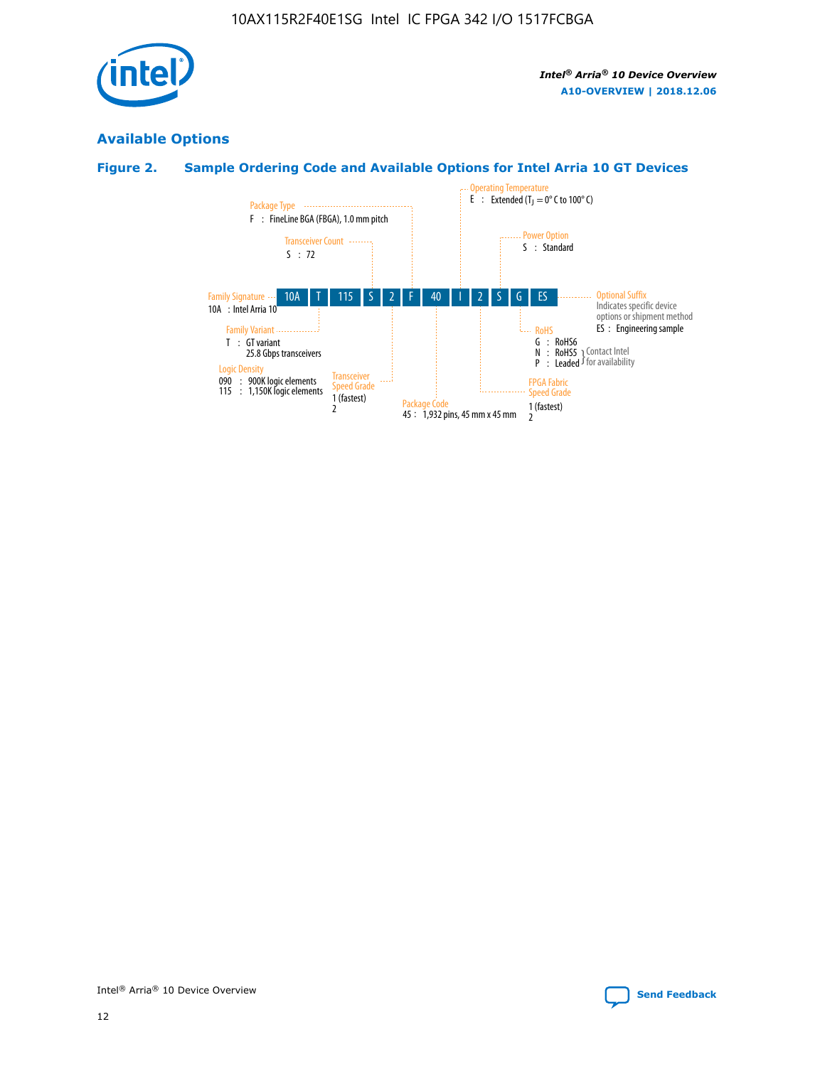## Available Options

### Figure 2. Sample Ordering Code and Available Options for Intel Arria 10 GT Devices

| 10A | T | 115 | S | 2 | F | 40 | I | 2 | S | G | ES |
|---|---|---|---|---|---|---|---|---|---|---|---|

**Family Signature**
10A : Intel Arria 10

**Family Variant**
T : GT variant
25.8 Gbps transceivers

**Logic Density**
090 : 900K logic elements
115 : 1,150K logic elements

**Transceiver Count**
S : 72

**Transceiver Speed Grade**
1 (fastest)
2

**Package Type**
F : FineLine BGA (FBGA), 1.0 mm pitch

**Package Code**
45 : 1,932 pins, 45 mm x 45 mm

**Operating Temperature**
E : Extended ($T_J$ = 0° C to 100° C)

**FPGA Fabric Speed Grade**
1 (fastest)
2

**Power Option**
S : Standard

**RoHS**
G : RoHS6
N : RoHS5 (Contact Intel for availability)
P : Leaded (Contact Intel for availability)

**Optional Suffix**
Indicates specific device options or shipment method
ES : Engineering sample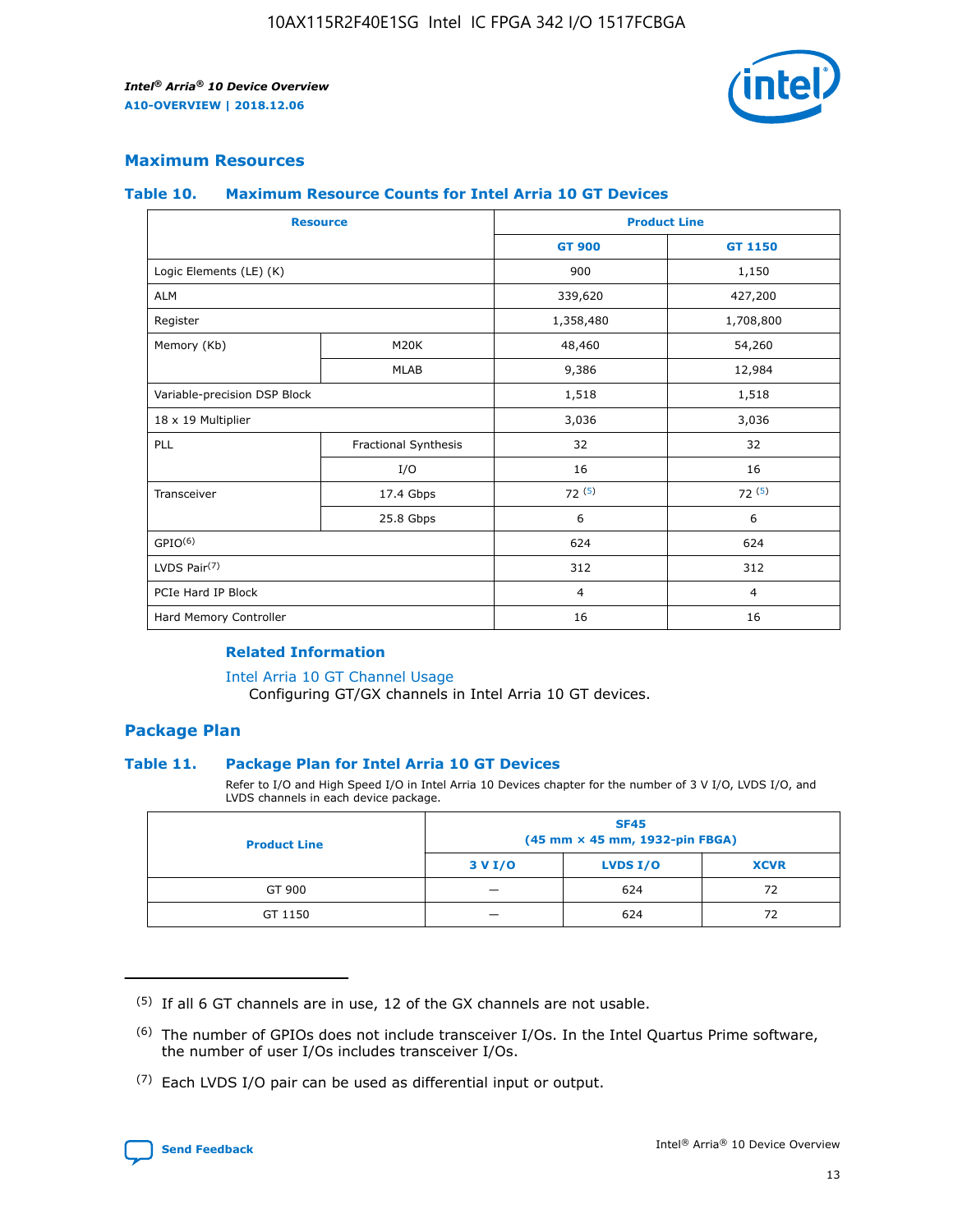## Maximum Resources

### Table 10. Maximum Resource Counts for Intel Arria 10 GT Devices

| Resource | | Product Line | |
|---|---|---|---|
| | | GT 900 | GT 1150 |
| Logic Elements (LE) (K) | | 900 | 1,150 |
| ALM | | 339,620 | 427,200 |
| Register | | 1,358,480 | 1,708,800 |
| Memory (Kb) | M20K | 48,460 | 54,260 |
| | MLAB | 9,386 | 12,984 |
| Variable-precision DSP Block | | 1,518 | 1,518 |
| 18 x 19 Multiplier | | 3,036 | 3,036 |
| PLL | Fractional Synthesis | 32 | 32 |
| | I/O | 16 | 16 |
| Transceiver | 17.4 Gbps | 72 (5) | 72 (5) |
| | 25.8 Gbps | 6 | 6 |
| GPIO(6) | | 624 | 624 |
| LVDS Pair(7) | | 312 | 312 |
| PCIe Hard IP Block | | 4 | 4 |
| Hard Memory Controller | | 16 | 16 |

#### Related Information

Intel Arria 10 GT Channel Usage
Configuring GT/GX channels in Intel Arria 10 GT devices.

## Package Plan

### Table 11. Package Plan for Intel Arria 10 GT Devices

Refer to I/O and High Speed I/O in Intel Arria 10 Devices chapter for the number of 3 V I/O, LVDS I/O, and LVDS channels in each device package.

| Product Line | SF45 (45 mm × 45 mm, 1932-pin FBGA) | | |
|---|---|---|---|
| | 3 V I/O | LVDS I/O | XCVR |
| GT 900 | — | 624 | 72 |
| GT 1150 | — | 624 | 72 |

(5) If all 6 GT channels are in use, 12 of the GX channels are not usable.

(6) The number of GPIOs does not include transceiver I/Os. In the Intel Quartus Prime software, the number of user I/Os includes transceiver I/Os.

(7) Each LVDS I/O pair can be used as differential input or output.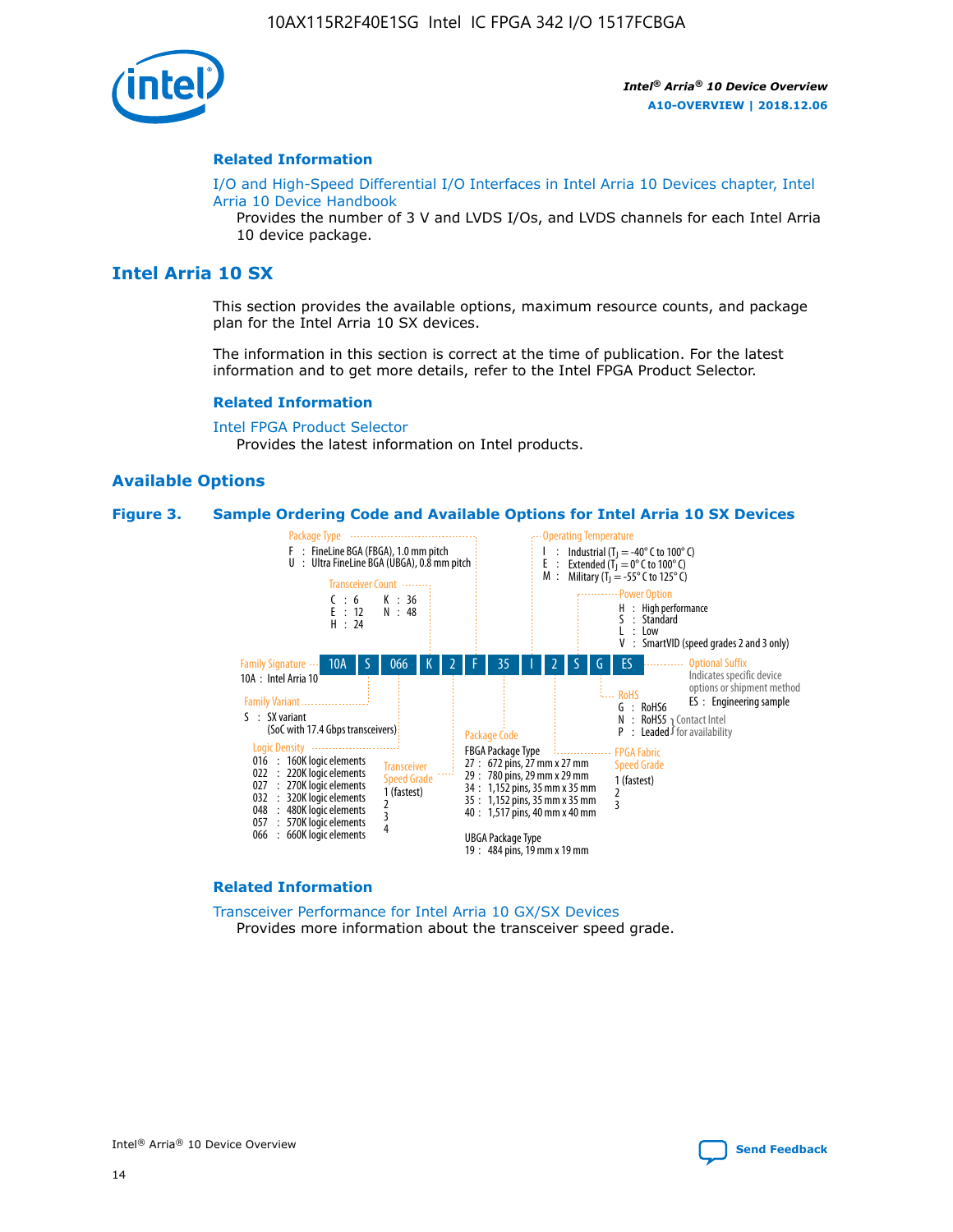## Related Information

I/O and High-Speed Differential I/O Interfaces in Intel Arria 10 Devices chapter, Intel Arria 10 Device Handbook

Provides the number of 3 V and LVDS I/Os, and LVDS channels for each Intel Arria 10 device package.

# Intel Arria 10 SX

This section provides the available options, maximum resource counts, and package plan for the Intel Arria 10 SX devices.

The information in this section is correct at the time of publication. For the latest information and to get more details, refer to the Intel FPGA Product Selector.

## Related Information

Intel FPGA Product Selector

Provides the latest information on Intel products.

## Available Options

**Figure 3. Sample Ordering Code and Available Options for Intel Arria 10 SX Devices**

Sample ordering code: 10A S 066 K 2 F 35 I 2 S G ES

- **Family Signature**
  - 10A : Intel Arria 10
- **Family Variant**
  - S : SX variant (SoC with 17.4 Gbps transceivers)
- **Logic Density**
  - 016 : 160K logic elements
  - 022 : 220K logic elements
  - 027 : 270K logic elements
  - 032 : 320K logic elements
  - 048 : 480K logic elements
  - 057 : 570K logic elements
  - 066 : 660K logic elements
- **Transceiver Count**
  - C : 6
  - E : 12
  - H : 24
  - K : 36
  - N : 48
- **Transceiver Speed Grade**
  - 1 (fastest)
  - 2
  - 3
  - 4
- **Package Type**
  - F : FineLine BGA (FBGA), 1.0 mm pitch
  - U : Ultra FineLine BGA (UBGA), 0.8 mm pitch
- **Package Code**
  - FBGA Package Type
    - 27 : 672 pins, 27 mm x 27 mm
    - 29 : 780 pins, 29 mm x 29 mm
    - 34 : 1,152 pins, 35 mm x 35 mm
    - 35 : 1,152 pins, 35 mm x 35 mm
    - 40 : 1,517 pins, 40 mm x 40 mm
  - UBGA Package Type
    - 19 : 484 pins, 19 mm x 19 mm
- **Operating Temperature**
  - I : Industrial ($T_J$ = -40° C to 100° C)
  - E : Extended ($T_J$ = 0° C to 100° C)
  - M : Military ($T_J$ = -55° C to 125° C)
- **FPGA Fabric Speed Grade**
  - 1 (fastest)
  - 2
  - 3
- **Power Option**
  - H : High performance
  - S : Standard
  - L : Low
  - V : SmartVID (speed grades 2 and 3 only)
- **RoHS**
  - G : RoHS6
  - N : RoHS5 (Contact Intel for availability)
  - P : Leaded (Contact Intel for availability)
- **Optional Suffix**
  - Indicates specific device options or shipment method
  - ES : Engineering sample

## Related Information

Transceiver Performance for Intel Arria 10 GX/SX Devices

Provides more information about the transceiver speed grade.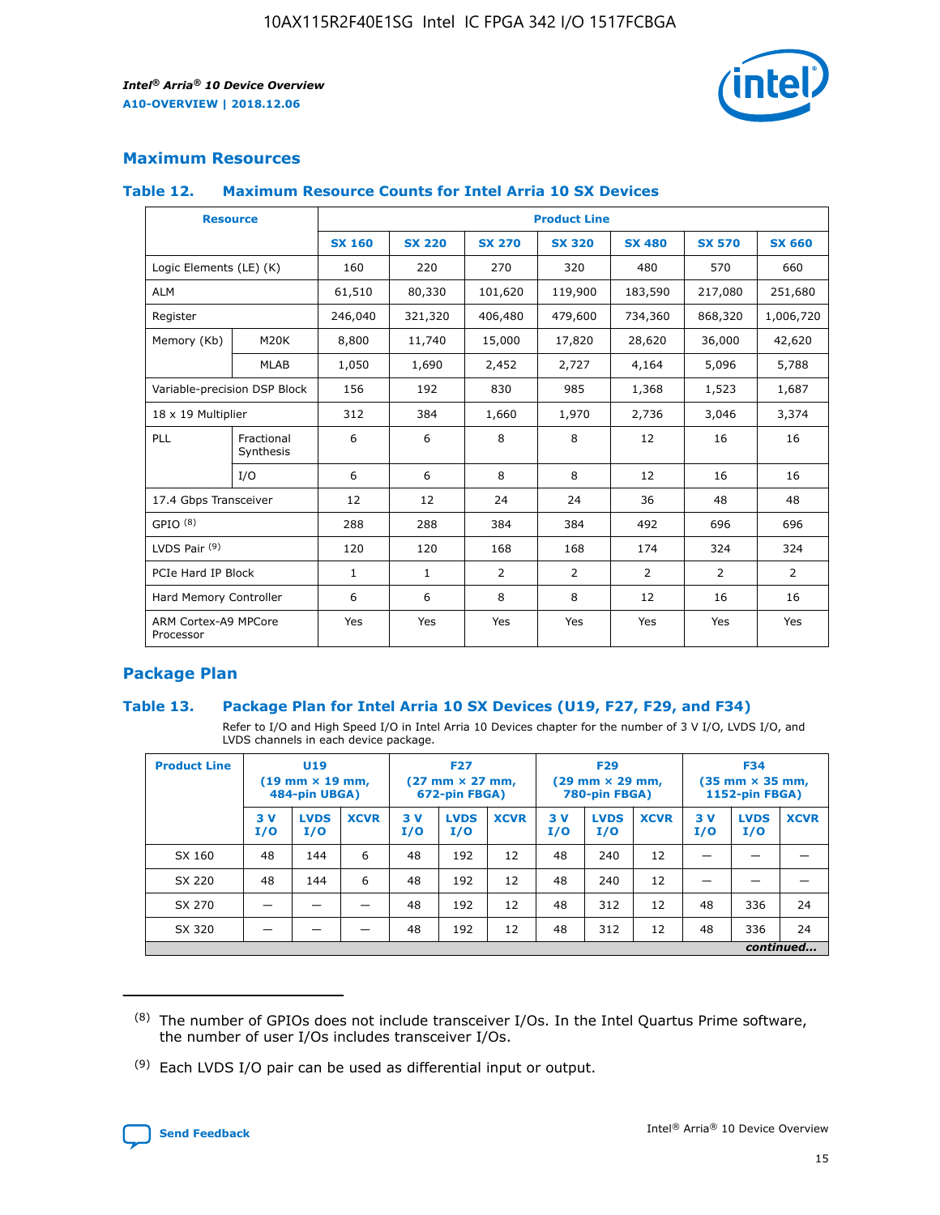## Maximum Resources

### Table 12. Maximum Resource Counts for Intel Arria 10 SX Devices

| Resource | | Product Line | | | | | | |
|---|---|---|---|---|---|---|---|---|
| | | SX 160 | SX 220 | SX 270 | SX 320 | SX 480 | SX 570 | SX 660 |
| Logic Elements (LE) (K) | | 160 | 220 | 270 | 320 | 480 | 570 | 660 |
| ALM | | 61,510 | 80,330 | 101,620 | 119,900 | 183,590 | 217,080 | 251,680 |
| Register | | 246,040 | 321,320 | 406,480 | 479,600 | 734,360 | 868,320 | 1,006,720 |
| Memory (Kb) | M20K | 8,800 | 11,740 | 15,000 | 17,820 | 28,620 | 36,000 | 42,620 |
| | MLAB | 1,050 | 1,690 | 2,452 | 2,727 | 4,164 | 5,096 | 5,788 |
| Variable-precision DSP Block | | 156 | 192 | 830 | 985 | 1,368 | 1,523 | 1,687 |
| 18 x 19 Multiplier | | 312 | 384 | 1,660 | 1,970 | 2,736 | 3,046 | 3,374 |
| PLL | Fractional Synthesis | 6 | 6 | 8 | 8 | 12 | 16 | 16 |
| | I/O | 6 | 6 | 8 | 8 | 12 | 16 | 16 |
| 17.4 Gbps Transceiver | | 12 | 12 | 24 | 24 | 36 | 48 | 48 |
| GPIO [(8)] | | 288 | 288 | 384 | 384 | 492 | 696 | 696 |
| LVDS Pair [(9)] | | 120 | 120 | 168 | 168 | 174 | 324 | 324 |
| PCIe Hard IP Block | | 1 | 1 | 2 | 2 | 2 | 2 | 2 |
| Hard Memory Controller | | 6 | 6 | 8 | 8 | 12 | 16 | 16 |
| ARM Cortex-A9 MPCore Processor | | Yes | Yes | Yes | Yes | Yes | Yes | Yes |

## Package Plan

### Table 13. Package Plan for Intel Arria 10 SX Devices (U19, F27, F29, and F34)

Refer to I/O and High Speed I/O in Intel Arria 10 Devices chapter for the number of 3 V I/O, LVDS I/O, and LVDS channels in each device package.

| Product Line | U19 (19 mm × 19 mm, 484-pin UBGA) | | | F27 (27 mm × 27 mm, 672-pin FBGA) | | | F29 (29 mm × 29 mm, 780-pin FBGA) | | | F34 (35 mm × 35 mm, 1152-pin FBGA) | | |
|---|---|---|---|---|---|---|---|---|---|---|---|---|
| | 3 V I/O | LVDS I/O | XCVR | 3 V I/O | LVDS I/O | XCVR | 3 V I/O | LVDS I/O | XCVR | 3 V I/O | LVDS I/O | XCVR |
| SX 160 | 48 | 144 | 6 | 48 | 192 | 12 | 48 | 240 | 12 | — | — | — |
| SX 220 | 48 | 144 | 6 | 48 | 192 | 12 | 48 | 240 | 12 | — | — | — |
| SX 270 | — | — | — | 48 | 192 | 12 | 48 | 312 | 12 | 48 | 336 | 24 |
| SX 320 | — | — | — | 48 | 192 | 12 | 48 | 312 | 12 | 48 | 336 | 24 |

*continued...*

(8) The number of GPIOs does not include transceiver I/Os. In the Intel Quartus Prime software, the number of user I/Os includes transceiver I/Os.

(9) Each LVDS I/O pair can be used as differential input or output.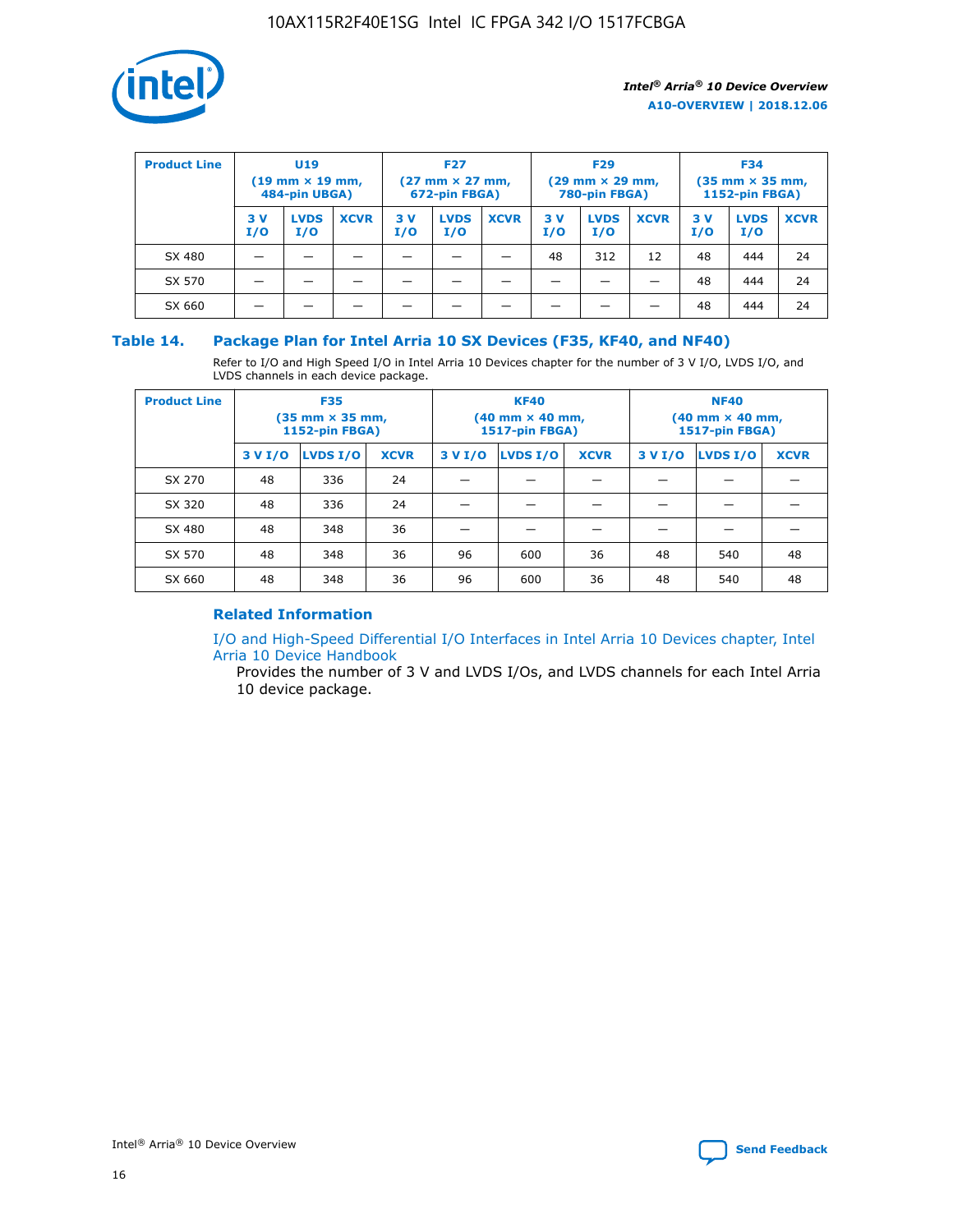| Product Line | U19 (19 mm × 19 mm, 484-pin UBGA) | | | F27 (27 mm × 27 mm, 672-pin FBGA) | | | F29 (29 mm × 29 mm, 780-pin FBGA) | | | F34 (35 mm × 35 mm, 1152-pin FBGA) | | |
|---|---|---|---|---|---|---|---|---|---|---|---|---|
| | 3 V I/O | LVDS I/O | XCVR | 3 V I/O | LVDS I/O | XCVR | 3 V I/O | LVDS I/O | XCVR | 3 V I/O | LVDS I/O | XCVR |
| SX 480 | — | — | — | — | — | — | 48 | 312 | 12 | 48 | 444 | 24 |
| SX 570 | — | — | — | — | — | — | — | — | — | 48 | 444 | 24 |
| SX 660 | — | — | — | — | — | — | — | — | — | 48 | 444 | 24 |

## Table 14. Package Plan for Intel Arria 10 SX Devices (F35, KF40, and NF40)

Refer to I/O and High Speed I/O in Intel Arria 10 Devices chapter for the number of 3 V I/O, LVDS I/O, and LVDS channels in each device package.

| Product Line | F35 (35 mm × 35 mm, 1152-pin FBGA) | | | KF40 (40 mm × 40 mm, 1517-pin FBGA) | | | NF40 (40 mm × 40 mm, 1517-pin FBGA) | | |
|---|---|---|---|---|---|---|---|---|---|
| | 3 V I/O | LVDS I/O | XCVR | 3 V I/O | LVDS I/O | XCVR | 3 V I/O | LVDS I/O | XCVR |
| SX 270 | 48 | 336 | 24 | — | — | — | — | — | — |
| SX 320 | 48 | 336 | 24 | — | — | — | — | — | — |
| SX 480 | 48 | 348 | 36 | — | — | — | — | — | — |
| SX 570 | 48 | 348 | 36 | 96 | 600 | 36 | 48 | 540 | 48 |
| SX 660 | 48 | 348 | 36 | 96 | 600 | 36 | 48 | 540 | 48 |

### Related Information

I/O and High-Speed Differential I/O Interfaces in Intel Arria 10 Devices chapter, Intel Arria 10 Device Handbook

Provides the number of 3 V and LVDS I/Os, and LVDS channels for each Intel Arria 10 device package.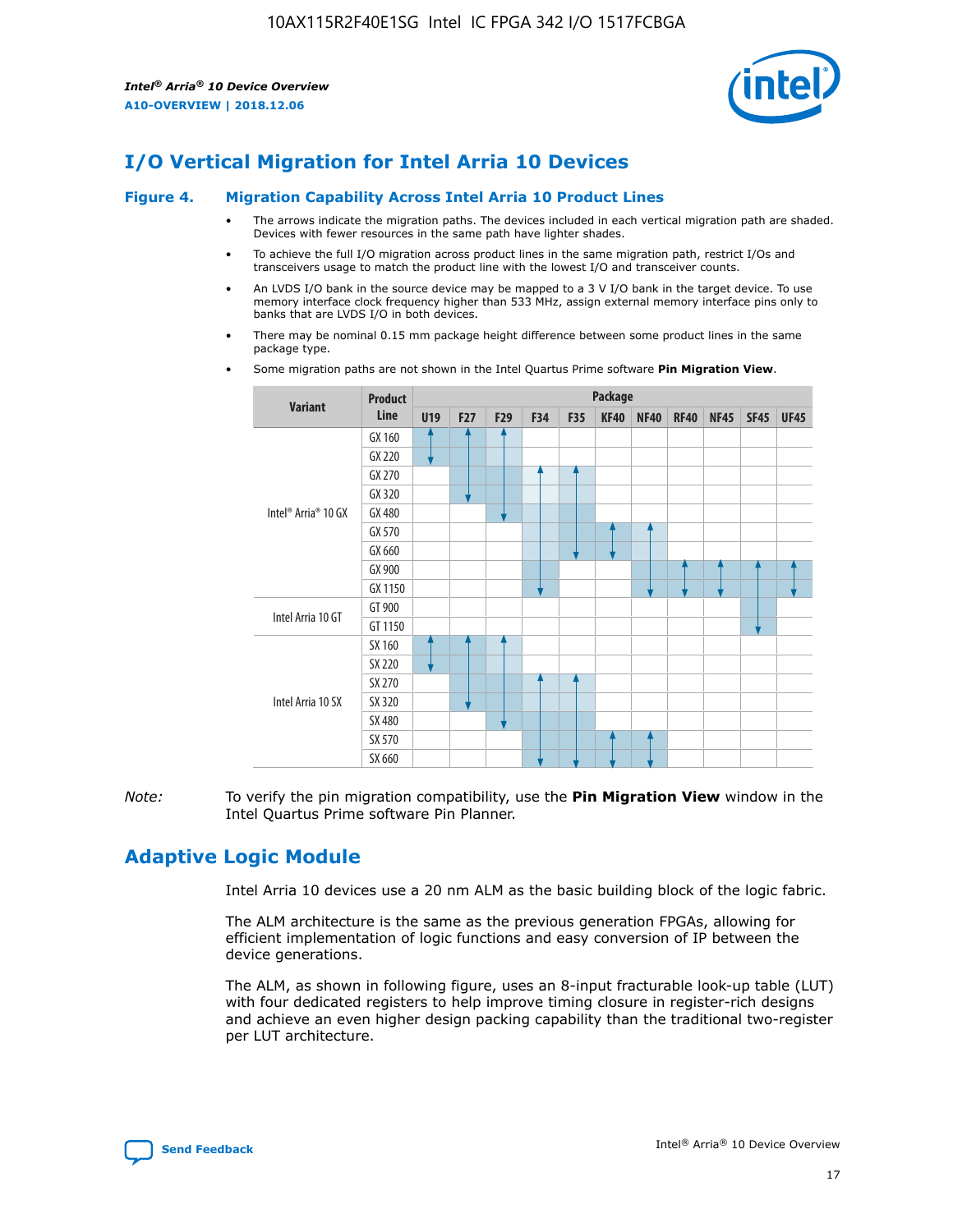# I/O Vertical Migration for Intel Arria 10 Devices

**Figure 4. Migration Capability Across Intel Arria 10 Product Lines**

- The arrows indicate the migration paths. The devices included in each vertical migration path are shaded. Devices with fewer resources in the same path have lighter shades.
- To achieve the full I/O migration across product lines in the same migration path, restrict I/Os and transceivers usage to match the product line with the lowest I/O and transceiver counts.
- An LVDS I/O bank in the source device may be mapped to a 3 V I/O bank in the target device. To use memory interface clock frequency higher than 533 MHz, assign external memory interface pins only to banks that are LVDS I/O in both devices.
- There may be nominal 0.15 mm package height difference between some product lines in the same package type.
- Some migration paths are not shown in the Intel Quartus Prime software **Pin Migration View**.

| Variant | Product Line | Package | | | | | | | | | | |
|---|---|---|---|---|---|---|---|---|---|---|---|---|
| | | U19 | F27 | F29 | F34 | F35 | KF40 | NF40 | RF40 | NF45 | SF45 | UF45 |
| Intel® Arria® 10 GX | GX 160 | | | | | | | | | | | |
| | GX 220 | | | | | | | | | | | |
| | GX 270 | | | | | | | | | | | |
| | GX 320 | | | | | | | | | | | |
| | GX 480 | | | | | | | | | | | |
| | GX 570 | | | | | | | | | | | |
| | GX 660 | | | | | | | | | | | |
| | GX 900 | | | | | | | | | | | |
| | GX 1150 | | | | | | | | | | | |
| Intel Arria 10 GT | GT 900 | | | | | | | | | | | |
| | GT 1150 | | | | | | | | | | | |
| Intel Arria 10 SX | SX 160 | | | | | | | | | | | |
| | SX 220 | | | | | | | | | | | |
| | SX 270 | | | | | | | | | | | |
| | SX 320 | | | | | | | | | | | |
| | SX 480 | | | | | | | | | | | |
| | SX 570 | | | | | | | | | | | |
| | SX 660 | | | | | | | | | | | |

*Note:* To verify the pin migration compatibility, use the **Pin Migration View** window in the Intel Quartus Prime software Pin Planner.

# Adaptive Logic Module

Intel Arria 10 devices use a 20 nm ALM as the basic building block of the logic fabric.

The ALM architecture is the same as the previous generation FPGAs, allowing for efficient implementation of logic functions and easy conversion of IP between the device generations.

The ALM, as shown in following figure, uses an 8-input fracturable look-up table (LUT) with four dedicated registers to help improve timing closure in register-rich designs and achieve an even higher design packing capability than the traditional two-register per LUT architecture.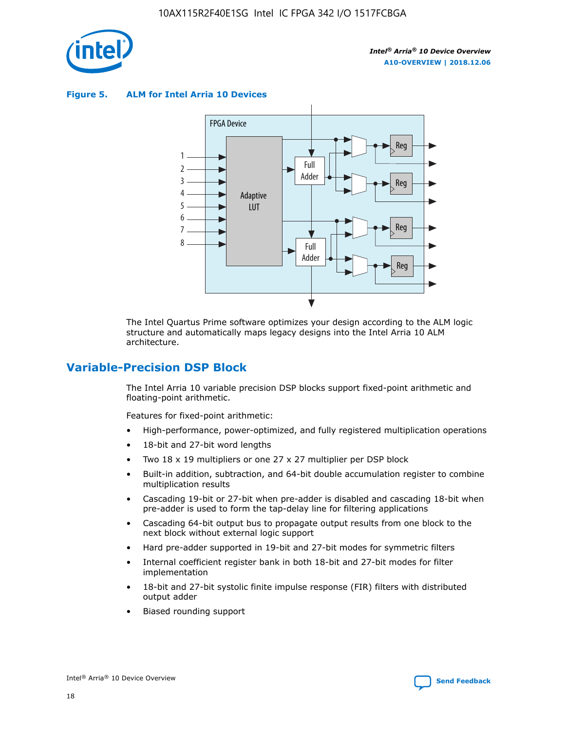**Figure 5. ALM for Intel Arria 10 Devices**

The Intel Quartus Prime software optimizes your design according to the ALM logic structure and automatically maps legacy designs into the Intel Arria 10 ALM architecture.

## Variable-Precision DSP Block

The Intel Arria 10 variable precision DSP blocks support fixed-point arithmetic and floating-point arithmetic.

Features for fixed-point arithmetic:

- High-performance, power-optimized, and fully registered multiplication operations
- 18-bit and 27-bit word lengths
- Two 18 x 19 multipliers or one 27 x 27 multiplier per DSP block
- Built-in addition, subtraction, and 64-bit double accumulation register to combine multiplication results
- Cascading 19-bit or 27-bit when pre-adder is disabled and cascading 18-bit when pre-adder is used to form the tap-delay line for filtering applications
- Cascading 64-bit output bus to propagate output results from one block to the next block without external logic support
- Hard pre-adder supported in 19-bit and 27-bit modes for symmetric filters
- Internal coefficient register bank in both 18-bit and 27-bit modes for filter implementation
- 18-bit and 27-bit systolic finite impulse response (FIR) filters with distributed output adder
- Biased rounding support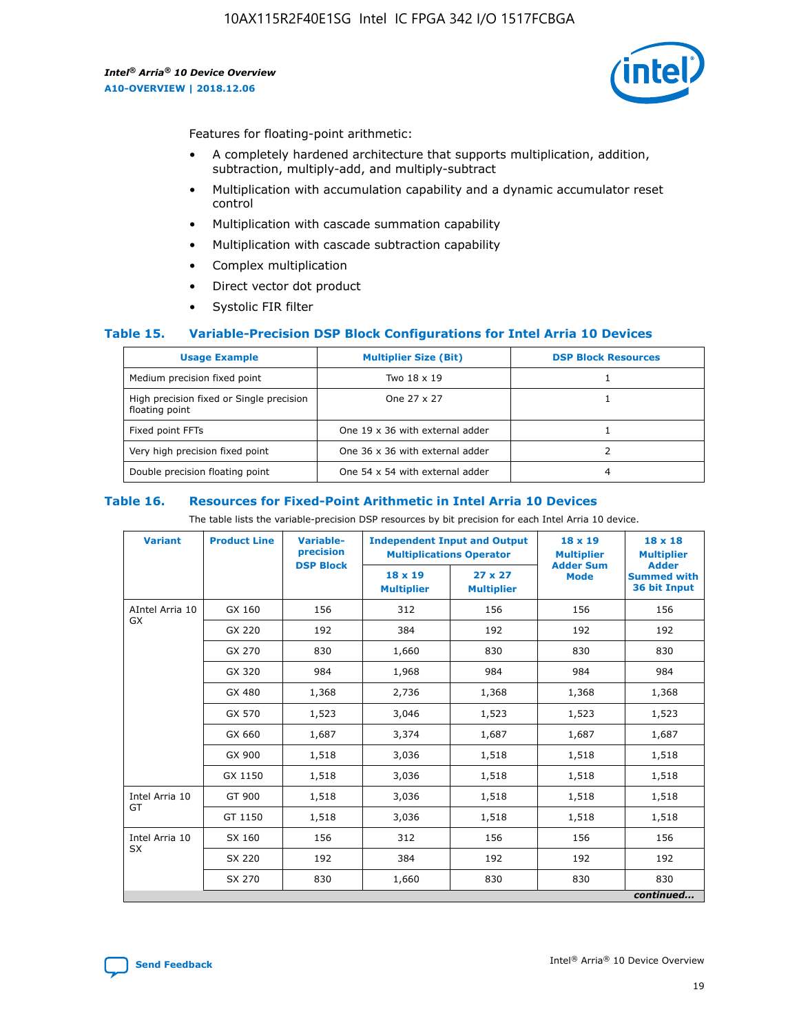Features for floating-point arithmetic:

- A completely hardened architecture that supports multiplication, addition, subtraction, multiply-add, and multiply-subtract
- Multiplication with accumulation capability and a dynamic accumulator reset control
- Multiplication with cascade summation capability
- Multiplication with cascade subtraction capability
- Complex multiplication
- Direct vector dot product
- Systolic FIR filter

### Table 15. Variable-Precision DSP Block Configurations for Intel Arria 10 Devices

| Usage Example | Multiplier Size (Bit) | DSP Block Resources |
|---|---|---|
| Medium precision fixed point | Two 18 x 19 | 1 |
| High precision fixed or Single precision floating point | One 27 x 27 | 1 |
| Fixed point FFTs | One 19 x 36 with external adder | 1 |
| Very high precision fixed point | One 36 x 36 with external adder | 2 |
| Double precision floating point | One 54 x 54 with external adder | 4 |

### Table 16. Resources for Fixed-Point Arithmetic in Intel Arria 10 Devices

The table lists the variable-precision DSP resources by bit precision for each Intel Arria 10 device.

| Variant | Product Line | Variable-precision DSP Block | Independent Input and Output Multiplications Operator | | 18 x 19 Multiplier Adder Sum Mode | 18 x 18 Multiplier Adder Summed with 36 bit Input |
|---|---|---|---|---|---|---|
| | | | 18 x 19 Multiplier | 27 x 27 Multiplier | | |
| AIntel Arria 10 GX | GX 160 | 156 | 312 | 156 | 156 | 156 |
| | GX 220 | 192 | 384 | 192 | 192 | 192 |
| | GX 270 | 830 | 1,660 | 830 | 830 | 830 |
| | GX 320 | 984 | 1,968 | 984 | 984 | 984 |
| | GX 480 | 1,368 | 2,736 | 1,368 | 1,368 | 1,368 |
| | GX 570 | 1,523 | 3,046 | 1,523 | 1,523 | 1,523 |
| | GX 660 | 1,687 | 3,374 | 1,687 | 1,687 | 1,687 |
| | GX 900 | 1,518 | 3,036 | 1,518 | 1,518 | 1,518 |
| | GX 1150 | 1,518 | 3,036 | 1,518 | 1,518 | 1,518 |
| Intel Arria 10 GT | GT 900 | 1,518 | 3,036 | 1,518 | 1,518 | 1,518 |
| | GT 1150 | 1,518 | 3,036 | 1,518 | 1,518 | 1,518 |
| Intel Arria 10 SX | SX 160 | 156 | 312 | 156 | 156 | 156 |
| | SX 220 | 192 | 384 | 192 | 192 | 192 |
| | SX 270 | 830 | 1,660 | 830 | 830 | 830 |

*continued...*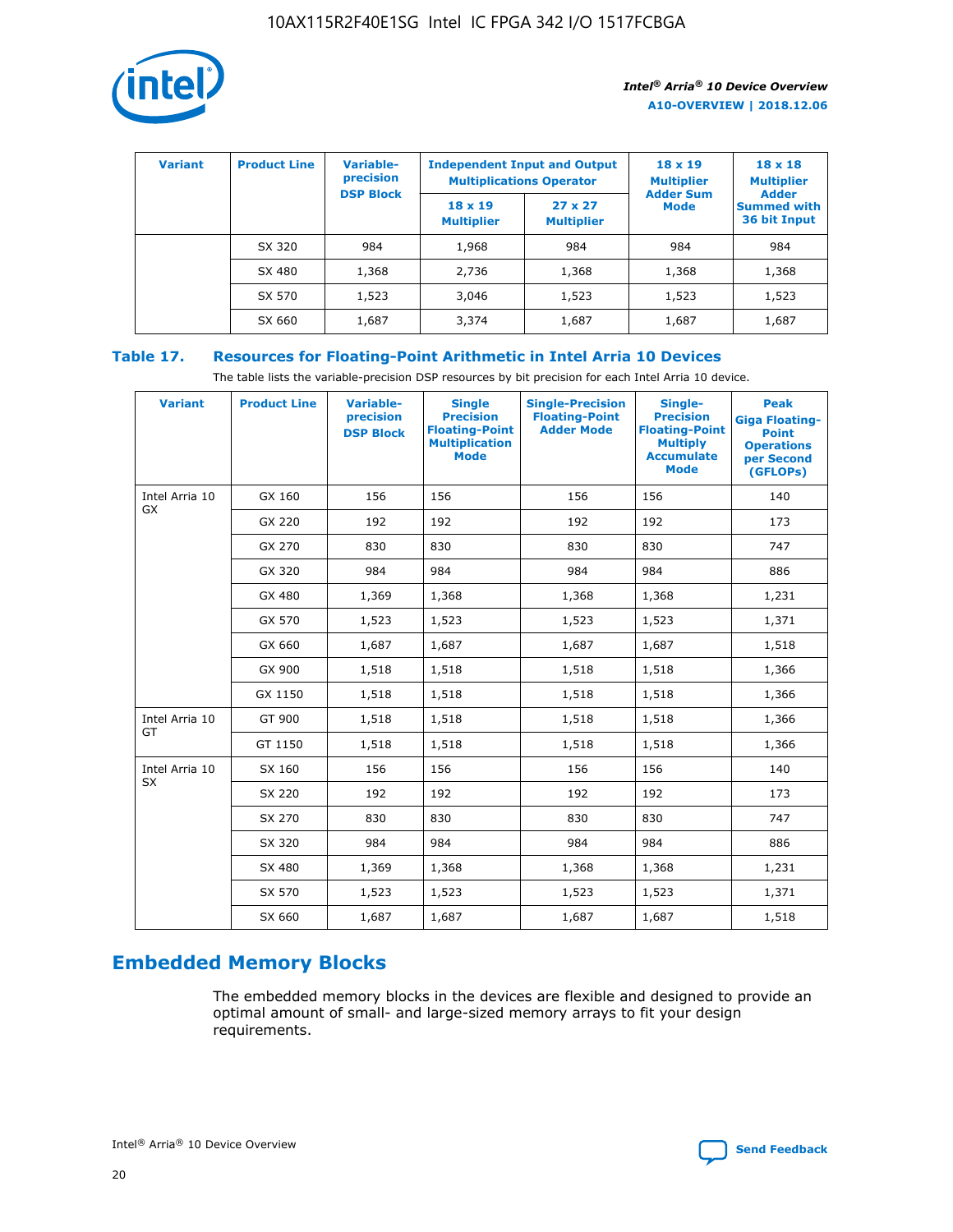| Variant | Product Line | Variable-precision DSP Block | Independent Input and Output Multiplications Operator | | 18 x 19 Multiplier Adder Sum Mode | 18 x 18 Multiplier Adder Summed with 36 bit Input |
|---|---|---|---|---|---|---|
| | | | 18 x 19 Multiplier | 27 x 27 Multiplier | | |
| | SX 320 | 984 | 1,968 | 984 | 984 | 984 |
| | SX 480 | 1,368 | 2,736 | 1,368 | 1,368 | 1,368 |
| | SX 570 | 1,523 | 3,046 | 1,523 | 1,523 | 1,523 |
| | SX 660 | 1,687 | 3,374 | 1,687 | 1,687 | 1,687 |

### Table 17. Resources for Floating-Point Arithmetic in Intel Arria 10 Devices

The table lists the variable-precision DSP resources by bit precision for each Intel Arria 10 device.

| Variant | Product Line | Variable-precision DSP Block | Single Precision Floating-Point Multiplication Mode | Single-Precision Floating-Point Adder Mode | Single-Precision Floating-Point Multiply Accumulate Mode | Peak Giga Floating-Point Operations per Second (GFLOPs) |
|---|---|---|---|---|---|---|
| Intel Arria 10 GX | GX 160 | 156 | 156 | 156 | 156 | 140 |
| | GX 220 | 192 | 192 | 192 | 192 | 173 |
| | GX 270 | 830 | 830 | 830 | 830 | 747 |
| | GX 320 | 984 | 984 | 984 | 984 | 886 |
| | GX 480 | 1,369 | 1,368 | 1,368 | 1,368 | 1,231 |
| | GX 570 | 1,523 | 1,523 | 1,523 | 1,523 | 1,371 |
| | GX 660 | 1,687 | 1,687 | 1,687 | 1,687 | 1,518 |
| | GX 900 | 1,518 | 1,518 | 1,518 | 1,518 | 1,366 |
| | GX 1150 | 1,518 | 1,518 | 1,518 | 1,518 | 1,366 |
| Intel Arria 10 GT | GT 900 | 1,518 | 1,518 | 1,518 | 1,518 | 1,366 |
| | GT 1150 | 1,518 | 1,518 | 1,518 | 1,518 | 1,366 |
| Intel Arria 10 SX | SX 160 | 156 | 156 | 156 | 156 | 140 |
| | SX 220 | 192 | 192 | 192 | 192 | 173 |
| | SX 270 | 830 | 830 | 830 | 830 | 747 |
| | SX 320 | 984 | 984 | 984 | 984 | 886 |
| | SX 480 | 1,369 | 1,368 | 1,368 | 1,368 | 1,231 |
| | SX 570 | 1,523 | 1,523 | 1,523 | 1,523 | 1,371 |
| | SX 660 | 1,687 | 1,687 | 1,687 | 1,687 | 1,518 |

## Embedded Memory Blocks

The embedded memory blocks in the devices are flexible and designed to provide an optimal amount of small- and large-sized memory arrays to fit your design requirements.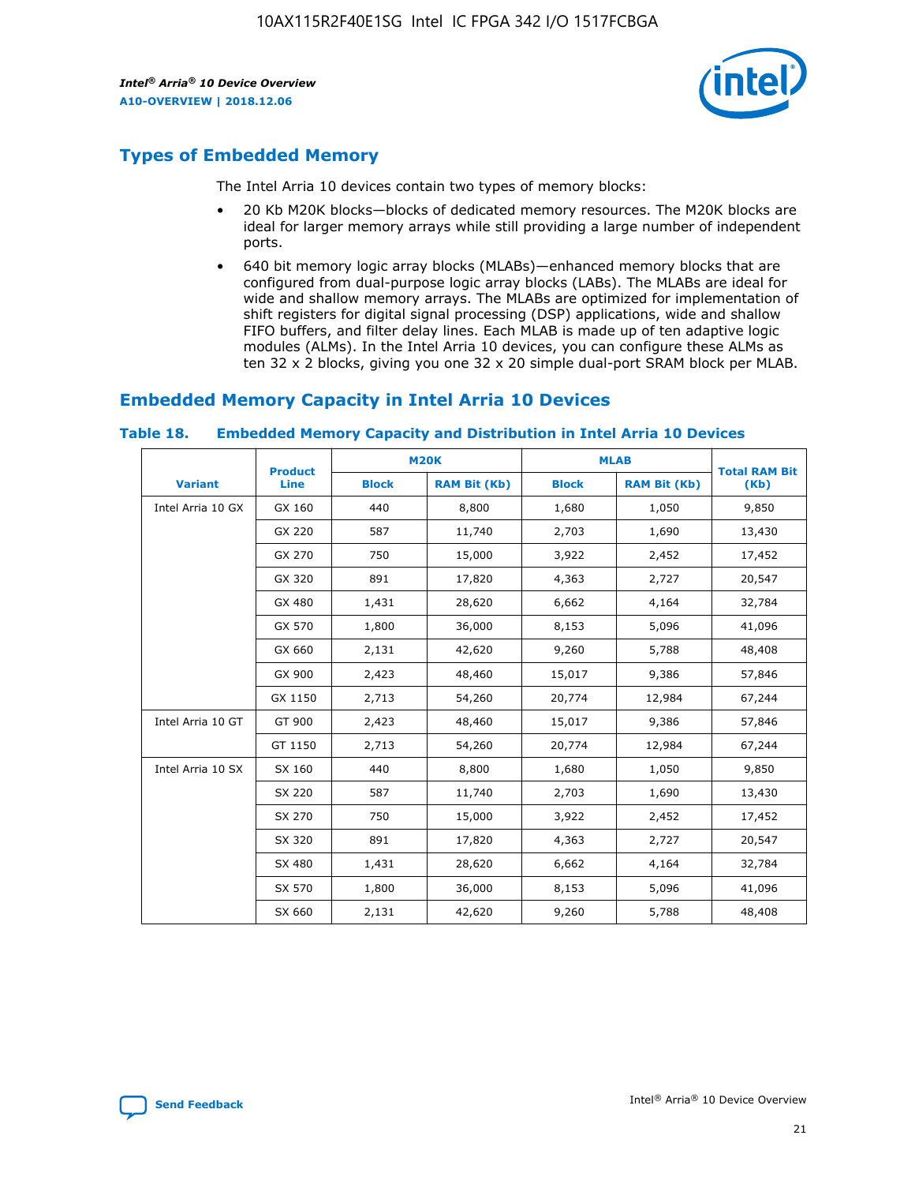## Types of Embedded Memory

The Intel Arria 10 devices contain two types of memory blocks:

- 20 Kb M20K blocks—blocks of dedicated memory resources. The M20K blocks are ideal for larger memory arrays while still providing a large number of independent ports.
- 640 bit memory logic array blocks (MLABs)—enhanced memory blocks that are configured from dual-purpose logic array blocks (LABs). The MLABs are ideal for wide and shallow memory arrays. The MLABs are optimized for implementation of shift registers for digital signal processing (DSP) applications, wide and shallow FIFO buffers, and filter delay lines. Each MLAB is made up of ten adaptive logic modules (ALMs). In the Intel Arria 10 devices, you can configure these ALMs as ten 32 x 2 blocks, giving you one 32 x 20 simple dual-port SRAM block per MLAB.

## Embedded Memory Capacity in Intel Arria 10 Devices

**Table 18. Embedded Memory Capacity and Distribution in Intel Arria 10 Devices**

| Variant | Product Line | M20K | | MLAB | | Total RAM Bit (Kb) |
|---|---|---|---|---|---|---|
| | | Block | RAM Bit (Kb) | Block | RAM Bit (Kb) | |
| Intel Arria 10 GX | GX 160 | 440 | 8,800 | 1,680 | 1,050 | 9,850 |
| | GX 220 | 587 | 11,740 | 2,703 | 1,690 | 13,430 |
| | GX 270 | 750 | 15,000 | 3,922 | 2,452 | 17,452 |
| | GX 320 | 891 | 17,820 | 4,363 | 2,727 | 20,547 |
| | GX 480 | 1,431 | 28,620 | 6,662 | 4,164 | 32,784 |
| | GX 570 | 1,800 | 36,000 | 8,153 | 5,096 | 41,096 |
| | GX 660 | 2,131 | 42,620 | 9,260 | 5,788 | 48,408 |
| | GX 900 | 2,423 | 48,460 | 15,017 | 9,386 | 57,846 |
| | GX 1150 | 2,713 | 54,260 | 20,774 | 12,984 | 67,244 |
| Intel Arria 10 GT | GT 900 | 2,423 | 48,460 | 15,017 | 9,386 | 57,846 |
| | GT 1150 | 2,713 | 54,260 | 20,774 | 12,984 | 67,244 |
| Intel Arria 10 SX | SX 160 | 440 | 8,800 | 1,680 | 1,050 | 9,850 |
| | SX 220 | 587 | 11,740 | 2,703 | 1,690 | 13,430 |
| | SX 270 | 750 | 15,000 | 3,922 | 2,452 | 17,452 |
| | SX 320 | 891 | 17,820 | 4,363 | 2,727 | 20,547 |
| | SX 480 | 1,431 | 28,620 | 6,662 | 4,164 | 32,784 |
| | SX 570 | 1,800 | 36,000 | 8,153 | 5,096 | 41,096 |
| | SX 660 | 2,131 | 42,620 | 9,260 | 5,788 | 48,408 |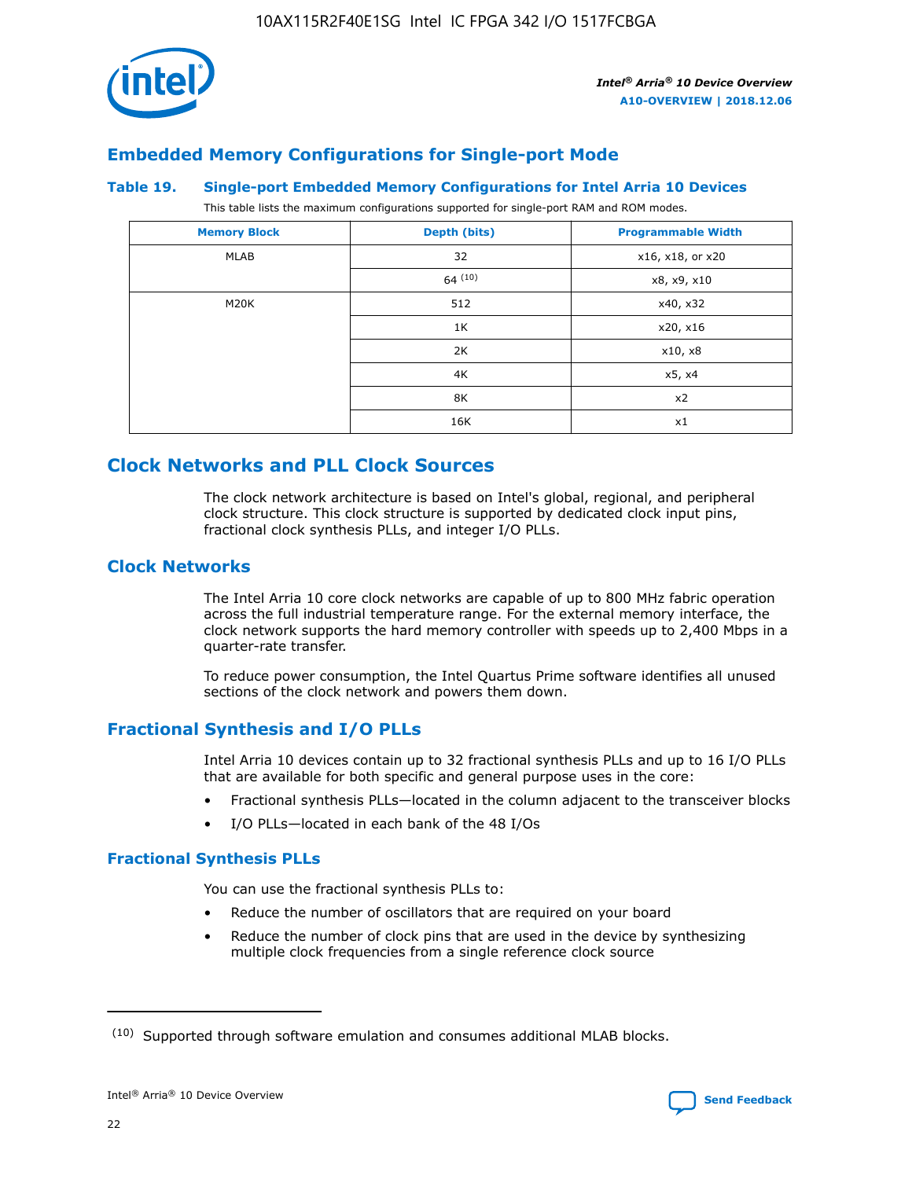## Embedded Memory Configurations for Single-port Mode

**Table 19. Single-port Embedded Memory Configurations for Intel Arria 10 Devices**

This table lists the maximum configurations supported for single-port RAM and ROM modes.

| Memory Block | Depth (bits) | Programmable Width |
|---|---|---|
| MLAB | 32 | x16, x18, or x20 |
| | 64 (10) | x8, x9, x10 |
| M20K | 512 | x40, x32 |
| | 1K | x20, x16 |
| | 2K | x10, x8 |
| | 4K | x5, x4 |
| | 8K | x2 |
| | 16K | x1 |

# Clock Networks and PLL Clock Sources

The clock network architecture is based on Intel's global, regional, and peripheral clock structure. This clock structure is supported by dedicated clock input pins, fractional clock synthesis PLLs, and integer I/O PLLs.

## Clock Networks

The Intel Arria 10 core clock networks are capable of up to 800 MHz fabric operation across the full industrial temperature range. For the external memory interface, the clock network supports the hard memory controller with speeds up to 2,400 Mbps in a quarter-rate transfer.

To reduce power consumption, the Intel Quartus Prime software identifies all unused sections of the clock network and powers them down.

## Fractional Synthesis and I/O PLLs

Intel Arria 10 devices contain up to 32 fractional synthesis PLLs and up to 16 I/O PLLs that are available for both specific and general purpose uses in the core:

- Fractional synthesis PLLs—located in the column adjacent to the transceiver blocks
- I/O PLLs—located in each bank of the 48 I/Os

### Fractional Synthesis PLLs

You can use the fractional synthesis PLLs to:

- Reduce the number of oscillators that are required on your board
- Reduce the number of clock pins that are used in the device by synthesizing multiple clock frequencies from a single reference clock source

(10) Supported through software emulation and consumes additional MLAB blocks.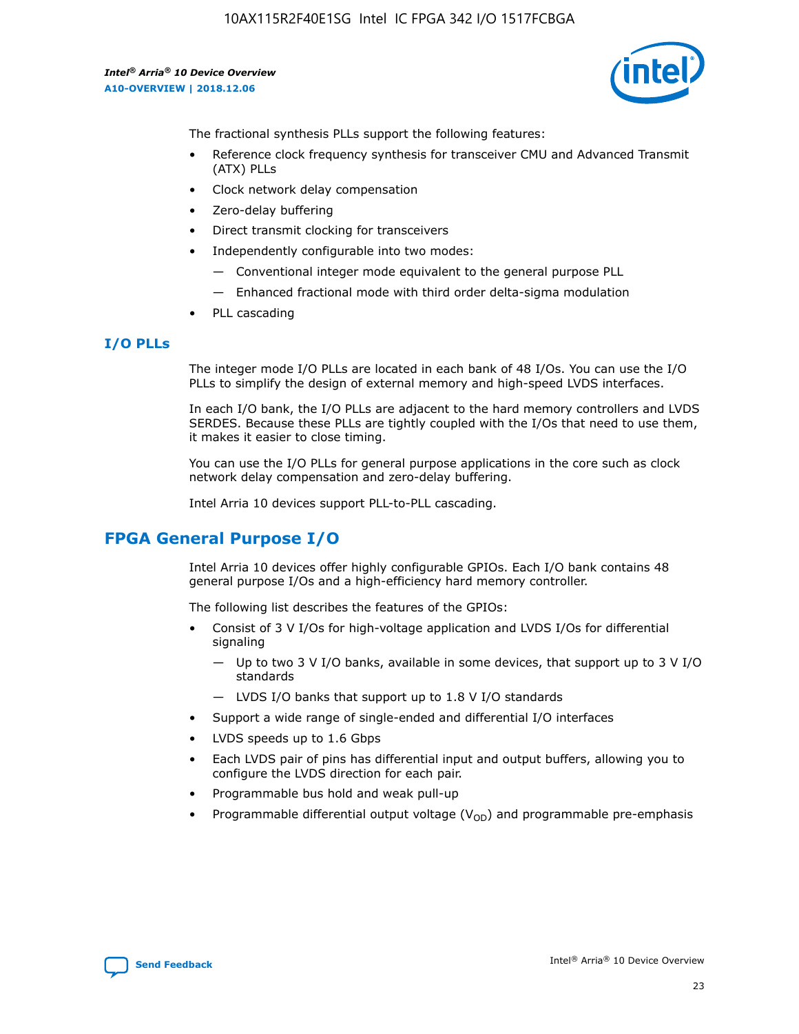The fractional synthesis PLLs support the following features:

- Reference clock frequency synthesis for transceiver CMU and Advanced Transmit (ATX) PLLs
- Clock network delay compensation
- Zero-delay buffering
- Direct transmit clocking for transceivers
- Independently configurable into two modes:
  - — Conventional integer mode equivalent to the general purpose PLL
  - — Enhanced fractional mode with third order delta-sigma modulation
- PLL cascading

### I/O PLLs

The integer mode I/O PLLs are located in each bank of 48 I/Os. You can use the I/O PLLs to simplify the design of external memory and high-speed LVDS interfaces.

In each I/O bank, the I/O PLLs are adjacent to the hard memory controllers and LVDS SERDES. Because these PLLs are tightly coupled with the I/Os that need to use them, it makes it easier to close timing.

You can use the I/O PLLs for general purpose applications in the core such as clock network delay compensation and zero-delay buffering.

Intel Arria 10 devices support PLL-to-PLL cascading.

## FPGA General Purpose I/O

Intel Arria 10 devices offer highly configurable GPIOs. Each I/O bank contains 48 general purpose I/Os and a high-efficiency hard memory controller.

The following list describes the features of the GPIOs:

- Consist of 3 V I/Os for high-voltage application and LVDS I/Os for differential signaling
  - — Up to two 3 V I/O banks, available in some devices, that support up to 3 V I/O standards
  - — LVDS I/O banks that support up to 1.8 V I/O standards
- Support a wide range of single-ended and differential I/O interfaces
- LVDS speeds up to 1.6 Gbps
- Each LVDS pair of pins has differential input and output buffers, allowing you to configure the LVDS direction for each pair.
- Programmable bus hold and weak pull-up
- Programmable differential output voltage ($V_{OD}$) and programmable pre-emphasis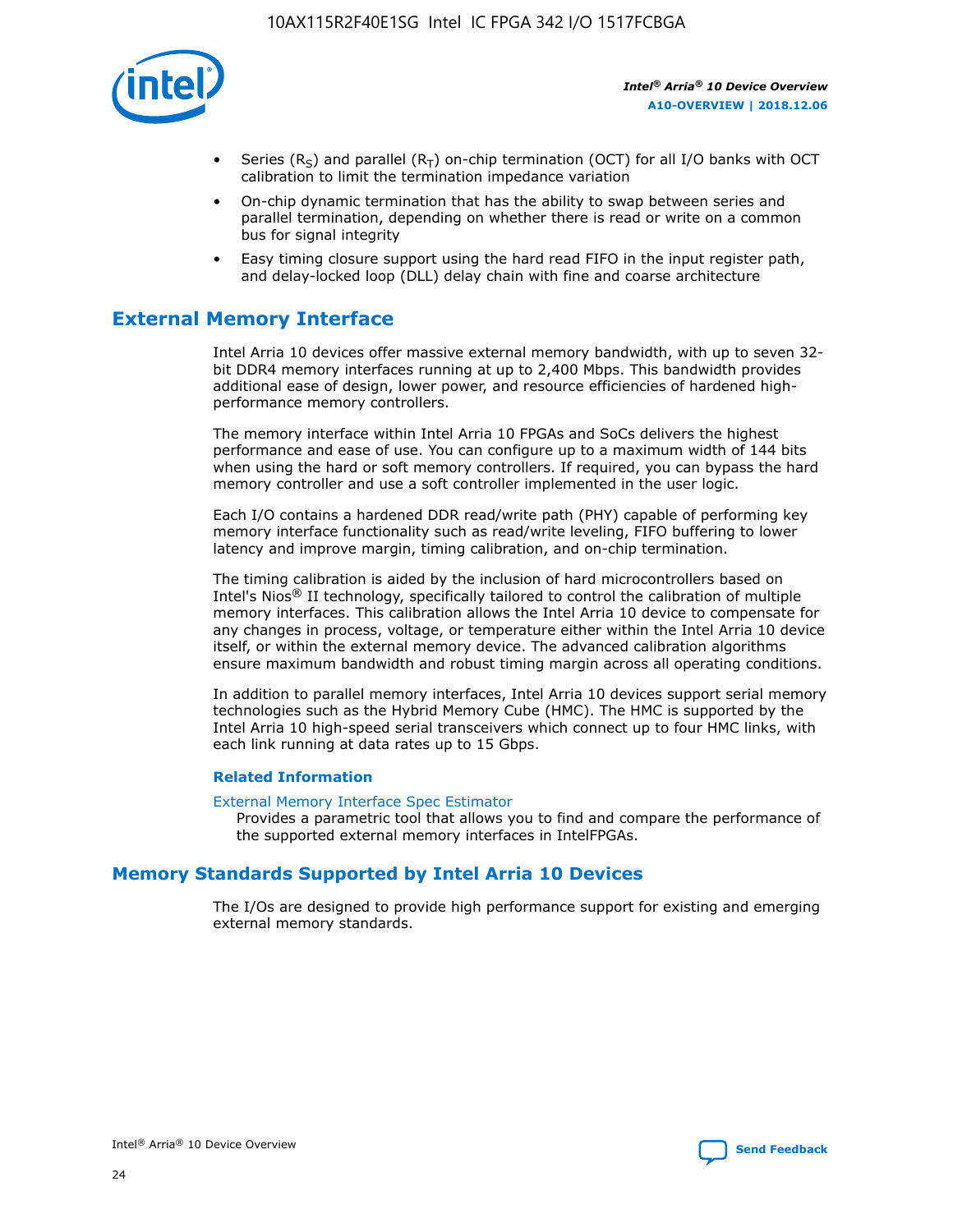- Series ($R_S$) and parallel ($R_T$) on-chip termination (OCT) for all I/O banks with OCT calibration to limit the termination impedance variation
- On-chip dynamic termination that has the ability to swap between series and parallel termination, depending on whether there is read or write on a common bus for signal integrity
- Easy timing closure support using the hard read FIFO in the input register path, and delay-locked loop (DLL) delay chain with fine and coarse architecture

## External Memory Interface

Intel Arria 10 devices offer massive external memory bandwidth, with up to seven 32-bit DDR4 memory interfaces running at up to 2,400 Mbps. This bandwidth provides additional ease of design, lower power, and resource efficiencies of hardened high-performance memory controllers.

The memory interface within Intel Arria 10 FPGAs and SoCs delivers the highest performance and ease of use. You can configure up to a maximum width of 144 bits when using the hard or soft memory controllers. If required, you can bypass the hard memory controller and use a soft controller implemented in the user logic.

Each I/O contains a hardened DDR read/write path (PHY) capable of performing key memory interface functionality such as read/write leveling, FIFO buffering to lower latency and improve margin, timing calibration, and on-chip termination.

The timing calibration is aided by the inclusion of hard microcontrollers based on Intel's Nios® II technology, specifically tailored to control the calibration of multiple memory interfaces. This calibration allows the Intel Arria 10 device to compensate for any changes in process, voltage, or temperature either within the Intel Arria 10 device itself, or within the external memory device. The advanced calibration algorithms ensure maximum bandwidth and robust timing margin across all operating conditions.

In addition to parallel memory interfaces, Intel Arria 10 devices support serial memory technologies such as the Hybrid Memory Cube (HMC). The HMC is supported by the Intel Arria 10 high-speed serial transceivers which connect up to four HMC links, with each link running at data rates up to 15 Gbps.

### Related Information

External Memory Interface Spec Estimator
Provides a parametric tool that allows you to find and compare the performance of the supported external memory interfaces in IntelFPGAs.

## Memory Standards Supported by Intel Arria 10 Devices

The I/Os are designed to provide high performance support for existing and emerging external memory standards.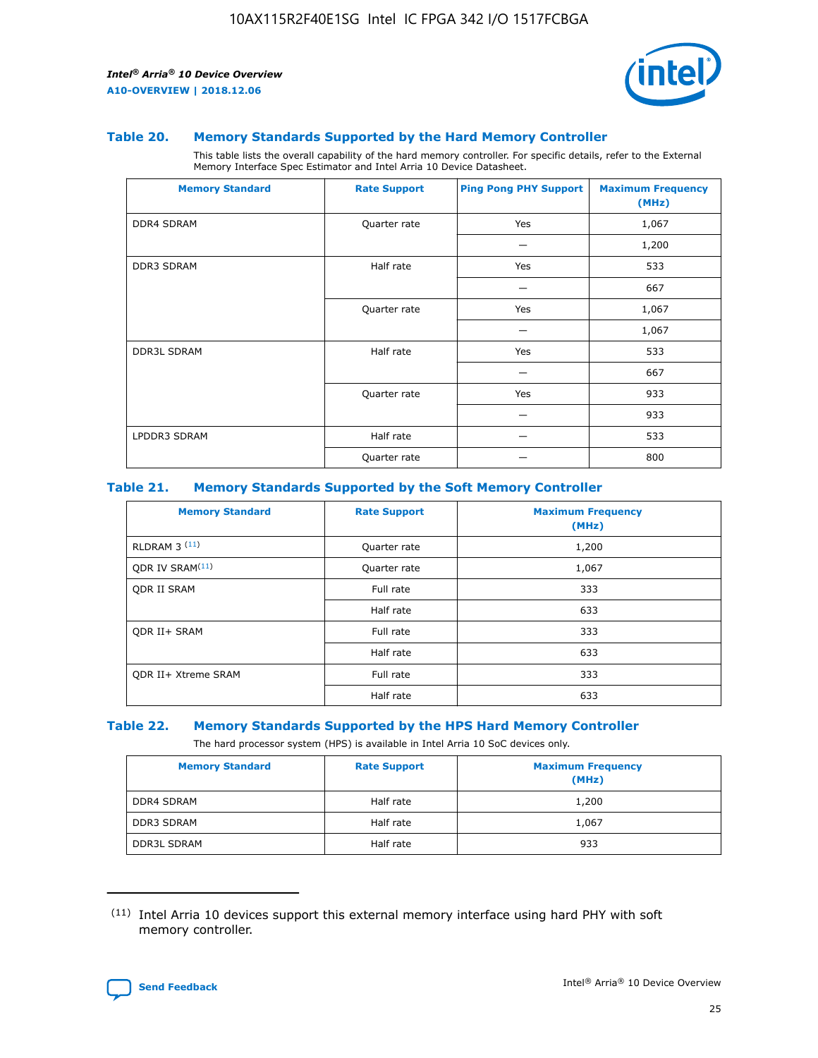### Table 20. Memory Standards Supported by the Hard Memory Controller

This table lists the overall capability of the hard memory controller. For specific details, refer to the External Memory Interface Spec Estimator and Intel Arria 10 Device Datasheet.

| Memory Standard | Rate Support | Ping Pong PHY Support | Maximum Frequency (MHz) |
|---|---|---|---|
| DDR4 SDRAM | Quarter rate | Yes | 1,067 |
| | | — | 1,200 |
| DDR3 SDRAM | Half rate | Yes | 533 |
| | | — | 667 |
| | Quarter rate | Yes | 1,067 |
| | | — | 1,067 |
| DDR3L SDRAM | Half rate | Yes | 533 |
| | | — | 667 |
| | Quarter rate | Yes | 933 |
| | | — | 933 |
| LPDDR3 SDRAM | Half rate | — | 533 |
| | Quarter rate | — | 800 |

### Table 21. Memory Standards Supported by the Soft Memory Controller

| Memory Standard | Rate Support | Maximum Frequency (MHz) |
|---|---|---|
| RLDRAM 3 (11) | Quarter rate | 1,200 |
| QDR IV SRAM(11) | Quarter rate | 1,067 |
| QDR II SRAM | Full rate | 333 |
| | Half rate | 633 |
| QDR II+ SRAM | Full rate | 333 |
| | Half rate | 633 |
| QDR II+ Xtreme SRAM | Full rate | 333 |
| | Half rate | 633 |

### Table 22. Memory Standards Supported by the HPS Hard Memory Controller

The hard processor system (HPS) is available in Intel Arria 10 SoC devices only.

| Memory Standard | Rate Support | Maximum Frequency (MHz) |
|---|---|---|
| DDR4 SDRAM | Half rate | 1,200 |
| DDR3 SDRAM | Half rate | 1,067 |
| DDR3L SDRAM | Half rate | 933 |

(11) Intel Arria 10 devices support this external memory interface using hard PHY with soft memory controller.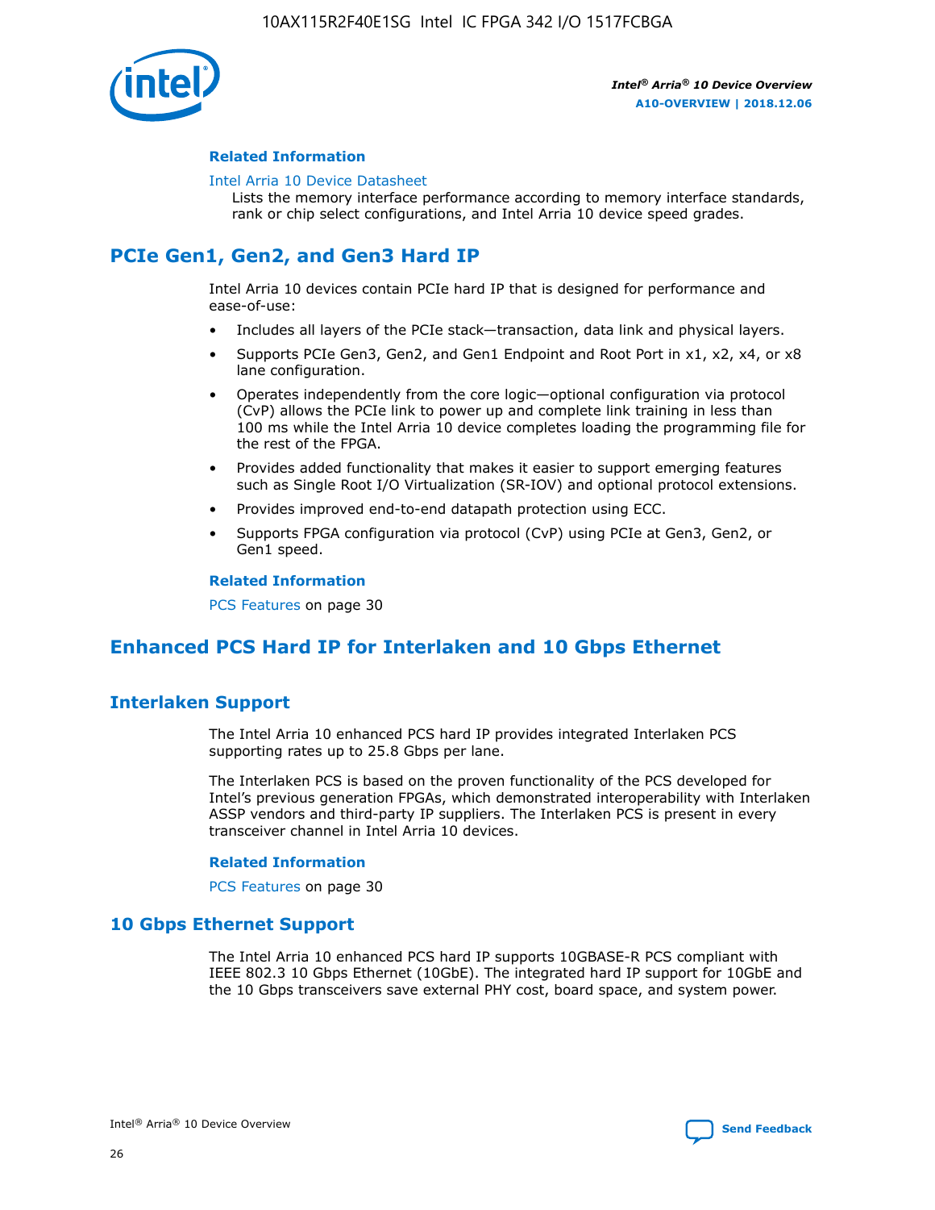#### Related Information

Intel Arria 10 Device Datasheet
Lists the memory interface performance according to memory interface standards, rank or chip select configurations, and Intel Arria 10 device speed grades.

## PCIe Gen1, Gen2, and Gen3 Hard IP

Intel Arria 10 devices contain PCIe hard IP that is designed for performance and ease-of-use:

- Includes all layers of the PCIe stack—transaction, data link and physical layers.
- Supports PCIe Gen3, Gen2, and Gen1 Endpoint and Root Port in x1, x2, x4, or x8 lane configuration.
- Operates independently from the core logic—optional configuration via protocol (CvP) allows the PCIe link to power up and complete link training in less than 100 ms while the Intel Arria 10 device completes loading the programming file for the rest of the FPGA.
- Provides added functionality that makes it easier to support emerging features such as Single Root I/O Virtualization (SR-IOV) and optional protocol extensions.
- Provides improved end-to-end datapath protection using ECC.
- Supports FPGA configuration via protocol (CvP) using PCIe at Gen3, Gen2, or Gen1 speed.

#### Related Information

PCS Features on page 30

## Enhanced PCS Hard IP for Interlaken and 10 Gbps Ethernet

### Interlaken Support

The Intel Arria 10 enhanced PCS hard IP provides integrated Interlaken PCS supporting rates up to 25.8 Gbps per lane.

The Interlaken PCS is based on the proven functionality of the PCS developed for Intel's previous generation FPGAs, which demonstrated interoperability with Interlaken ASSP vendors and third-party IP suppliers. The Interlaken PCS is present in every transceiver channel in Intel Arria 10 devices.

#### Related Information

PCS Features on page 30

### 10 Gbps Ethernet Support

The Intel Arria 10 enhanced PCS hard IP supports 10GBASE-R PCS compliant with IEEE 802.3 10 Gbps Ethernet (10GbE). The integrated hard IP support for 10GbE and the 10 Gbps transceivers save external PHY cost, board space, and system power.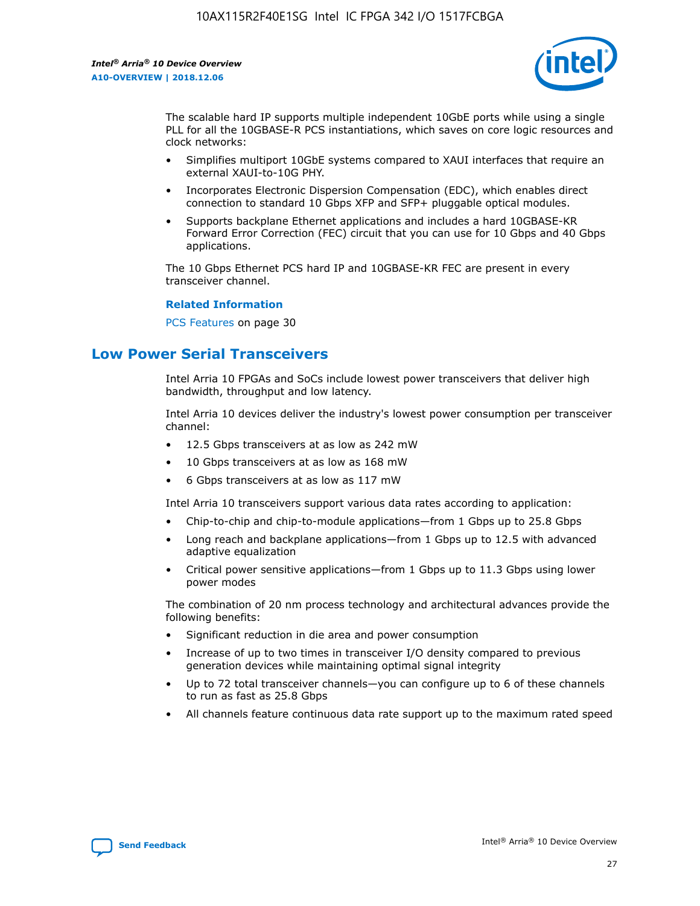The scalable hard IP supports multiple independent 10GbE ports while using a single PLL for all the 10GBASE-R PCS instantiations, which saves on core logic resources and clock networks:

- Simplifies multiport 10GbE systems compared to XAUI interfaces that require an external XAUI-to-10G PHY.
- Incorporates Electronic Dispersion Compensation (EDC), which enables direct connection to standard 10 Gbps XFP and SFP+ pluggable optical modules.
- Supports backplane Ethernet applications and includes a hard 10GBASE-KR Forward Error Correction (FEC) circuit that you can use for 10 Gbps and 40 Gbps applications.

The 10 Gbps Ethernet PCS hard IP and 10GBASE-KR FEC are present in every transceiver channel.

**Related Information**

PCS Features on page 30

## Low Power Serial Transceivers

Intel Arria 10 FPGAs and SoCs include lowest power transceivers that deliver high bandwidth, throughput and low latency.

Intel Arria 10 devices deliver the industry's lowest power consumption per transceiver channel:

- 12.5 Gbps transceivers at as low as 242 mW
- 10 Gbps transceivers at as low as 168 mW
- 6 Gbps transceivers at as low as 117 mW

Intel Arria 10 transceivers support various data rates according to application:

- Chip-to-chip and chip-to-module applications—from 1 Gbps up to 25.8 Gbps
- Long reach and backplane applications—from 1 Gbps up to 12.5 with advanced adaptive equalization
- Critical power sensitive applications—from 1 Gbps up to 11.3 Gbps using lower power modes

The combination of 20 nm process technology and architectural advances provide the following benefits:

- Significant reduction in die area and power consumption
- Increase of up to two times in transceiver I/O density compared to previous generation devices while maintaining optimal signal integrity
- Up to 72 total transceiver channels—you can configure up to 6 of these channels to run as fast as 25.8 Gbps
- All channels feature continuous data rate support up to the maximum rated speed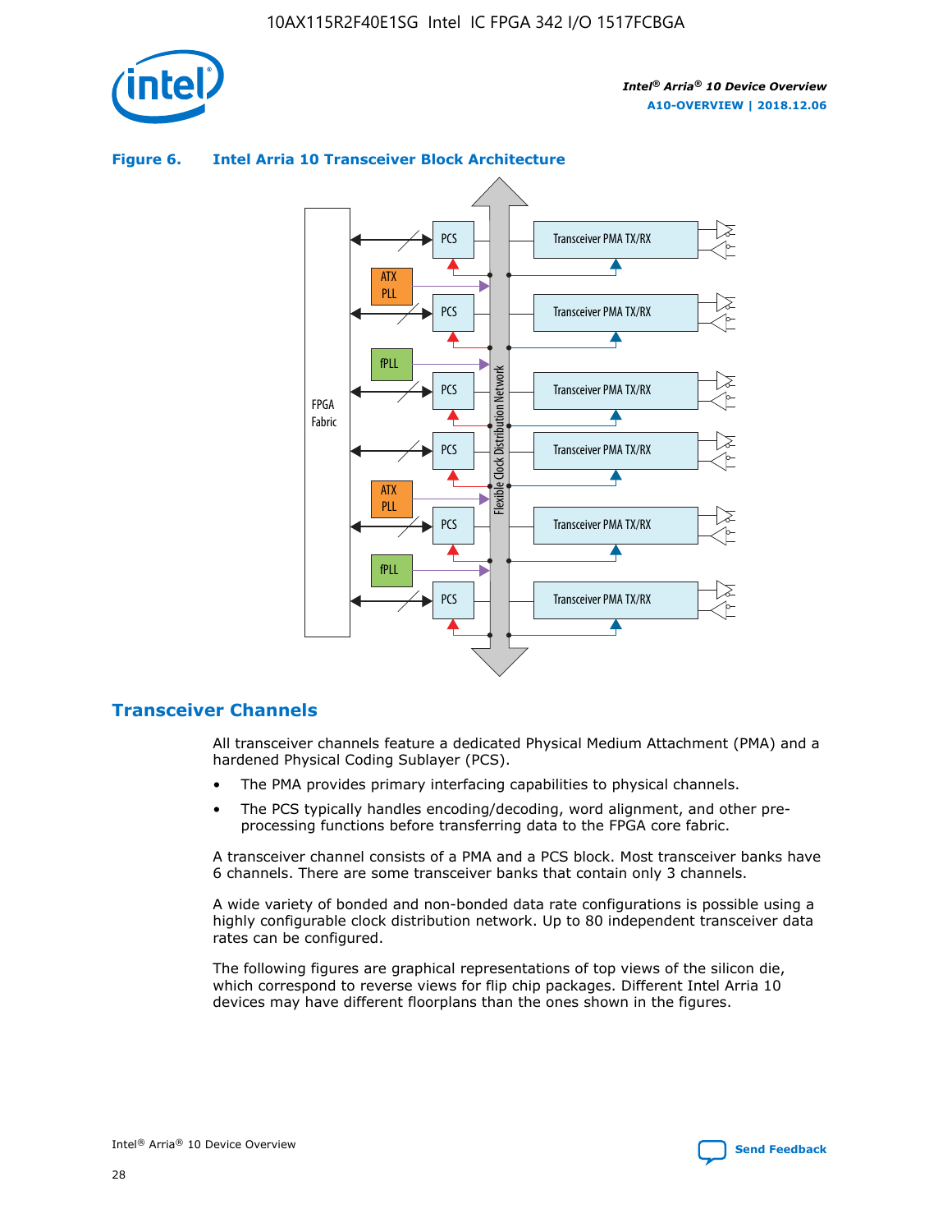**Figure 6. Intel Arria 10 Transceiver Block Architecture**

## Transceiver Channels

All transceiver channels feature a dedicated Physical Medium Attachment (PMA) and a hardened Physical Coding Sublayer (PCS).

- The PMA provides primary interfacing capabilities to physical channels.
- The PCS typically handles encoding/decoding, word alignment, and other pre-processing functions before transferring data to the FPGA core fabric.

A transceiver channel consists of a PMA and a PCS block. Most transceiver banks have 6 channels. There are some transceiver banks that contain only 3 channels.

A wide variety of bonded and non-bonded data rate configurations is possible using a highly configurable clock distribution network. Up to 80 independent transceiver data rates can be configured.

The following figures are graphical representations of top views of the silicon die, which correspond to reverse views for flip chip packages. Different Intel Arria 10 devices may have different floorplans than the ones shown in the figures.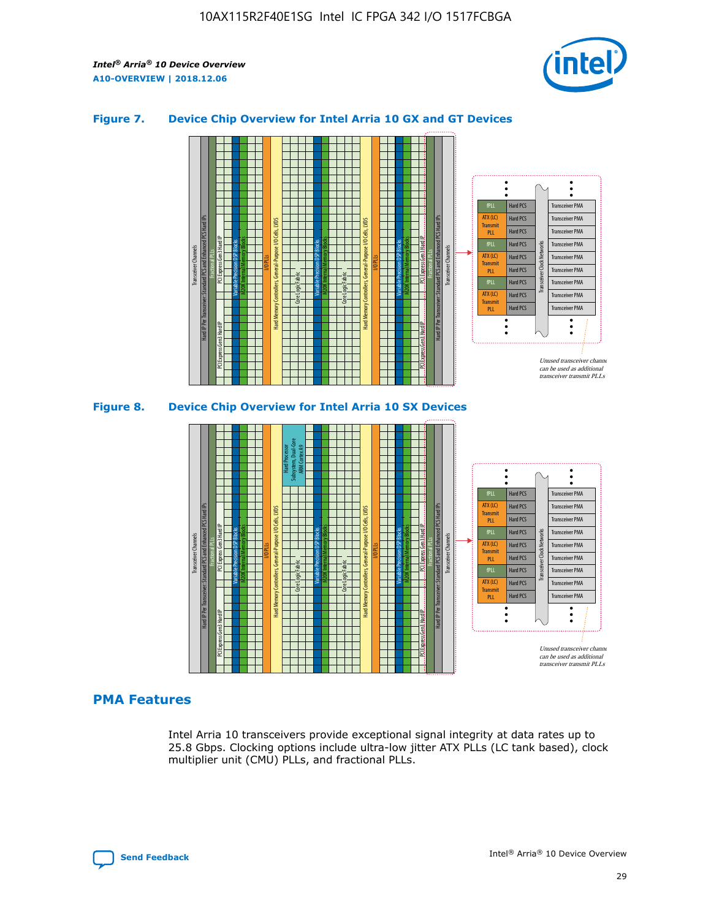### Figure 7. Device Chip Overview for Intel Arria 10 GX and GT Devices

### Figure 8. Device Chip Overview for Intel Arria 10 SX Devices

## PMA Features

Intel Arria 10 transceivers provide exceptional signal integrity at data rates up to 25.8 Gbps. Clocking options include ultra-low jitter ATX PLLs (LC tank based), clock multiplier unit (CMU) PLLs, and fractional PLLs.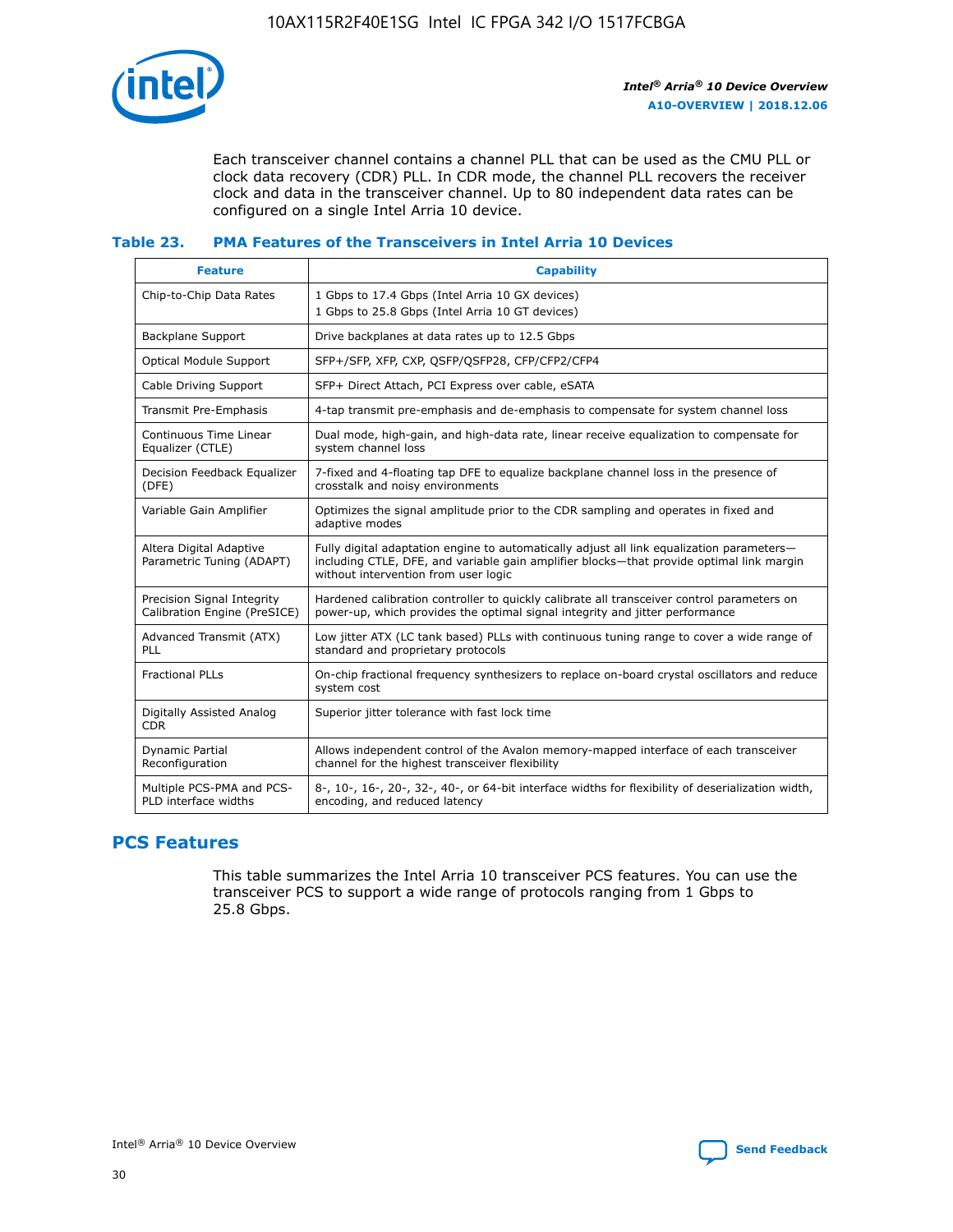Each transceiver channel contains a channel PLL that can be used as the CMU PLL or clock data recovery (CDR) PLL. In CDR mode, the channel PLL recovers the receiver clock and data in the transceiver channel. Up to 80 independent data rates can be configured on a single Intel Arria 10 device.

### Table 23. PMA Features of the Transceivers in Intel Arria 10 Devices

| Feature | Capability |
|---|---|
| Chip-to-Chip Data Rates | 1 Gbps to 17.4 Gbps (Intel Arria 10 GX devices)<br>1 Gbps to 25.8 Gbps (Intel Arria 10 GT devices) |
| Backplane Support | Drive backplanes at data rates up to 12.5 Gbps |
| Optical Module Support | SFP+/SFP, XFP, CXP, QSFP/QSFP28, CFP/CFP2/CFP4 |
| Cable Driving Support | SFP+ Direct Attach, PCI Express over cable, eSATA |
| Transmit Pre-Emphasis | 4-tap transmit pre-emphasis and de-emphasis to compensate for system channel loss |
| Continuous Time Linear Equalizer (CTLE) | Dual mode, high-gain, and high-data rate, linear receive equalization to compensate for system channel loss |
| Decision Feedback Equalizer (DFE) | 7-fixed and 4-floating tap DFE to equalize backplane channel loss in the presence of crosstalk and noisy environments |
| Variable Gain Amplifier | Optimizes the signal amplitude prior to the CDR sampling and operates in fixed and adaptive modes |
| Altera Digital Adaptive Parametric Tuning (ADAPT) | Fully digital adaptation engine to automatically adjust all link equalization parameters—including CTLE, DFE, and variable gain amplifier blocks—that provide optimal link margin without intervention from user logic |
| Precision Signal Integrity Calibration Engine (PreSICE) | Hardened calibration controller to quickly calibrate all transceiver control parameters on power-up, which provides the optimal signal integrity and jitter performance |
| Advanced Transmit (ATX) PLL | Low jitter ATX (LC tank based) PLLs with continuous tuning range to cover a wide range of standard and proprietary protocols |
| Fractional PLLs | On-chip fractional frequency synthesizers to replace on-board crystal oscillators and reduce system cost |
| Digitally Assisted Analog CDR | Superior jitter tolerance with fast lock time |
| Dynamic Partial Reconfiguration | Allows independent control of the Avalon memory-mapped interface of each transceiver channel for the highest transceiver flexibility |
| Multiple PCS-PMA and PCS-PLD interface widths | 8-, 10-, 16-, 20-, 32-, 40-, or 64-bit interface widths for flexibility of deserialization width, encoding, and reduced latency |

## PCS Features

This table summarizes the Intel Arria 10 transceiver PCS features. You can use the transceiver PCS to support a wide range of protocols ranging from 1 Gbps to 25.8 Gbps.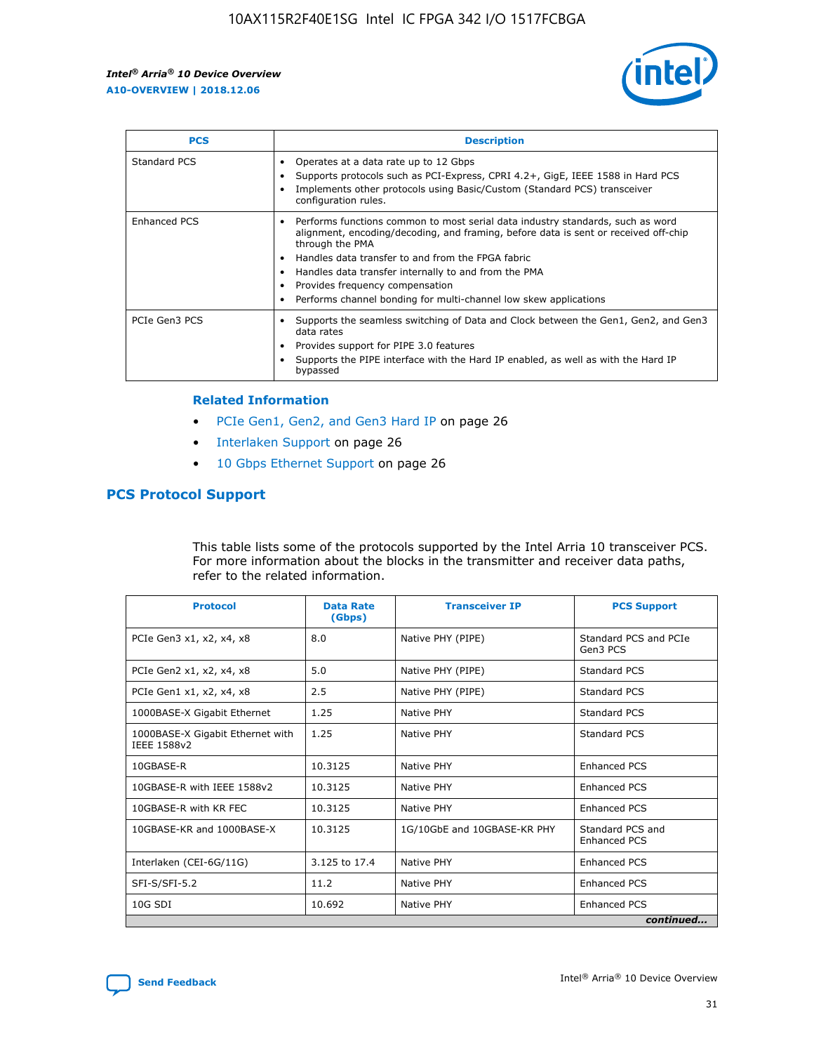| PCS | Description |
| --- | --- |
| Standard PCS | • Operates at a data rate up to 12 Gbps<br>• Supports protocols such as PCI-Express, CPRI 4.2+, GigE, IEEE 1588 in Hard PCS<br>• Implements other protocols using Basic/Custom (Standard PCS) transceiver configuration rules. |
| Enhanced PCS | • Performs functions common to most serial data industry standards, such as word alignment, encoding/decoding, and framing, before data is sent or received off-chip through the PMA<br>• Handles data transfer to and from the FPGA fabric<br>• Handles data transfer internally to and from the PMA<br>• Provides frequency compensation<br>• Performs channel bonding for multi-channel low skew applications |
| PCIe Gen3 PCS | • Supports the seamless switching of Data and Clock between the Gen1, Gen2, and Gen3 data rates<br>• Provides support for PIPE 3.0 features<br>• Supports the PIPE interface with the Hard IP enabled, as well as with the Hard IP bypassed |

### Related Information

- PCIe Gen1, Gen2, and Gen3 Hard IP on page 26
- Interlaken Support on page 26
- 10 Gbps Ethernet Support on page 26

## PCS Protocol Support

This table lists some of the protocols supported by the Intel Arria 10 transceiver PCS. For more information about the blocks in the transmitter and receiver data paths, refer to the related information.

| Protocol | Data Rate (Gbps) | Transceiver IP | PCS Support |
| --- | --- | --- | --- |
| PCIe Gen3 x1, x2, x4, x8 | 8.0 | Native PHY (PIPE) | Standard PCS and PCIe Gen3 PCS |
| PCIe Gen2 x1, x2, x4, x8 | 5.0 | Native PHY (PIPE) | Standard PCS |
| PCIe Gen1 x1, x2, x4, x8 | 2.5 | Native PHY (PIPE) | Standard PCS |
| 1000BASE-X Gigabit Ethernet | 1.25 | Native PHY | Standard PCS |
| 1000BASE-X Gigabit Ethernet with IEEE 1588v2 | 1.25 | Native PHY | Standard PCS |
| 10GBASE-R | 10.3125 | Native PHY | Enhanced PCS |
| 10GBASE-R with IEEE 1588v2 | 10.3125 | Native PHY | Enhanced PCS |
| 10GBASE-R with KR FEC | 10.3125 | Native PHY | Enhanced PCS |
| 10GBASE-KR and 1000BASE-X | 10.3125 | 1G/10GbE and 10GBASE-KR PHY | Standard PCS and Enhanced PCS |
| Interlaken (CEI-6G/11G) | 3.125 to 17.4 | Native PHY | Enhanced PCS |
| SFI-S/SFI-5.2 | 11.2 | Native PHY | Enhanced PCS |
| 10G SDI | 10.692 | Native PHY | Enhanced PCS |

*continued...*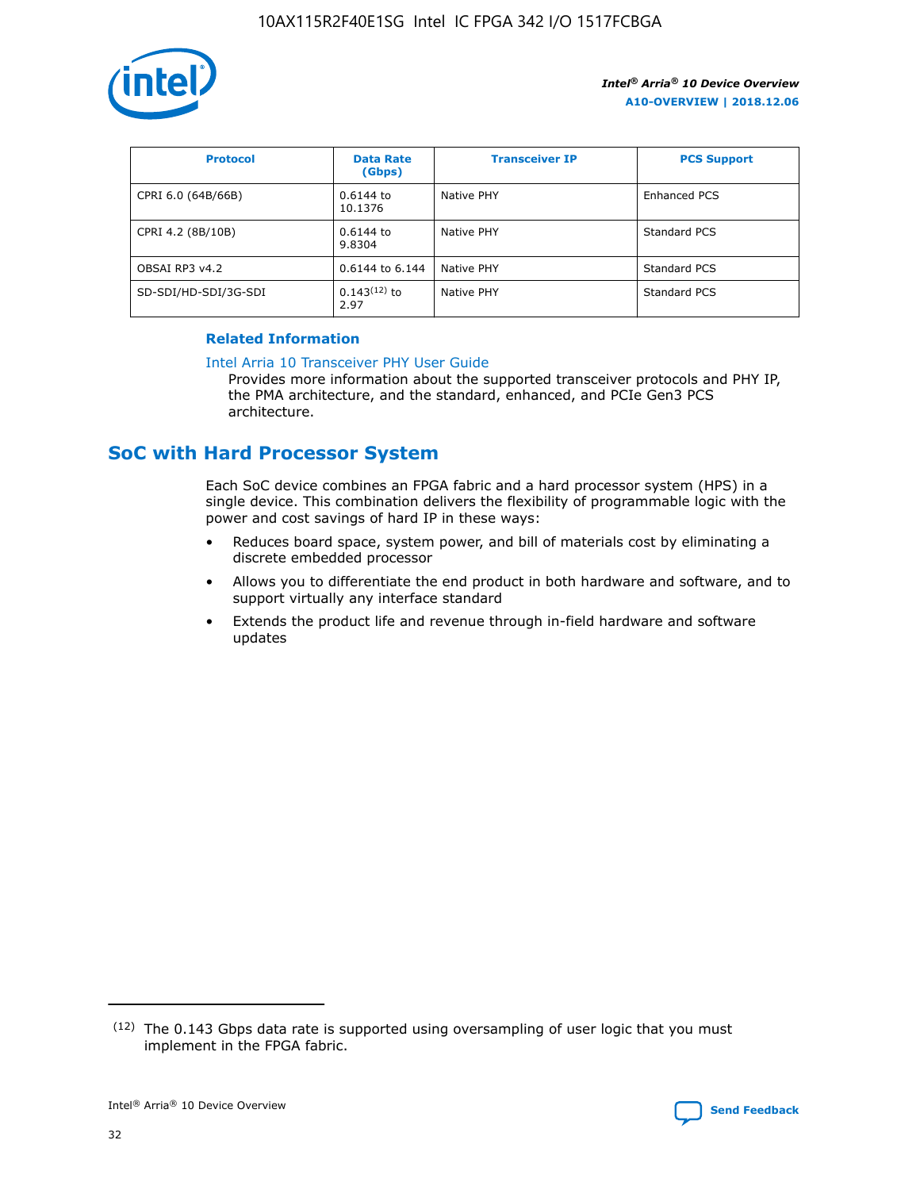| Protocol | Data Rate (Gbps) | Transceiver IP | PCS Support |
| --- | --- | --- | --- |
| CPRI 6.0 (64B/66B) | 0.6144 to 10.1376 | Native PHY | Enhanced PCS |
| CPRI 4.2 (8B/10B) | 0.6144 to 9.8304 | Native PHY | Standard PCS |
| OBSAI RP3 v4.2 | 0.6144 to 6.144 | Native PHY | Standard PCS |
| SD-SDI/HD-SDI/3G-SDI | 0.143[12] to 2.97 | Native PHY | Standard PCS |

**Related Information**

Intel Arria 10 Transceiver PHY User Guide
Provides more information about the supported transceiver protocols and PHY IP, the PMA architecture, and the standard, enhanced, and PCIe Gen3 PCS architecture.

## SoC with Hard Processor System

Each SoC device combines an FPGA fabric and a hard processor system (HPS) in a single device. This combination delivers the flexibility of programmable logic with the power and cost savings of hard IP in these ways:

- Reduces board space, system power, and bill of materials cost by eliminating a discrete embedded processor
- Allows you to differentiate the end product in both hardware and software, and to support virtually any interface standard
- Extends the product life and revenue through in-field hardware and software updates

[12] The 0.143 Gbps data rate is supported using oversampling of user logic that you must implement in the FPGA fabric.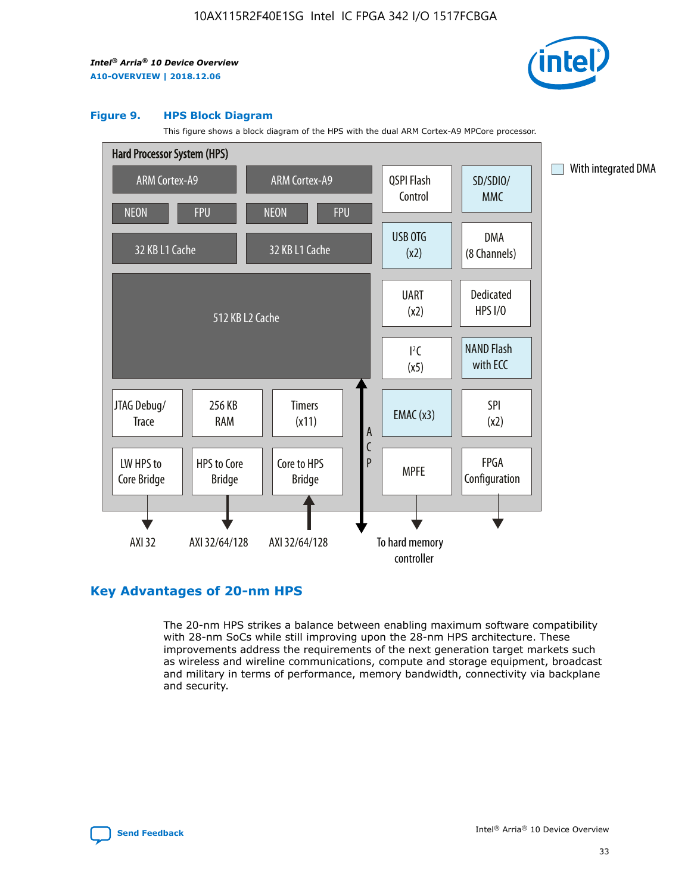### Figure 9. HPS Block Diagram

This figure shows a block diagram of the HPS with the dual ARM Cortex-A9 MPCore processor.

Hard Processor System (HPS)

ARM Cortex-A9 | ARM Cortex-A9 | QSPI Flash Control | SD/SDIO/MMC

NEON | FPU | NEON | FPU

32 KB L1 Cache | 32 KB L1 Cache | USB OTG (x2) | DMA (8 Channels)

512 KB L2 Cache | UART (x2) | Dedicated HPS I/O | I²C (x5) | NAND Flash with ECC

JTAG Debug/Trace | 256 KB RAM | Timers (x11) | ACP | EMAC (x3) | SPI (x2)

LW HPS to Core Bridge | HPS to Core Bridge | Core to HPS Bridge | MPFE | FPGA Configuration

AXI 32 | AXI 32/64/128 | AXI 32/64/128 | To hard memory controller

With integrated DMA

## Key Advantages of 20-nm HPS

The 20-nm HPS strikes a balance between enabling maximum software compatibility with 28-nm SoCs while still improving upon the 28-nm HPS architecture. These improvements address the requirements of the next generation target markets such as wireless and wireline communications, compute and storage equipment, broadcast and military in terms of performance, memory bandwidth, connectivity via backplane and security.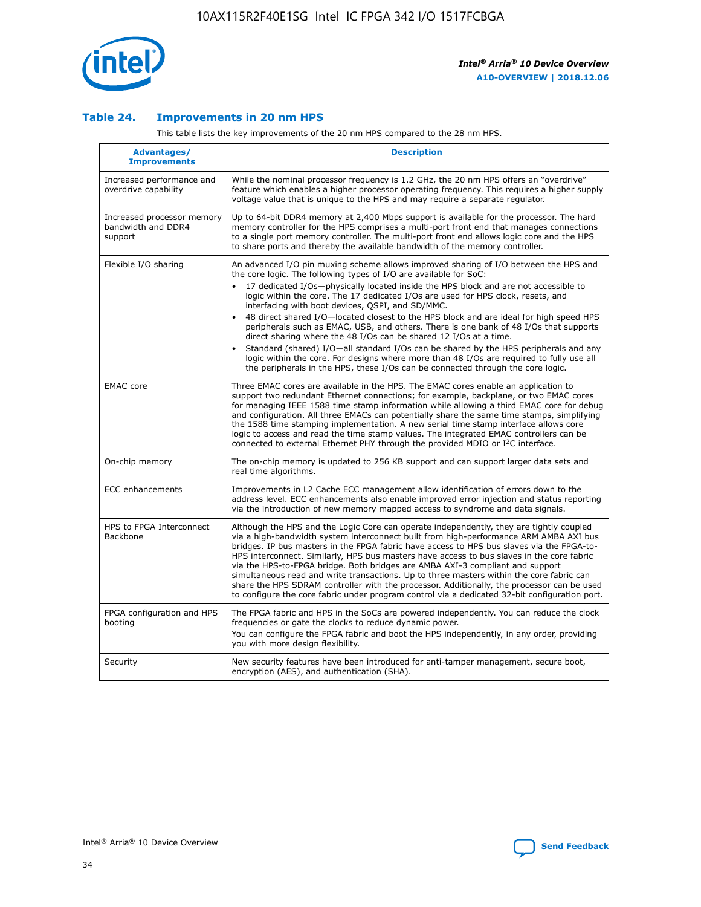## Table 24. Improvements in 20 nm HPS

This table lists the key improvements of the 20 nm HPS compared to the 28 nm HPS.

| Advantages/ Improvements | Description |
| --- | --- |
| Increased performance and overdrive capability | While the nominal processor frequency is 1.2 GHz, the 20 nm HPS offers an "overdrive" feature which enables a higher processor operating frequency. This requires a higher supply voltage value that is unique to the HPS and may require a separate regulator. |
| Increased processor memory bandwidth and DDR4 support | Up to 64-bit DDR4 memory at 2,400 Mbps support is available for the processor. The hard memory controller for the HPS comprises a multi-port front end that manages connections to a single port memory controller. The multi-port front end allows logic core and the HPS to share ports and thereby the available bandwidth of the memory controller. |
| Flexible I/O sharing | An advanced I/O pin muxing scheme allows improved sharing of I/O between the HPS and the core logic. The following types of I/O are available for SoC:<br>• 17 dedicated I/Os—physically located inside the HPS block and are not accessible to logic within the core. The 17 dedicated I/Os are used for HPS clock, resets, and interfacing with boot devices, QSPI, and SD/MMC.<br>• 48 direct shared I/O—located closest to the HPS block and are ideal for high speed HPS peripherals such as EMAC, USB, and others. There is one bank of 48 I/Os that supports direct sharing where the 48 I/Os can be shared 12 I/Os at a time.<br>• Standard (shared) I/O—all standard I/Os can be shared by the HPS peripherals and any logic within the core. For designs where more than 48 I/Os are required to fully use all the peripherals in the HPS, these I/Os can be connected through the core logic. |
| EMAC core | Three EMAC cores are available in the HPS. The EMAC cores enable an application to support two redundant Ethernet connections; for example, backplane, or two EMAC cores for managing IEEE 1588 time stamp information while allowing a third EMAC core for debug and configuration. All three EMACs can potentially share the same time stamps, simplifying the 1588 time stamping implementation. A new serial time stamp interface allows core logic to access and read the time stamp values. The integrated EMAC controllers can be connected to external Ethernet PHY through the provided MDIO or I²C interface. |
| On-chip memory | The on-chip memory is updated to 256 KB support and can support larger data sets and real time algorithms. |
| ECC enhancements | Improvements in L2 Cache ECC management allow identification of errors down to the address level. ECC enhancements also enable improved error injection and status reporting via the introduction of new memory mapped access to syndrome and data signals. |
| HPS to FPGA Interconnect Backbone | Although the HPS and the Logic Core can operate independently, they are tightly coupled via a high-bandwidth system interconnect built from high-performance ARM AMBA AXI bus bridges. IP bus masters in the FPGA fabric have access to HPS bus slaves via the FPGA-to-HPS interconnect. Similarly, HPS bus masters have access to bus slaves in the core fabric via the HPS-to-FPGA bridge. Both bridges are AMBA AXI-3 compliant and support simultaneous read and write transactions. Up to three masters within the core fabric can share the HPS SDRAM controller with the processor. Additionally, the processor can be used to configure the core fabric under program control via a dedicated 32-bit configuration port. |
| FPGA configuration and HPS booting | The FPGA fabric and HPS in the SoCs are powered independently. You can reduce the clock frequencies or gate the clocks to reduce dynamic power.<br>You can configure the FPGA fabric and boot the HPS independently, in any order, providing you with more design flexibility. |
| Security | New security features have been introduced for anti-tamper management, secure boot, encryption (AES), and authentication (SHA). |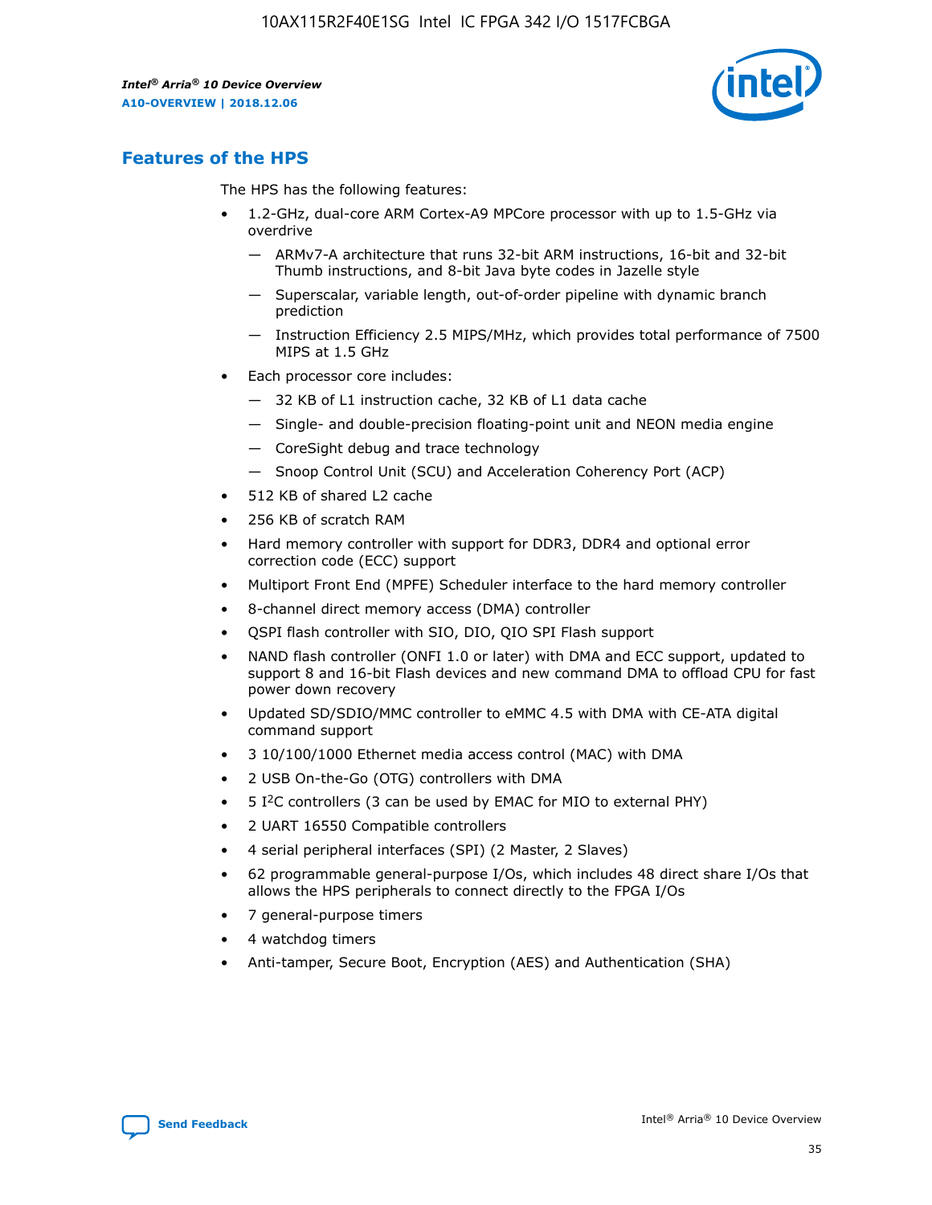## Features of the HPS

The HPS has the following features:

- 1.2-GHz, dual-core ARM Cortex-A9 MPCore processor with up to 1.5-GHz via overdrive
  - — ARMv7-A architecture that runs 32-bit ARM instructions, 16-bit and 32-bit Thumb instructions, and 8-bit Java byte codes in Jazelle style
  - — Superscalar, variable length, out-of-order pipeline with dynamic branch prediction
  - — Instruction Efficiency 2.5 MIPS/MHz, which provides total performance of 7500 MIPS at 1.5 GHz
- Each processor core includes:
  - — 32 KB of L1 instruction cache, 32 KB of L1 data cache
  - — Single- and double-precision floating-point unit and NEON media engine
  - — CoreSight debug and trace technology
  - — Snoop Control Unit (SCU) and Acceleration Coherency Port (ACP)
- 512 KB of shared L2 cache
- 256 KB of scratch RAM
- Hard memory controller with support for DDR3, DDR4 and optional error correction code (ECC) support
- Multiport Front End (MPFE) Scheduler interface to the hard memory controller
- 8-channel direct memory access (DMA) controller
- QSPI flash controller with SIO, DIO, QIO SPI Flash support
- NAND flash controller (ONFI 1.0 or later) with DMA and ECC support, updated to support 8 and 16-bit Flash devices and new command DMA to offload CPU for fast power down recovery
- Updated SD/SDIO/MMC controller to eMMC 4.5 with DMA with CE-ATA digital command support
- 3 10/100/1000 Ethernet media access control (MAC) with DMA
- 2 USB On-the-Go (OTG) controllers with DMA
- 5 I²C controllers (3 can be used by EMAC for MIO to external PHY)
- 2 UART 16550 Compatible controllers
- 4 serial peripheral interfaces (SPI) (2 Master, 2 Slaves)
- 62 programmable general-purpose I/Os, which includes 48 direct share I/Os that allows the HPS peripherals to connect directly to the FPGA I/Os
- 7 general-purpose timers
- 4 watchdog timers
- Anti-tamper, Secure Boot, Encryption (AES) and Authentication (SHA)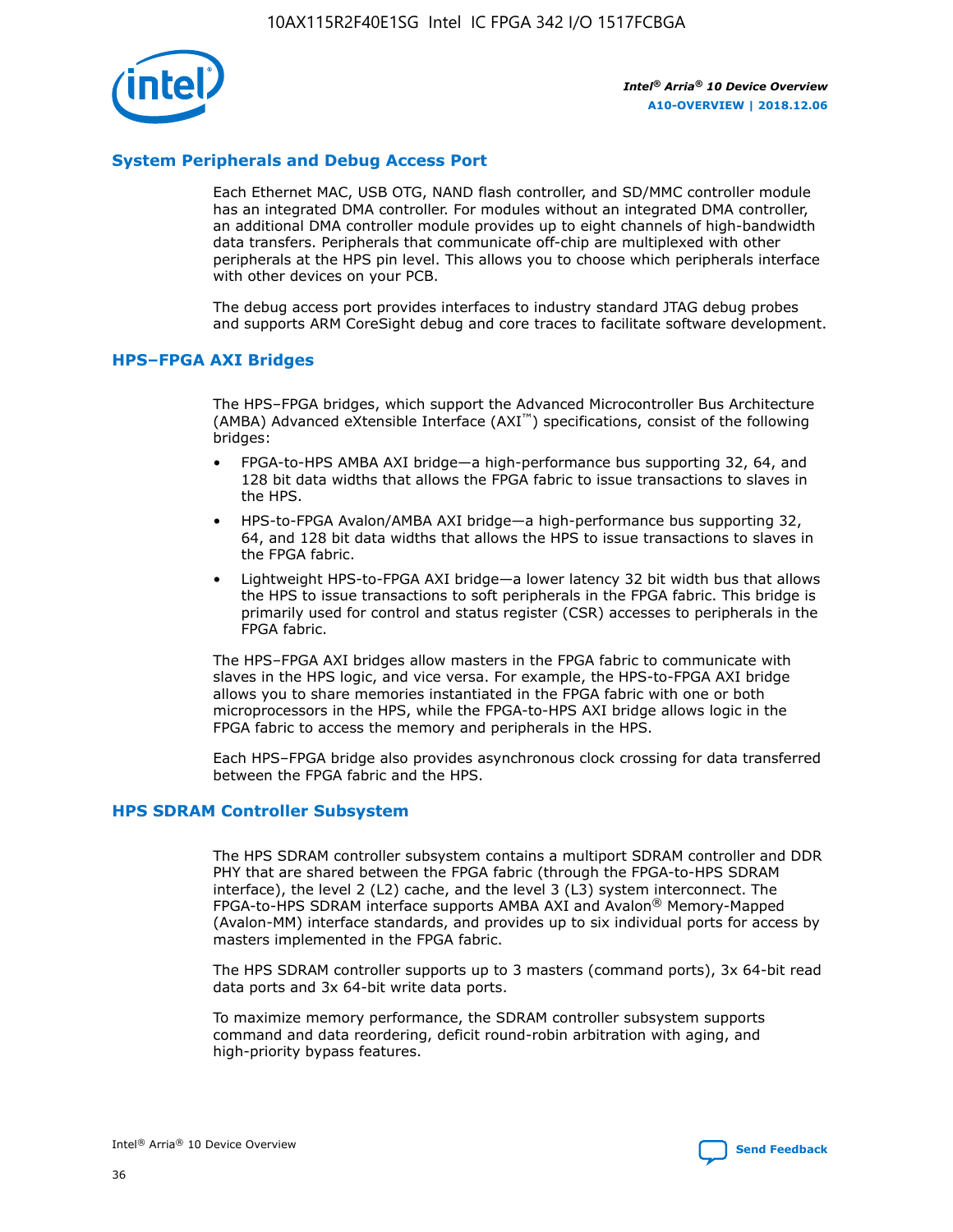## System Peripherals and Debug Access Port

Each Ethernet MAC, USB OTG, NAND flash controller, and SD/MMC controller module has an integrated DMA controller. For modules without an integrated DMA controller, an additional DMA controller module provides up to eight channels of high-bandwidth data transfers. Peripherals that communicate off-chip are multiplexed with other peripherals at the HPS pin level. This allows you to choose which peripherals interface with other devices on your PCB.

The debug access port provides interfaces to industry standard JTAG debug probes and supports ARM CoreSight debug and core traces to facilitate software development.

## HPS–FPGA AXI Bridges

The HPS–FPGA bridges, which support the Advanced Microcontroller Bus Architecture (AMBA) Advanced eXtensible Interface (AXI™) specifications, consist of the following bridges:

- FPGA-to-HPS AMBA AXI bridge—a high-performance bus supporting 32, 64, and 128 bit data widths that allows the FPGA fabric to issue transactions to slaves in the HPS.
- HPS-to-FPGA Avalon/AMBA AXI bridge—a high-performance bus supporting 32, 64, and 128 bit data widths that allows the HPS to issue transactions to slaves in the FPGA fabric.
- Lightweight HPS-to-FPGA AXI bridge—a lower latency 32 bit width bus that allows the HPS to issue transactions to soft peripherals in the FPGA fabric. This bridge is primarily used for control and status register (CSR) accesses to peripherals in the FPGA fabric.

The HPS–FPGA AXI bridges allow masters in the FPGA fabric to communicate with slaves in the HPS logic, and vice versa. For example, the HPS-to-FPGA AXI bridge allows you to share memories instantiated in the FPGA fabric with one or both microprocessors in the HPS, while the FPGA-to-HPS AXI bridge allows logic in the FPGA fabric to access the memory and peripherals in the HPS.

Each HPS–FPGA bridge also provides asynchronous clock crossing for data transferred between the FPGA fabric and the HPS.

## HPS SDRAM Controller Subsystem

The HPS SDRAM controller subsystem contains a multiport SDRAM controller and DDR PHY that are shared between the FPGA fabric (through the FPGA-to-HPS SDRAM interface), the level 2 (L2) cache, and the level 3 (L3) system interconnect. The FPGA-to-HPS SDRAM interface supports AMBA AXI and Avalon® Memory-Mapped (Avalon-MM) interface standards, and provides up to six individual ports for access by masters implemented in the FPGA fabric.

The HPS SDRAM controller supports up to 3 masters (command ports), 3x 64-bit read data ports and 3x 64-bit write data ports.

To maximize memory performance, the SDRAM controller subsystem supports command and data reordering, deficit round-robin arbitration with aging, and high-priority bypass features.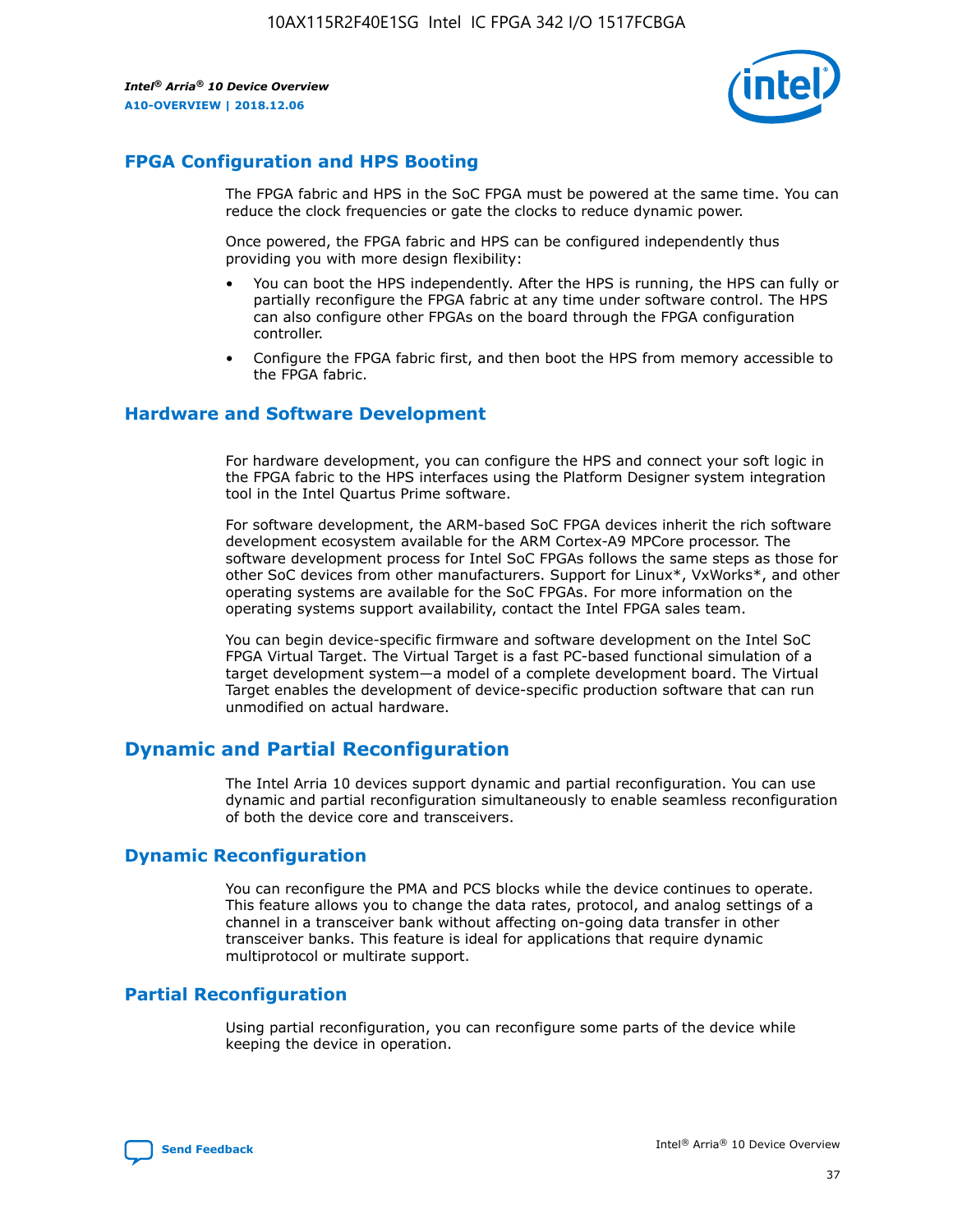## FPGA Configuration and HPS Booting

The FPGA fabric and HPS in the SoC FPGA must be powered at the same time. You can reduce the clock frequencies or gate the clocks to reduce dynamic power.

Once powered, the FPGA fabric and HPS can be configured independently thus providing you with more design flexibility:

- You can boot the HPS independently. After the HPS is running, the HPS can fully or partially reconfigure the FPGA fabric at any time under software control. The HPS can also configure other FPGAs on the board through the FPGA configuration controller.
- Configure the FPGA fabric first, and then boot the HPS from memory accessible to the FPGA fabric.

## Hardware and Software Development

For hardware development, you can configure the HPS and connect your soft logic in the FPGA fabric to the HPS interfaces using the Platform Designer system integration tool in the Intel Quartus Prime software.

For software development, the ARM-based SoC FPGA devices inherit the rich software development ecosystem available for the ARM Cortex-A9 MPCore processor. The software development process for Intel SoC FPGAs follows the same steps as those for other SoC devices from other manufacturers. Support for Linux*, VxWorks*, and other operating systems are available for the SoC FPGAs. For more information on the operating systems support availability, contact the Intel FPGA sales team.

You can begin device-specific firmware and software development on the Intel SoC FPGA Virtual Target. The Virtual Target is a fast PC-based functional simulation of a target development system—a model of a complete development board. The Virtual Target enables the development of device-specific production software that can run unmodified on actual hardware.

# Dynamic and Partial Reconfiguration

The Intel Arria 10 devices support dynamic and partial reconfiguration. You can use dynamic and partial reconfiguration simultaneously to enable seamless reconfiguration of both the device core and transceivers.

## Dynamic Reconfiguration

You can reconfigure the PMA and PCS blocks while the device continues to operate. This feature allows you to change the data rates, protocol, and analog settings of a channel in a transceiver bank without affecting on-going data transfer in other transceiver banks. This feature is ideal for applications that require dynamic multiprotocol or multirate support.

## Partial Reconfiguration

Using partial reconfiguration, you can reconfigure some parts of the device while keeping the device in operation.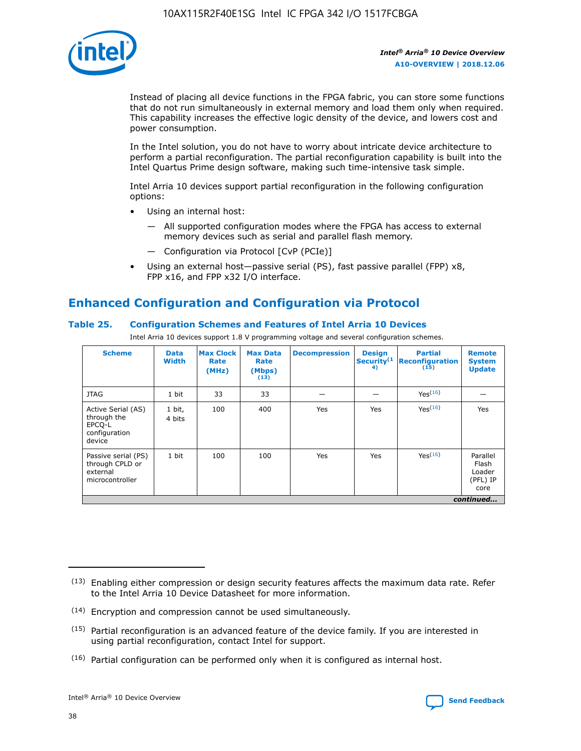Instead of placing all device functions in the FPGA fabric, you can store some functions that do not run simultaneously in external memory and load them only when required. This capability increases the effective logic density of the device, and lowers cost and power consumption.

In the Intel solution, you do not have to worry about intricate device architecture to perform a partial reconfiguration. The partial reconfiguration capability is built into the Intel Quartus Prime design software, making such time-intensive task simple.

Intel Arria 10 devices support partial reconfiguration in the following configuration options:

- Using an internal host:
  - All supported configuration modes where the FPGA has access to external memory devices such as serial and parallel flash memory.
  - Configuration via Protocol [CvP (PCIe)]
- Using an external host—passive serial (PS), fast passive parallel (FPP) x8, FPP x16, and FPP x32 I/O interface.

## Enhanced Configuration and Configuration via Protocol

### Table 25. Configuration Schemes and Features of Intel Arria 10 Devices

Intel Arria 10 devices support 1.8 V programming voltage and several configuration schemes.

| Scheme | Data Width | Max Clock Rate (MHz) | Max Data Rate (Mbps) (13) | Decompression | Design Security(14) | Partial Reconfiguration (15) | Remote System Update |
|---|---|---|---|---|---|---|---|
| JTAG | 1 bit | 33 | 33 | — | — | Yes(16) | — |
| Active Serial (AS) through the EPCQ-L configuration device | 1 bit, 4 bits | 100 | 400 | Yes | Yes | Yes(16) | Yes |
| Passive serial (PS) through CPLD or external microcontroller | 1 bit | 100 | 100 | Yes | Yes | Yes(16) | Parallel Flash Loader (PFL) IP core |
| *continued...* | | | | | | | |

(13) Enabling either compression or design security features affects the maximum data rate. Refer to the Intel Arria 10 Device Datasheet for more information.

(14) Encryption and compression cannot be used simultaneously.

(15) Partial reconfiguration is an advanced feature of the device family. If you are interested in using partial reconfiguration, contact Intel for support.

(16) Partial configuration can be performed only when it is configured as internal host.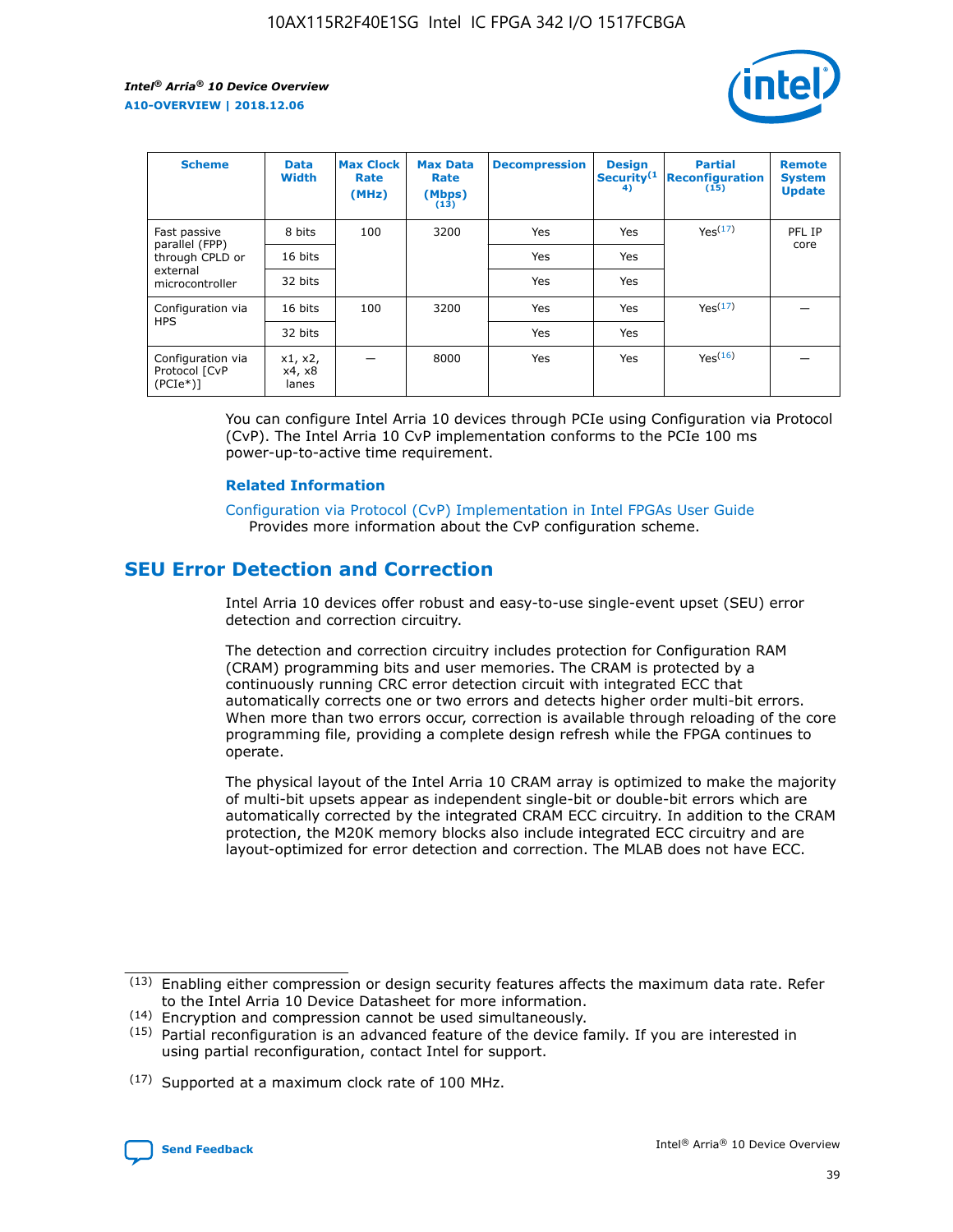| Scheme | Data Width | Max Clock Rate (MHz) | Max Data Rate (Mbps) (13) | Decompression | Design Security (14) | Partial Reconfiguration (15) | Remote System Update |
|---|---|---|---|---|---|---|---|
| Fast passive parallel (FPP) through CPLD or external microcontroller | 8 bits | 100 | 3200 | Yes | Yes | Yes(17) | PFL IP core |
| | 16 bits | | | Yes | Yes | | |
| | 32 bits | | | Yes | Yes | | |
| Configuration via HPS | 16 bits | 100 | 3200 | Yes | Yes | Yes(17) | — |
| | 32 bits | | | Yes | Yes | | |
| Configuration via Protocol [CvP (PCIe*)] | x1, x2, x4, x8 lanes | — | 8000 | Yes | Yes | Yes(16) | — |

You can configure Intel Arria 10 devices through PCIe using Configuration via Protocol (CvP). The Intel Arria 10 CvP implementation conforms to the PCIe 100 ms power-up-to-active time requirement.

### Related Information

Configuration via Protocol (CvP) Implementation in Intel FPGAs User Guide
Provides more information about the CvP configuration scheme.

## SEU Error Detection and Correction

Intel Arria 10 devices offer robust and easy-to-use single-event upset (SEU) error detection and correction circuitry.

The detection and correction circuitry includes protection for Configuration RAM (CRAM) programming bits and user memories. The CRAM is protected by a continuously running CRC error detection circuit with integrated ECC that automatically corrects one or two errors and detects higher order multi-bit errors. When more than two errors occur, correction is available through reloading of the core programming file, providing a complete design refresh while the FPGA continues to operate.

The physical layout of the Intel Arria 10 CRAM array is optimized to make the majority of multi-bit upsets appear as independent single-bit or double-bit errors which are automatically corrected by the integrated CRAM ECC circuitry. In addition to the CRAM protection, the M20K memory blocks also include integrated ECC circuitry and are layout-optimized for error detection and correction. The MLAB does not have ECC.

(13) Enabling either compression or design security features affects the maximum data rate. Refer to the Intel Arria 10 Device Datasheet for more information.

(14) Encryption and compression cannot be used simultaneously.

(15) Partial reconfiguration is an advanced feature of the device family. If you are interested in using partial reconfiguration, contact Intel for support.

(17) Supported at a maximum clock rate of 100 MHz.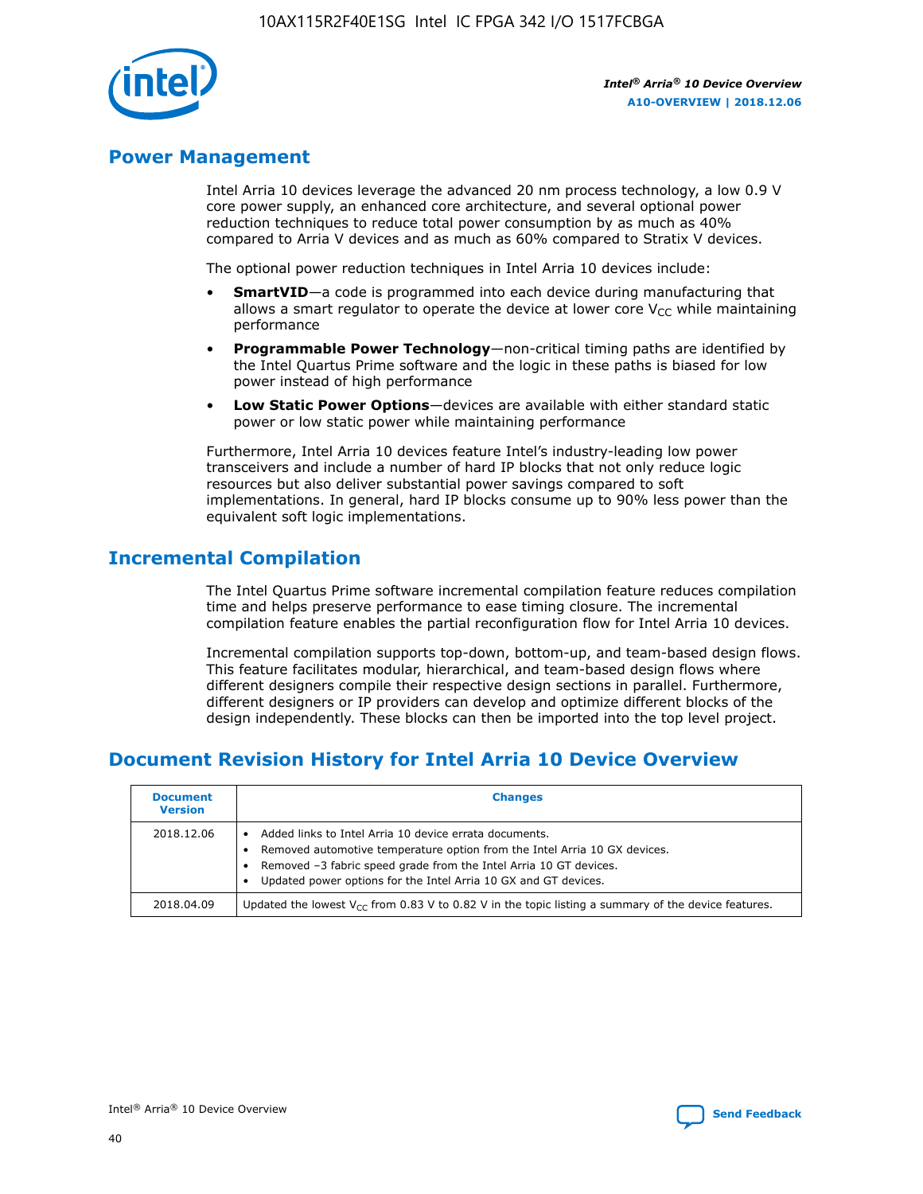## Power Management

Intel Arria 10 devices leverage the advanced 20 nm process technology, a low 0.9 V core power supply, an enhanced core architecture, and several optional power reduction techniques to reduce total power consumption by as much as 40% compared to Arria V devices and as much as 60% compared to Stratix V devices.

The optional power reduction techniques in Intel Arria 10 devices include:

- **SmartVID**—a code is programmed into each device during manufacturing that allows a smart regulator to operate the device at lower core $V_{CC}$ while maintaining performance
- **Programmable Power Technology**—non-critical timing paths are identified by the Intel Quartus Prime software and the logic in these paths is biased for low power instead of high performance
- **Low Static Power Options**—devices are available with either standard static power or low static power while maintaining performance

Furthermore, Intel Arria 10 devices feature Intel's industry-leading low power transceivers and include a number of hard IP blocks that not only reduce logic resources but also deliver substantial power savings compared to soft implementations. In general, hard IP blocks consume up to 90% less power than the equivalent soft logic implementations.

## Incremental Compilation

The Intel Quartus Prime software incremental compilation feature reduces compilation time and helps preserve performance to ease timing closure. The incremental compilation feature enables the partial reconfiguration flow for Intel Arria 10 devices.

Incremental compilation supports top-down, bottom-up, and team-based design flows. This feature facilitates modular, hierarchical, and team-based design flows where different designers compile their respective design sections in parallel. Furthermore, different designers or IP providers can develop and optimize different blocks of the design independently. These blocks can then be imported into the top level project.

## Document Revision History for Intel Arria 10 Device Overview

| Document Version | Changes |
|---|---|
| 2018.12.06 | • Added links to Intel Arria 10 device errata documents.<br>• Removed automotive temperature option from the Intel Arria 10 GX devices.<br>• Removed –3 fabric speed grade from the Intel Arria 10 GT devices.<br>• Updated power options for the Intel Arria 10 GX and GT devices. |
| 2018.04.09 | Updated the lowest $V_{CC}$ from 0.83 V to 0.82 V in the topic listing a summary of the device features. |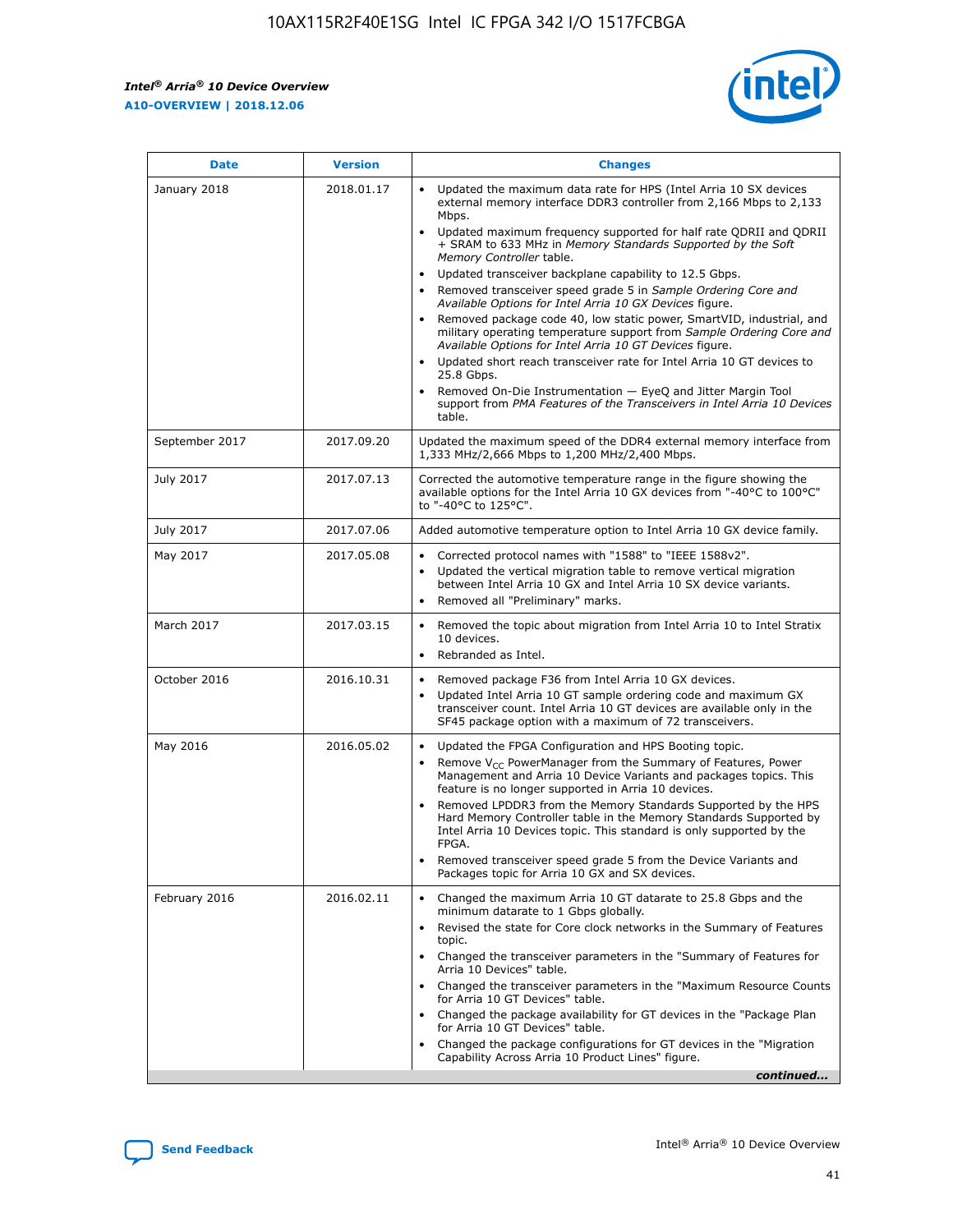| Date | Version | Changes |
| --- | --- | --- |
| January 2018 | 2018.01.17 | • Updated the maximum data rate for HPS (Intel Arria 10 SX devices external memory interface DDR3 controller from 2,166 Mbps to 2,133 Mbps.<br>• Updated maximum frequency supported for half rate QDRII and QDRII + SRAM to 633 MHz in *Memory Standards Supported by the Soft Memory Controller* table.<br>• Updated transceiver backplane capability to 12.5 Gbps.<br>• Removed transceiver speed grade 5 in *Sample Ordering Core and Available Options for Intel Arria 10 GX Devices* figure.<br>• Removed package code 40, low static power, SmartVID, industrial, and military operating temperature support from *Sample Ordering Core and Available Options for Intel Arria 10 GT Devices* figure.<br>• Updated short reach transceiver rate for Intel Arria 10 GT devices to 25.8 Gbps.<br>• Removed On-Die Instrumentation — EyeQ and Jitter Margin Tool support from *PMA Features of the Transceivers in Intel Arria 10 Devices* table. |
| September 2017 | 2017.09.20 | Updated the maximum speed of the DDR4 external memory interface from 1,333 MHz/2,666 Mbps to 1,200 MHz/2,400 Mbps. |
| July 2017 | 2017.07.13 | Corrected the automotive temperature range in the figure showing the available options for the Intel Arria 10 GX devices from "-40°C to 100°C" to "-40°C to 125°C". |
| July 2017 | 2017.07.06 | Added automotive temperature option to Intel Arria 10 GX device family. |
| May 2017 | 2017.05.08 | • Corrected protocol names with "1588" to "IEEE 1588v2".<br>• Updated the vertical migration table to remove vertical migration between Intel Arria 10 GX and Intel Arria 10 SX device variants.<br>• Removed all "Preliminary" marks. |
| March 2017 | 2017.03.15 | • Removed the topic about migration from Intel Arria 10 to Intel Stratix 10 devices.<br>• Rebranded as Intel. |
| October 2016 | 2016.10.31 | • Removed package F36 from Intel Arria 10 GX devices.<br>• Updated Intel Arria 10 GT sample ordering code and maximum GX transceiver count. Intel Arria 10 GT devices are available only in the SF45 package option with a maximum of 72 transceivers. |
| May 2016 | 2016.05.02 | • Updated the FPGA Configuration and HPS Booting topic.<br>• Remove $V_{CC}$ PowerManager from the Summary of Features, Power Management and Arria 10 Device Variants and packages topics. This feature is no longer supported in Arria 10 devices.<br>• Removed LPDDR3 from the Memory Standards Supported by the HPS Hard Memory Controller table in the Memory Standards Supported by Intel Arria 10 Devices topic. This standard is only supported by the FPGA.<br>• Removed transceiver speed grade 5 from the Device Variants and Packages topic for Arria 10 GX and SX devices. |
| February 2016 | 2016.02.11 | • Changed the maximum Arria 10 GT datarate to 25.8 Gbps and the minimum datarate to 1 Gbps globally.<br>• Revised the state for Core clock networks in the Summary of Features topic.<br>• Changed the transceiver parameters in the "Summary of Features for Arria 10 Devices" table.<br>• Changed the transceiver parameters in the "Maximum Resource Counts for Arria 10 GT Devices" table.<br>• Changed the package availability for GT devices in the "Package Plan for Arria 10 GT Devices" table.<br>• Changed the package configurations for GT devices in the "Migration Capability Across Arria 10 Product Lines" figure. |

*continued...*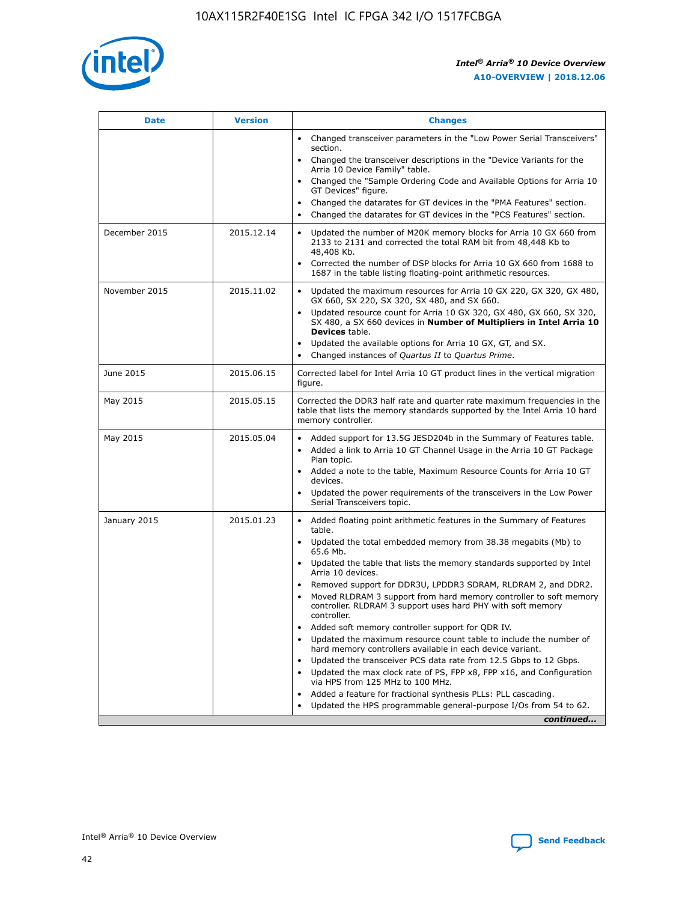| Date | Version | Changes |
| --- | --- | --- |
| | | • Changed transceiver parameters in the "Low Power Serial Transceivers" section.<br>• Changed the transceiver descriptions in the "Device Variants for the Arria 10 Device Family" table.<br>• Changed the "Sample Ordering Code and Available Options for Arria 10 GT Devices" figure.<br>• Changed the datarates for GT devices in the "PMA Features" section.<br>• Changed the datarates for GT devices in the "PCS Features" section. |
| December 2015 | 2015.12.14 | • Updated the number of M20K memory blocks for Arria 10 GX 660 from 2133 to 2131 and corrected the total RAM bit from 48,448 Kb to 48,408 Kb.<br>• Corrected the number of DSP blocks for Arria 10 GX 660 from 1688 to 1687 in the table listing floating-point arithmetic resources. |
| November 2015 | 2015.11.02 | • Updated the maximum resources for Arria 10 GX 220, GX 320, GX 480, GX 660, SX 220, SX 320, SX 480, and SX 660.<br>• Updated resource count for Arria 10 GX 320, GX 480, GX 660, SX 320, SX 480, a SX 660 devices in **Number of Multipliers in Intel Arria 10 Devices** table.<br>• Updated the available options for Arria 10 GX, GT, and SX.<br>• Changed instances of *Quartus II* to *Quartus Prime*. |
| June 2015 | 2015.06.15 | Corrected label for Intel Arria 10 GT product lines in the vertical migration figure. |
| May 2015 | 2015.05.15 | Corrected the DDR3 half rate and quarter rate maximum frequencies in the table that lists the memory standards supported by the Intel Arria 10 hard memory controller. |
| May 2015 | 2015.05.04 | • Added support for 13.5G JESD204b in the Summary of Features table.<br>• Added a link to Arria 10 GT Channel Usage in the Arria 10 GT Package Plan topic.<br>• Added a note to the table, Maximum Resource Counts for Arria 10 GT devices.<br>• Updated the power requirements of the transceivers in the Low Power Serial Transceivers topic. |
| January 2015 | 2015.01.23 | • Added floating point arithmetic features in the Summary of Features table.<br>• Updated the total embedded memory from 38.38 megabits (Mb) to 65.6 Mb.<br>• Updated the table that lists the memory standards supported by Intel Arria 10 devices.<br>• Removed support for DDR3U, LPDDR3 SDRAM, RLDRAM 2, and DDR2.<br>• Moved RLDRAM 3 support from hard memory controller to soft memory controller. RLDRAM 3 support uses hard PHY with soft memory controller.<br>• Added soft memory controller support for QDR IV.<br>• Updated the maximum resource count table to include the number of hard memory controllers available in each device variant.<br>• Updated the transceiver PCS data rate from 12.5 Gbps to 12 Gbps.<br>• Updated the max clock rate of PS, FPP x8, FPP x16, and Configuration via HPS from 125 MHz to 100 MHz.<br>• Added a feature for fractional synthesis PLLs: PLL cascading.<br>• Updated the HPS programmable general-purpose I/Os from 54 to 62. |

*continued...*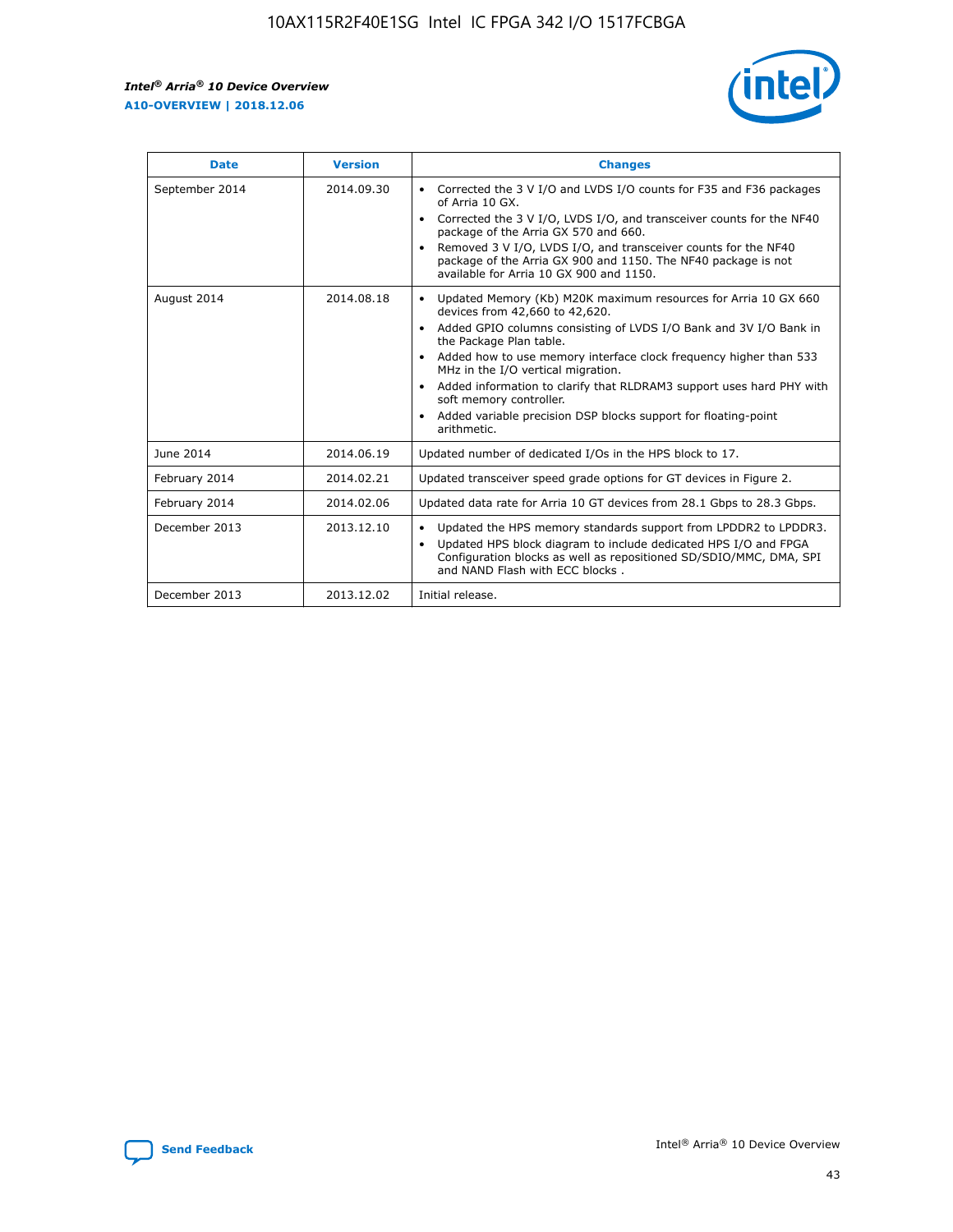| Date | Version | Changes |
| --- | --- | --- |
| September 2014 | 2014.09.30 | • Corrected the 3 V I/O and LVDS I/O counts for F35 and F36 packages of Arria 10 GX. • Corrected the 3 V I/O, LVDS I/O, and transceiver counts for the NF40 package of the Arria GX 570 and 660. • Removed 3 V I/O, LVDS I/O, and transceiver counts for the NF40 package of the Arria GX 900 and 1150. The NF40 package is not available for Arria 10 GX 900 and 1150. |
| August 2014 | 2014.08.18 | • Updated Memory (Kb) M20K maximum resources for Arria 10 GX 660 devices from 42,660 to 42,620. • Added GPIO columns consisting of LVDS I/O Bank and 3V I/O Bank in the Package Plan table. • Added how to use memory interface clock frequency higher than 533 MHz in the I/O vertical migration. • Added information to clarify that RLDRAM3 support uses hard PHY with soft memory controller. • Added variable precision DSP blocks support for floating-point arithmetic. |
| June 2014 | 2014.06.19 | Updated number of dedicated I/Os in the HPS block to 17. |
| February 2014 | 2014.02.21 | Updated transceiver speed grade options for GT devices in Figure 2. |
| February 2014 | 2014.02.06 | Updated data rate for Arria 10 GT devices from 28.1 Gbps to 28.3 Gbps. |
| December 2013 | 2013.12.10 | • Updated the HPS memory standards support from LPDDR2 to LPDDR3. • Updated HPS block diagram to include dedicated HPS I/O and FPGA Configuration blocks as well as repositioned SD/SDIO/MMC, DMA, SPI and NAND Flash with ECC blocks . |
| December 2013 | 2013.12.02 | Initial release. |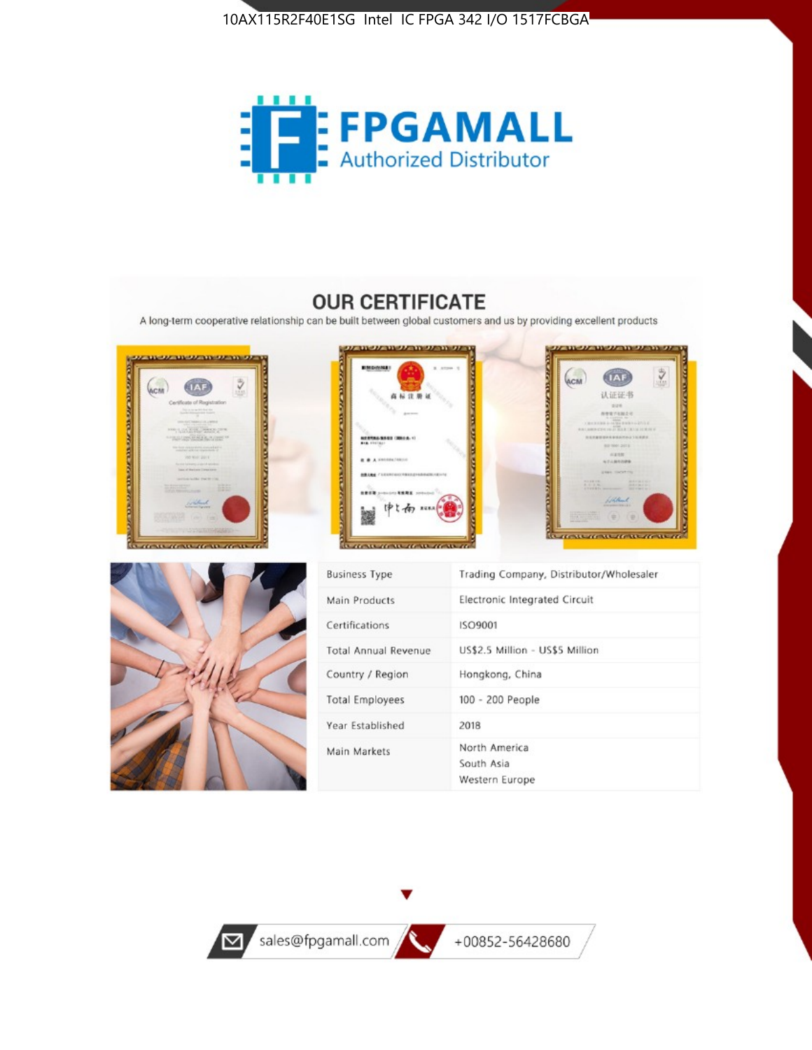10AX115R2F40E1SG Intel IC FPGA 342 I/O 1517FCBGA

FPGAMALL
Authorized Distributor

## OUR CERTIFICATE

A long-term cooperative relationship can be built between global customers and us by providing excellent products

| | |
|---|---|
| Business Type | Trading Company, Distributor/Wholesaler |
| Main Products | Electronic Integrated Circuit |
| Certifications | ISO9001 |
| Total Annual Revenue | US$2.5 Million - US$5 Million |
| Country / Region | Hongkong, China |
| Total Employees | 100 - 200 People |
| Year Established | 2018 |
| Main Markets | North America<br>South Asia<br>Western Europe |

sales@fpgamall.com +00852-56428680